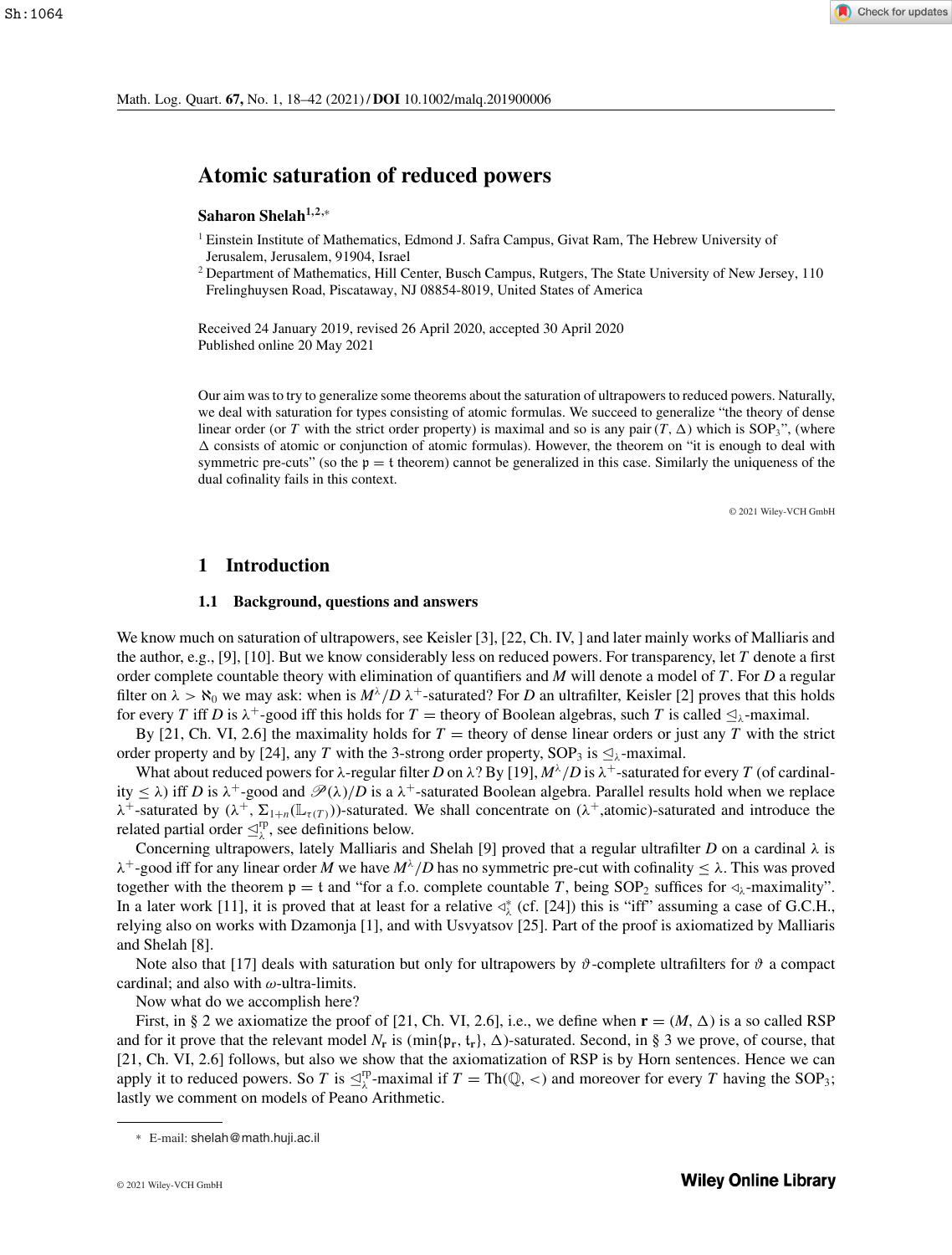# Atomic saturation of reduced powers

**Saharon Shelah**[1,2,*]

[1] Einstein Institute of Mathematics, Edmond J. Safra Campus, Givat Ram, The Hebrew University of Jerusalem, Jerusalem, 91904, Israel

[2] Department of Mathematics, Hill Center, Busch Campus, Rutgers, The State University of New Jersey, 110 Frelinghuysen Road, Piscataway, NJ 08854-8019, United States of America

Received 24 January 2019, revised 26 April 2020, accepted 30 April 2020

Published online 20 May 2021

Our aim was to try to generalize some theorems about the saturation of ultrapowers to reduced powers. Naturally, we deal with saturation for types consisting of atomic formulas. We succeed to generalize "the theory of dense linear order (or $T$ with the strict order property) is maximal and so is any pair $(T, \Delta)$ which is $\mathrm{SOP}_3$", (where $\Delta$ consists of atomic or conjunction of atomic formulas). However, the theorem on "it is enough to deal with symmetric pre-cuts" (so the $\mathfrak{p} = \mathfrak{t}$ theorem) cannot be generalized in this case. Similarly the uniqueness of the dual cofinality fails in this context.

© 2021 Wiley-VCH GmbH

## 1 Introduction

### 1.1 Background, questions and answers

We know much on saturation of ultrapowers, see Keisler [3], [22, Ch. IV, ] and later mainly works of Malliaris and the author, e.g., [9], [10]. But we know considerably less on reduced powers. For transparency, let $T$ denote a first order complete countable theory with elimination of quantifiers and $M$ will denote a model of $T$. For $D$ a regular filter on $\lambda > \aleph_0$ we may ask: when is $M^\lambda/D$ $\lambda^+$-saturated? For $D$ an ultrafilter, Keisler [2] proves that this holds for every $T$ iff $D$ is $\lambda^+$-good iff this holds for $T =$ theory of Boolean algebras, such $T$ is called $\trianglelefteq_\lambda$-maximal.

By [21, Ch. VI, 2.6] the maximality holds for $T =$ theory of dense linear orders or just any $T$ with the strict order property and by [24], any $T$ with the 3-strong order property, $\mathrm{SOP}_3$ is $\trianglelefteq_\lambda$-maximal.

What about reduced powers for $\lambda$-regular filter $D$ on $\lambda$? By [19], $M^\lambda/D$ is $\lambda^+$-saturated for every $T$ (of cardinality $\leq \lambda$) iff $D$ is $\lambda^+$-good and $\mathscr{P}(\lambda)/D$ is a $\lambda^+$-saturated Boolean algebra. Parallel results hold when we replace $\lambda^+$-saturated by $(\lambda^+, \Sigma_{1+n}(\mathbb{L}_{\tau(T)}))$-saturated. We shall concentrate on $(\lambda^+,\text{atomic})$-saturated and introduce the related partial order $\trianglelefteq_\lambda^{\mathrm{rp}}$, see definitions below.

Concerning ultrapowers, lately Malliaris and Shelah [9] proved that a regular ultrafilter $D$ on a cardinal $\lambda$ is $\lambda^+$-good iff for any linear order $M$ we have $M^\lambda/D$ has no symmetric pre-cut with cofinality $\leq \lambda$. This was proved together with the theorem $\mathfrak{p} = \mathfrak{t}$ and "for a f.o. complete countable $T$, being $\mathrm{SOP}_2$ suffices for $\triangleleft_\lambda$-maximality". In a later work [11], it is proved that at least for a relative $\triangleleft_\lambda^*$ (cf. [24]) this is "iff" assuming a case of G.C.H., relying also on works with Dzamonja [1], and with Usvyatsov [25]. Part of the proof is axiomatized by Malliaris and Shelah [8].

Note also that [17] deals with saturation but only for ultrapowers by $\vartheta$-complete ultrafilters for $\vartheta$ a compact cardinal; and also with $\omega$-ultra-limits.

Now what do we accomplish here?

First, in § 2 we axiomatize the proof of [21, Ch. VI, 2.6], i.e., we define when $\mathbf{r} = (M, \Delta)$ is a so called RSP and for it prove that the relevant model $N_{\mathbf{r}}$ is $(\min\{\mathfrak{p}_{\mathbf{r}}, \mathfrak{t}_{\mathbf{r}}\}, \Delta)$-saturated. Second, in § 3 we prove, of course, that [21, Ch. VI, 2.6] follows, but also we show that the axiomatization of RSP is by Horn sentences. Hence we can apply it to reduced powers. So $T$ is $\trianglelefteq_\lambda^{\mathrm{rp}}$-maximal if $T = \mathrm{Th}(\mathbb{Q}, <)$ and moreover for every $T$ having the $\mathrm{SOP}_3$; lastly we comment on models of Peano Arithmetic.

* E-mail: shelah@math.huji.ac.il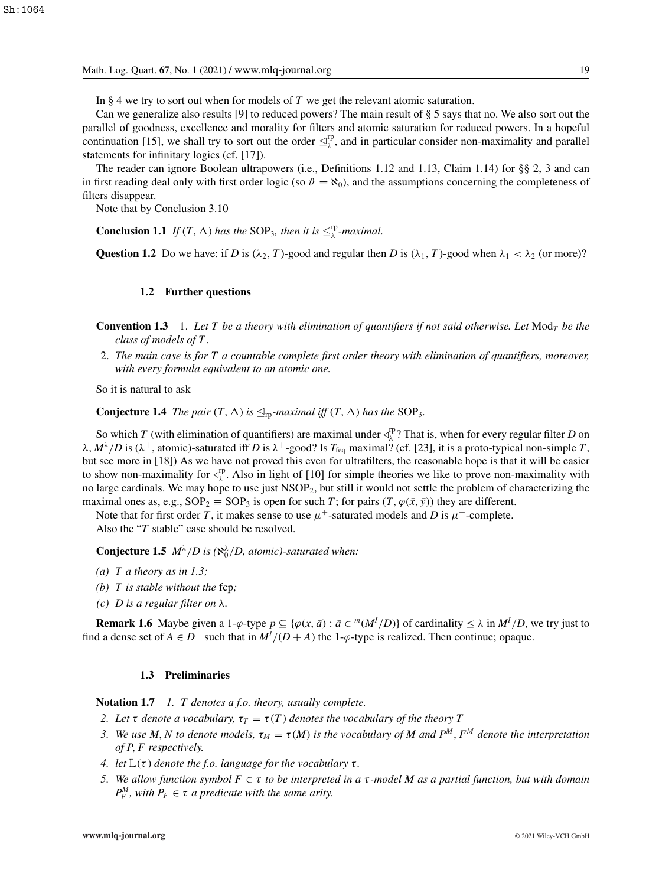In § 4 we try to sort out when for models of $T$ we get the relevant atomic saturation.

Can we generalize also results [9] to reduced powers? The main result of § 5 says that no. We also sort out the parallel of goodness, excellence and morality for filters and atomic saturation for reduced powers. In a hopeful continuation [15], we shall try to sort out the order $\trianglelefteq^{\rm rp}_{\lambda}$, and in particular consider non-maximality and parallel statements for infinitary logics (cf. [17]).

The reader can ignore Boolean ultrapowers (i.e., Definitions 1.12 and 1.13, Claim 1.14) for §§ 2, 3 and can in first reading deal only with first order logic (so $\vartheta = \aleph_0$), and the assumptions concerning the completeness of filters disappear.

Note that by Conclusion 3.10

**Conclusion 1.1** *If $(T, \Delta)$ has the* $\mathrm{SOP}_3$*, then it is $\trianglelefteq^{\rm rp}_{\lambda}$-maximal.*

**Question 1.2** Do we have: if $D$ is $(\lambda_2, T)$-good and regular then $D$ is $(\lambda_1, T)$-good when $\lambda_1 < \lambda_2$ (or more)?

### 1.2 Further questions

**Convention 1.3**

1. *Let $T$ be a theory with elimination of quantifiers if not said otherwise. Let $\mathrm{Mod}_T$ be the class of models of $T$.*
2. *The main case is for $T$ a countable complete first order theory with elimination of quantifiers, moreover, with every formula equivalent to an atomic one.*

So it is natural to ask

**Conjecture 1.4** *The pair $(T, \Delta)$ is $\trianglelefteq_{\rm rp}$-maximal iff $(T, \Delta)$ has the* $\mathrm{SOP}_3$*.*

So which $T$ (with elimination of quantifiers) are maximal under $\triangleleft^{\rm rp}_{\lambda}$? That is, when for every regular filter $D$ on $\lambda$, $M^{\lambda}/D$ is $(\lambda^+$, atomic)-saturated iff $D$ is $\lambda^+$-good? Is $T_{\rm feq}$ maximal? (cf. [23], it is a proto-typical non-simple $T$, but see more in [18]) As we have not proved this even for ultrafilters, the reasonable hope is that it will be easier to show non-maximality for $\triangleleft^{\rm rp}_{\lambda}$. Also in light of [10] for simple theories we like to prove non-maximality with no large cardinals. We may hope to use just $\mathrm{NSOP}_2$, but still it would not settle the problem of characterizing the maximal ones as, e.g., $\mathrm{SOP}_2 \equiv \mathrm{SOP}_3$ is open for such $T$; for pairs $(T, \varphi(\bar{x}, \bar{y}))$ they are different.

Note that for first order $T$, it makes sense to use $\mu^+$-saturated models and $D$ is $\mu^+$-complete.

Also the "$T$ stable" case should be resolved.

**Conjecture 1.5** *$M^{\lambda}/D$ is ($\aleph_0^{\lambda}/D$, atomic)-saturated when:*

- *(a) $T$ a theory as in 1.3;*
- *(b) $T$ is stable without the* fcp*;*
- *(c) $D$ is a regular filter on $\lambda$.*

**Remark 1.6** Maybe given a 1-$\varphi$-type $p \subseteq \{\varphi(x, \bar{a}) : \bar{a} \in {}^m(M^I/D)\}$ of cardinality $\leq \lambda$ in $M^I/D$, we try just to find a dense set of $A \in D^+$ such that in $M^I/(D + A)$ the 1-$\varphi$-type is realized. Then continue; opaque.

### 1.3 Preliminaries

**Notation 1.7**

1. *$T$ denotes a f.o. theory, usually complete.*
2. *Let $\tau$ denote a vocabulary, $\tau_T = \tau(T)$ denotes the vocabulary of the theory $T$*
3. *We use $M, N$ to denote models, $\tau_M = \tau(M)$ is the vocabulary of $M$ and $P^M$, $F^M$ denote the interpretation of $P, F$ respectively.*
4. *let $\mathbb{L}(\tau)$ denote the f.o. language for the vocabulary $\tau$.*
5. *We allow function symbol $F \in \tau$ to be interpreted in a $\tau$-model $M$ as a partial function, but with domain $P^M_F$, with $P_F \in \tau$ a predicate with the same arity.*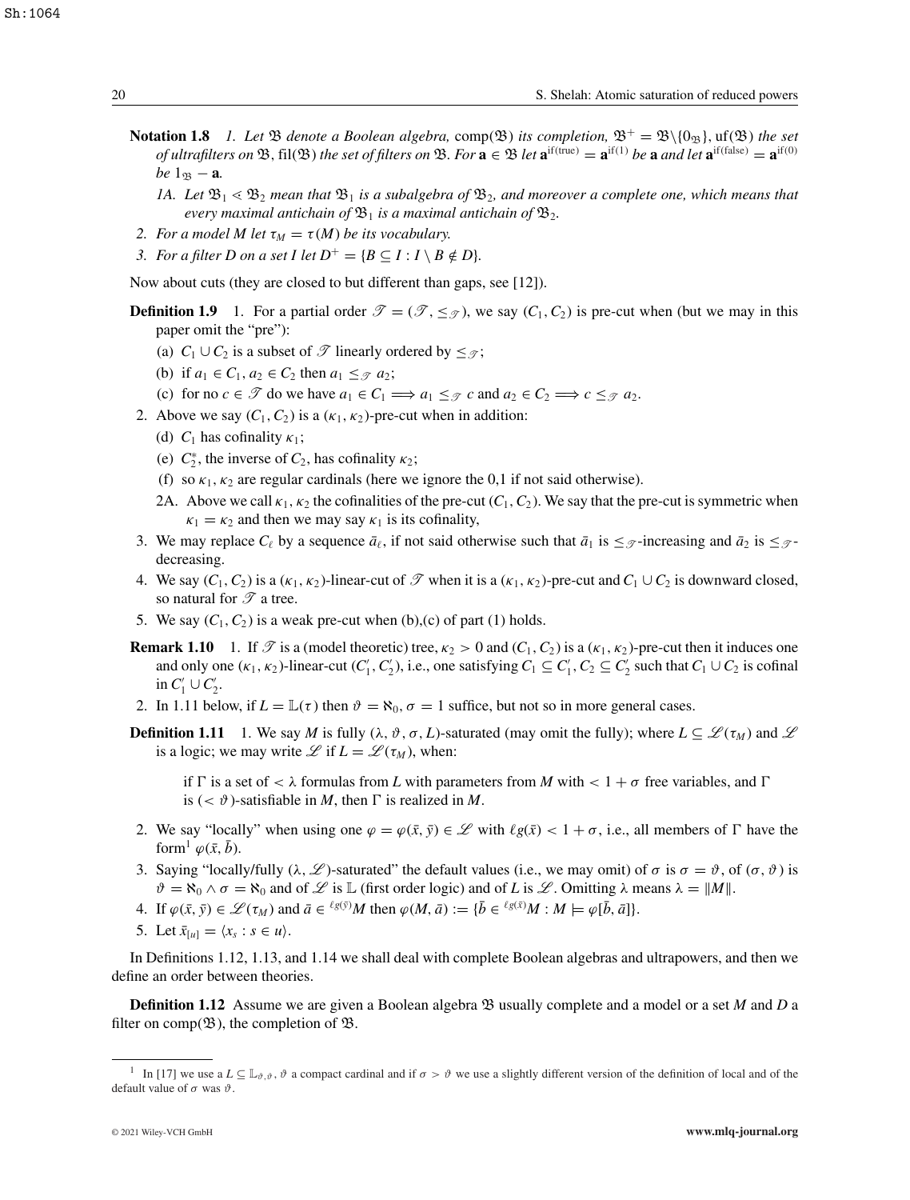**Notation 1.8** *1. Let $\mathfrak{B}$ denote a Boolean algebra,* $\mathrm{comp}(\mathfrak{B})$ *its completion,* $\mathfrak{B}^+ = \mathfrak{B}\backslash\{0_{\mathfrak{B}}\}$, $\mathrm{uf}(\mathfrak{B})$ *the set of ultrafilters on* $\mathfrak{B}$, $\mathrm{fil}(\mathfrak{B})$ *the set of filters on* $\mathfrak{B}$. *For* $\mathbf{a} \in \mathfrak{B}$ *let* $\mathbf{a}^{\mathrm{if(true)}} = \mathbf{a}^{\mathrm{if}(1)}$ *be* $\mathbf{a}$ *and let* $\mathbf{a}^{\mathrm{if(false)}} = \mathbf{a}^{\mathrm{if}(0)}$ *be* $1_{\mathfrak{B}} - \mathbf{a}$.

*1A. Let* $\mathfrak{B}_1 \lessdot \mathfrak{B}_2$ *mean that* $\mathfrak{B}_1$ *is a subalgebra of* $\mathfrak{B}_2$*, and moreover a complete one, which means that every maximal antichain of* $\mathfrak{B}_1$ *is a maximal antichain of* $\mathfrak{B}_2$.

*2. For a model M let* $\tau_M = \tau(M)$ *be its vocabulary.*

*3. For a filter D on a set I let* $D^+ = \{B \subseteq I : I \setminus B \notin D\}$.

Now about cuts (they are closed to but different than gaps, see [12]).

**Definition 1.9** 1. For a partial order $\mathscr{T} = (\mathscr{T}, \leq_{\mathscr{T}})$, we say $(C_1, C_2)$ is pre-cut when (but we may in this paper omit the "pre"):

(a) $C_1 \cup C_2$ is a subset of $\mathscr{T}$ linearly ordered by $\leq_{\mathscr{T}}$;

(b) if $a_1 \in C_1, a_2 \in C_2$ then $a_1 \leq_{\mathscr{T}} a_2$;

(c) for no $c \in \mathscr{T}$ do we have $a_1 \in C_1 \Longrightarrow a_1 \leq_{\mathscr{T}} c$ and $a_2 \in C_2 \Longrightarrow c \leq_{\mathscr{T}} a_2$.

2. Above we say $(C_1, C_2)$ is a $(\kappa_1, \kappa_2)$-pre-cut when in addition:

(d) $C_1$ has cofinality $\kappa_1$;

(e) $C_2^*$, the inverse of $C_2$, has cofinality $\kappa_2$;

(f) so $\kappa_1, \kappa_2$ are regular cardinals (here we ignore the 0,1 if not said otherwise).

2A. Above we call $\kappa_1, \kappa_2$ the cofinalities of the pre-cut $(C_1, C_2)$. We say that the pre-cut is symmetric when $\kappa_1 = \kappa_2$ and then we may say $\kappa_1$ is its cofinality,

3. We may replace $C_\ell$ by a sequence $\bar{a}_\ell$, if not said otherwise such that $\bar{a}_1$ is $\leq_{\mathscr{T}}$-increasing and $\bar{a}_2$ is $\leq_{\mathscr{T}}$-decreasing.

4. We say $(C_1, C_2)$ is a $(\kappa_1, \kappa_2)$-linear-cut of $\mathscr{T}$ when it is a $(\kappa_1, \kappa_2)$-pre-cut and $C_1 \cup C_2$ is downward closed, so natural for $\mathscr{T}$ a tree.

5. We say $(C_1, C_2)$ is a weak pre-cut when (b),(c) of part (1) holds.

**Remark 1.10** 1. If $\mathscr{T}$ is a (model theoretic) tree, $\kappa_2 > 0$ and $(C_1, C_2)$ is a $(\kappa_1, \kappa_2)$-pre-cut then it induces one and only one $(\kappa_1, \kappa_2)$-linear-cut $(C_1', C_2')$, i.e., one satisfying $C_1 \subseteq C_1', C_2 \subseteq C_2'$ such that $C_1 \cup C_2$ is cofinal in $C_1' \cup C_2'$.

2. In 1.11 below, if $L = \mathbb{L}(\tau)$ then $\vartheta = \aleph_0, \sigma = 1$ suffice, but not so in more general cases.

**Definition 1.11** 1. We say $M$ is fully $(\lambda, \vartheta, \sigma, L)$-saturated (may omit the fully); where $L \subseteq \mathscr{L}(\tau_M)$ and $\mathscr{L}$ is a logic; we may write $\mathscr{L}$ if $L = \mathscr{L}(\tau_M)$, when:

> if $\Gamma$ is a set of $< \lambda$ formulas from $L$ with parameters from $M$ with $< 1 + \sigma$ free variables, and $\Gamma$ is $(< \vartheta)$-satisfiable in $M$, then $\Gamma$ is realized in $M$.

2. We say "locally" when using one $\varphi = \varphi(\bar{x}, \bar{y}) \in \mathscr{L}$ with $\ell g(\bar{x}) < 1 + \sigma$, i.e., all members of $\Gamma$ have the form[1] $\varphi(\bar{x}, \bar{b})$.

3. Saying "locally/fully $(\lambda, \mathscr{L})$-saturated" the default values (i.e., we may omit) of $\sigma$ is $\sigma = \vartheta$, of $(\sigma, \vartheta)$ is $\vartheta = \aleph_0 \wedge \sigma = \aleph_0$ and of $\mathscr{L}$ is $\mathbb{L}$ (first order logic) and of $L$ is $\mathscr{L}$. Omitting $\lambda$ means $\lambda = \|M\|$.

4. If $\varphi(\bar{x}, \bar{y}) \in \mathscr{L}(\tau_M)$ and $\bar{a} \in {}^{\ell g(\bar{y})}M$ then $\varphi(M, \bar{a}) := \{\bar{b} \in {}^{\ell g(\bar{x})}M : M \models \varphi[\bar{b}, \bar{a}]\}$.

5. Let $\bar{x}_{[u]} = \langle x_s : s \in u \rangle$.

In Definitions 1.12, 1.13, and 1.14 we shall deal with complete Boolean algebras and ultrapowers, and then we define an order between theories.

**Definition 1.12** Assume we are given a Boolean algebra $\mathfrak{B}$ usually complete and a model or a set $M$ and $D$ a filter on $\mathrm{comp}(\mathfrak{B})$, the completion of $\mathfrak{B}$.

[1] In [17] we use a $L \subseteq \mathbb{L}_{\vartheta,\vartheta}$, $\vartheta$ a compact cardinal and if $\sigma > \vartheta$ we use a slightly different version of the definition of local and of the default value of $\sigma$ was $\vartheta$.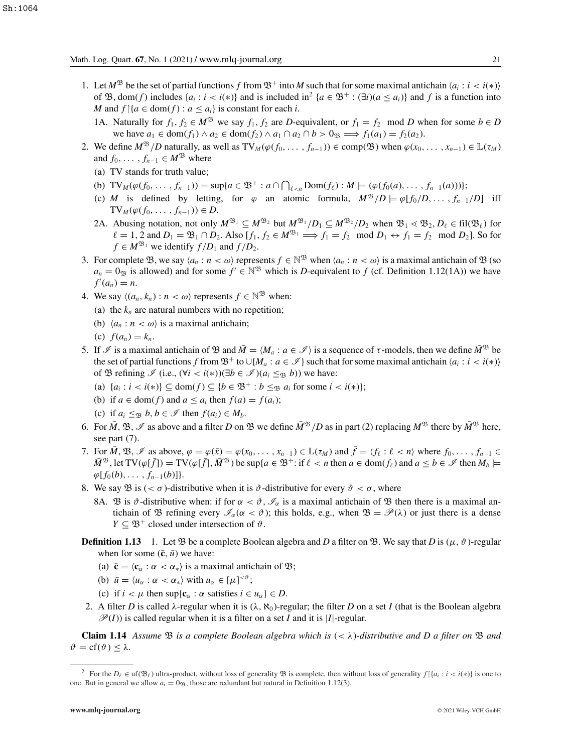1. Let $M^{\mathfrak{B}}$ be the set of partial functions $f$ from $\mathfrak{B}^+$ into $M$ such that for some maximal antichain $\langle a_i : i < i(*)\rangle$ of $\mathfrak{B}$, $\mathrm{dom}(f)$ includes $\{a_i : i < i(*)\}$ and is included in[2] $\{a \in \mathfrak{B}^+ : (\exists i)(a \le a_i)\}$ and $f$ is a function into $M$ and $f{\restriction}\{a \in \mathrm{dom}(f) : a \le a_i\}$ is constant for each $i$.

   1A. Naturally for $f_1, f_2 \in M^{\mathfrak{B}}$ we say $f_1, f_2$ are $D$-equivalent, or $f_1 = f_2 \mod D$ when for some $b \in D$ we have $a_1 \in \mathrm{dom}(f_1) \wedge a_2 \in \mathrm{dom}(f_2) \wedge a_1 \cap a_2 \cap b > 0_{\mathfrak{B}} \Longrightarrow f_1(a_1) = f_2(a_2)$.

2. We define $M^{\mathfrak{B}}/D$ naturally, as well as $\mathrm{TV}_M(\varphi(f_0, \dots, f_{n-1})) \in \mathrm{comp}(\mathfrak{B})$ when $\varphi(x_0, \dots, x_{n-1}) \in \mathbb{L}(\tau_M)$ and $f_0, \dots, f_{n-1} \in M^{\mathfrak{B}}$ where
   (a) TV stands for truth value;
   (b) $\mathrm{TV}_M(\varphi(f_0, \dots, f_{n-1})) = \sup\{a \in \mathfrak{B}^+ : a \cap \bigcap_{\ell<n} \mathrm{Dom}(f_\ell) : M \models (\varphi(f_0(a), \dots, f_{n-1}(a)))\}$;
   (c) $M$ is defined by letting, for $\varphi$ an atomic formula, $M^{\mathfrak{B}}/D \models \varphi[f_0/D, \dots, f_{n-1}/D]$ iff $\mathrm{TV}_M(\varphi(f_0, \dots, f_{n-1})) \in D$.

   2A. Abusing notation, not only $M^{\mathfrak{B}_1} \subseteq M^{\mathfrak{B}_2}$ but $M^{\mathfrak{B}_1}/D_1 \subseteq M^{\mathfrak{B}_2}/D_2$ when $\mathfrak{B}_1 \lessdot \mathfrak{B}_2, D_\ell \in \mathrm{fil}(\mathfrak{B}_\ell)$ for $\ell = 1, 2$ and $D_1 = \mathfrak{B}_1 \cap D_2$. Also $[f_1, f_2 \in M^{\mathfrak{B}_1} \Longrightarrow f_1 = f_2 \mod D_1 \leftrightarrow f_1 = f_2 \mod D_2]$. So for $f \in M^{\mathfrak{B}_1}$ we identify $f/D_1$ and $f/D_2$.

3. For complete $\mathfrak{B}$, we say $\langle a_n : n < \omega\rangle$ represents $f \in \mathbb{N}^{\mathfrak{B}}$ when $\langle a_n : n < \omega\rangle$ is a maximal antichain of $\mathfrak{B}$ (so $a_n = 0_{\mathfrak{B}}$ is allowed) and for some $f' \in \mathbb{N}^{\mathfrak{B}}$ which is $D$-equivalent to $f$ (cf. Definition 1.12(1A)) we have $f'(a_n) = n$.

4. We say $\langle (a_n, k_n) : n < \omega\rangle$ represents $f \in \mathbb{N}^{\mathfrak{B}}$ when:
   (a) the $k_n$ are natural numbers with no repetition;
   (b) $\langle a_n : n < \omega\rangle$ is a maximal antichain;
   (c) $f(a_n) = k_n$.

5. If $\mathscr{I}$ is a maximal antichain of $\mathfrak{B}$ and $\bar{M} = \langle M_a : a \in \mathscr{I}\rangle$ is a sequence of $\tau$-models, then we define $\bar{M}^{\mathfrak{B}}$ be the set of partial functions $f$ from $\mathfrak{B}^+$ to $\cup\{M_a : a \in \mathscr{I}\}$ such that for some maximal antichain $\langle a_i : i < i(*)\rangle$ of $\mathfrak{B}$ refining $\mathscr{I}$ (i.e., $(\forall i < i(*))(\exists b \in \mathscr{I})(a_i \le_{\mathfrak{B}} b)$) we have:
   (a) $\{a_i : i < i(*)\} \subseteq \mathrm{dom}(f) \subseteq \{b \in \mathfrak{B}^+ : b \le_{\mathfrak{B}} a_i$ for some $i < i(*)\}$;
   (b) if $a \in \mathrm{dom}(f)$ and $a \le a_i$ then $f(a) = f(a_i)$;
   (c) if $a_i \le_{\mathfrak{B}} b, b \in \mathscr{I}$ then $f(a_i) \in M_b$.

6. For $\bar{M}, \mathfrak{B}, \mathscr{I}$ as above and a filter $D$ on $\mathfrak{B}$ we define $\bar{M}^{\mathfrak{B}}/D$ as in part (2) replacing $M^{\mathfrak{B}}$ there by $\bar{M}^{\mathfrak{B}}$ here, see part (7).

7. For $\bar{M}, \mathfrak{B}, \mathscr{I}$ as above, $\varphi = \varphi(\bar{x}) = \varphi(x_0, \dots, x_{n-1}) \in \mathbb{L}(\tau_M)$ and $\bar{f} = \langle f_\ell : \ell < n\rangle$ where $f_0, \dots, f_{n-1} \in \bar{M}^{\mathfrak{B}}$, let $\mathrm{TV}(\varphi[\bar{f}]) = \mathrm{TV}(\varphi[\bar{f}], \bar{M}^{\mathfrak{B}})$ be $\sup\{a \in \mathfrak{B}^+$: if $\ell < n$ then $a \in \mathrm{dom}(f_\ell)$ and $a \le b \in \mathscr{I}$ then $M_b \models \varphi[f_0(b), \dots, f_{n-1}(b)]\}$.

8. We say $\mathfrak{B}$ is $(<\sigma)$-distributive when it is $\vartheta$-distributive for every $\vartheta < \sigma$, where

   8A. $\mathfrak{B}$ is $\vartheta$-distributive when: if for $\alpha < \vartheta$, $\mathscr{I}_\alpha$ is a maximal antichain of $\mathfrak{B}$ then there is a maximal antichain of $\mathfrak{B}$ refining every $\mathscr{I}_\alpha (\alpha < \vartheta)$; this holds, e.g., when $\mathfrak{B} = \mathscr{P}(\lambda)$ or just there is a dense $Y \subseteq \mathfrak{B}^+$ closed under intersection of $\vartheta$.

**Definition 1.13** 1. Let $\mathfrak{B}$ be a complete Boolean algebra and $D$ a filter on $\mathfrak{B}$. We say that $D$ is $(\mu, \vartheta)$-regular when for some $(\bar{\mathbf{c}}, \bar{u})$ we have:
   (a) $\bar{\mathbf{c}} = \langle \mathbf{c}_\alpha : \alpha < \alpha_*\rangle$ is a maximal antichain of $\mathfrak{B}$;
   (b) $\bar{u} = \langle u_\alpha : \alpha < \alpha_*\rangle$ with $u_\alpha \in [\mu]^{<\vartheta}$;
   (c) if $i < \mu$ then $\sup\{\mathbf{c}_\alpha : \alpha$ satisfies $i \in u_\alpha\} \in D$.

2. A filter $D$ is called $\lambda$-regular when it is $(\lambda, \aleph_0)$-regular; the filter $D$ on a set $I$ (that is the Boolean algebra $\mathscr{P}(I)$) is called regular when it is a filter on a set $I$ and it is $|I|$-regular.

**Claim 1.14** *Assume $\mathfrak{B}$ is a complete Boolean algebra which is $(<\lambda)$-distributive and $D$ a filter on $\mathfrak{B}$ and $\vartheta = \mathrm{cf}(\vartheta) \le \lambda$.*

[2] For the $D_\ell \in \mathrm{uf}(\mathfrak{B}_\ell)$ ultra-product, without loss of generality $\mathfrak{B}$ is complete, then without loss of generality $f{\restriction}\{a_i : i < i(*)\}$ is one to one. But in general we allow $a_i = 0_{\mathfrak{B}}$, those are redundant but natural in Definition 1.12(3).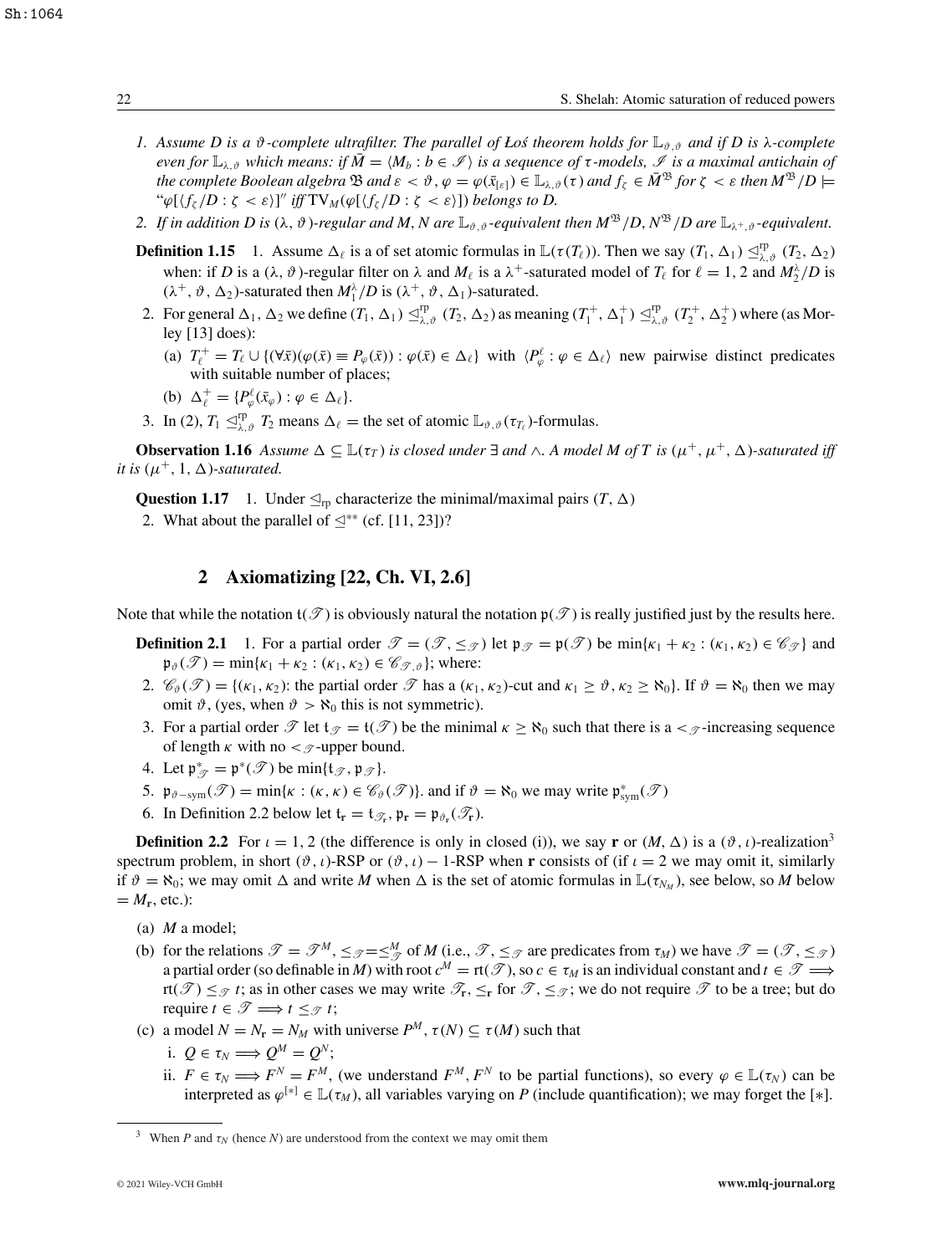1. *Assume $D$ is a $\vartheta$-complete ultrafilter. The parallel of Łoś theorem holds for $\mathbb{L}_{\vartheta,\vartheta}$ and if $D$ is $\lambda$-complete even for $\mathbb{L}_{\lambda,\vartheta}$ which means: if $\bar{M} = \langle M_b : b \in \mathscr{I}\rangle$ is a sequence of $\tau$-models, $\mathscr{I}$ is a maximal antichain of the complete Boolean algebra $\mathfrak{B}$ and $\varepsilon < \vartheta$, $\varphi = \varphi(\bar{x}_{[\varepsilon]}) \in \mathbb{L}_{\lambda,\vartheta}(\tau)$ and $f_\zeta \in \bar{M}^{\mathfrak{B}}$ for $\zeta < \varepsilon$ then $M^{\mathfrak{B}}/D \models$ "$\varphi[\langle f_\zeta/D : \zeta < \varepsilon\rangle]$" iff $\mathrm{TV}_M(\varphi[\langle f_\zeta/D : \zeta < \varepsilon\rangle])$ belongs to $D$.*
2. *If in addition $D$ is $(\lambda, \vartheta)$-regular and $M, N$ are $\mathbb{L}_{\vartheta,\vartheta}$-equivalent then $M^{\mathfrak{B}}/D, N^{\mathfrak{B}}/D$ are $\mathbb{L}_{\lambda^+,\vartheta}$-equivalent.*

**Definition 1.15** 1. Assume $\Delta_\ell$ is a of set atomic formulas in $\mathbb{L}(\tau(T_\ell))$. Then we say $(T_1, \Delta_1) \trianglelefteq^{\mathrm{rp}}_{\lambda,\vartheta} (T_2, \Delta_2)$ when: if $D$ is a $(\lambda, \vartheta)$-regular filter on $\lambda$ and $M_\ell$ is a $\lambda^+$-saturated model of $T_\ell$ for $\ell = 1, 2$ and $M_2^\lambda/D$ is $(\lambda^+, \vartheta, \Delta_2)$-saturated then $M_1^\lambda/D$ is $(\lambda^+, \vartheta, \Delta_1)$-saturated.

2. For general $\Delta_1, \Delta_2$ we define $(T_1, \Delta_1) \trianglelefteq^{\mathrm{rp}}_{\lambda,\vartheta} (T_2, \Delta_2)$ as meaning $(T_1^+, \Delta_1^+) \trianglelefteq^{\mathrm{rp}}_{\lambda,\vartheta} (T_2^+, \Delta_2^+)$ where (as Morley [13] does):
   (a) $T_\ell^+ = T_\ell \cup \{(\forall \bar{x})(\varphi(\bar{x}) \equiv P_\varphi(\bar{x})) : \varphi(\bar{x}) \in \Delta_\ell\}$ with $\langle P^\ell_\varphi : \varphi \in \Delta_\ell\rangle$ new pairwise distinct predicates with suitable number of places;
   (b) $\Delta_\ell^+ = \{P^\ell_\varphi(\bar{x}_\varphi) : \varphi \in \Delta_\ell\}$.
3. In (2), $T_1 \trianglelefteq^{\mathrm{rp}}_{\lambda,\vartheta} T_2$ means $\Delta_\ell =$ the set of atomic $\mathbb{L}_{\vartheta,\vartheta}(\tau_{T_\ell})$-formulas.

**Observation 1.16** *Assume $\Delta \subseteq \mathbb{L}(\tau_T)$ is closed under $\exists$ and $\wedge$. A model $M$ of $T$ is $(\mu^+, \mu^+, \Delta)$-saturated iff it is $(\mu^+, 1, \Delta)$-saturated.*

**Question 1.17** 1. Under $\trianglelefteq_{\mathrm{rp}}$ characterize the minimal/maximal pairs $(T, \Delta)$
2. What about the parallel of $\trianglelefteq^{**}$ (cf. [11, 23])?

## 2 Axiomatizing [22, Ch. VI, 2.6]

Note that while the notation $\mathfrak{t}(\mathscr{T})$ is obviously natural the notation $\mathfrak{p}(\mathscr{T})$ is really justified just by the results here.

**Definition 2.1** 1. For a partial order $\mathscr{T} = (\mathscr{T}, \le_{\mathscr{T}})$ let $\mathfrak{p}_{\mathscr{T}} = \mathfrak{p}(\mathscr{T})$ be $\min\{\kappa_1 + \kappa_2 : (\kappa_1, \kappa_2) \in \mathscr{C}_{\mathscr{T}}\}$ and $\mathfrak{p}_\vartheta(\mathscr{T}) = \min\{\kappa_1 + \kappa_2 : (\kappa_1, \kappa_2) \in \mathscr{C}_{\mathscr{T},\vartheta}\}$; where:

2. $\mathscr{C}_\vartheta(\mathscr{T}) = \{(\kappa_1, \kappa_2)$: the partial order $\mathscr{T}$ has a $(\kappa_1, \kappa_2)$-cut and $\kappa_1 \ge \vartheta, \kappa_2 \ge \aleph_0\}$. If $\vartheta = \aleph_0$ then we may omit $\vartheta$, (yes, when $\vartheta > \aleph_0$ this is not symmetric).
3. For a partial order $\mathscr{T}$ let $\mathfrak{t}_{\mathscr{T}} = \mathfrak{t}(\mathscr{T})$ be the minimal $\kappa \ge \aleph_0$ such that there is a $<_{\mathscr{T}}$-increasing sequence of length $\kappa$ with no $<_{\mathscr{T}}$-upper bound.
4. Let $\mathfrak{p}^*_{\mathscr{T}} = \mathfrak{p}^*(\mathscr{T})$ be $\min\{\mathfrak{t}_{\mathscr{T}}, \mathfrak{p}_{\mathscr{T}}\}$.
5. $\mathfrak{p}_{\vartheta-\mathrm{sym}}(\mathscr{T}) = \min\{\kappa : (\kappa, \kappa) \in \mathscr{C}_\vartheta(\mathscr{T})\}$. and if $\vartheta = \aleph_0$ we may write $\mathfrak{p}^*_{\mathrm{sym}}(\mathscr{T})$
6. In Definition 2.2 below let $\mathfrak{t}_{\mathbf{r}} = \mathfrak{t}_{\mathscr{T}_{\mathbf{r}}}$, $\mathfrak{p}_{\mathbf{r}} = \mathfrak{p}_{\vartheta_{\mathbf{r}}}(\mathscr{T}_{\mathbf{r}})$.

**Definition 2.2** For $\iota = 1, 2$ (the difference is only in closed (i)), we say $\mathbf{r}$ or $(M, \Delta)$ is a $(\vartheta, \iota)$-realization[3] spectrum problem, in short $(\vartheta, \iota)$-RSP or $(\vartheta, \iota) - 1$-RSP when $\mathbf{r}$ consists of (if $\iota = 2$ we may omit it, similarly if $\vartheta = \aleph_0$; we may omit $\Delta$ and write $M$ when $\Delta$ is the set of atomic formulas in $\mathbb{L}(\tau_{N_M})$, see below, so $M$ below $= M_{\mathbf{r}}$, etc.):

(a) $M$ a model;

(b) for the relations $\mathscr{T} = \mathscr{T}^M$, $\le_{\mathscr{T}} = \le^M_{\mathscr{T}}$ of $M$ (i.e., $\mathscr{T}, \le_{\mathscr{T}}$ are predicates from $\tau_M$) we have $\mathscr{T} = (\mathscr{T}, \le_{\mathscr{T}})$ a partial order (so definable in $M$) with root $c^M = \mathrm{rt}(\mathscr{T})$, so $c \in \tau_M$ is an individual constant and $t \in \mathscr{T} \Longrightarrow \mathrm{rt}(\mathscr{T}) \le_{\mathscr{T}} t$; as in other cases we may write $\mathscr{T}_{\mathbf{r}}, \le_{\mathbf{r}}$ for $\mathscr{T}, \le_{\mathscr{T}}$; we do not require $\mathscr{T}$ to be a tree; but do require $t \in \mathscr{T} \Longrightarrow t \le_{\mathscr{T}} t$;

(c) a model $N = N_{\mathbf{r}} = N_M$ with universe $P^M$, $\tau(N) \subseteq \tau(M)$ such that
   i. $Q \in \tau_N \Longrightarrow Q^M = Q^N$;
   ii. $F \in \tau_N \Longrightarrow F^N = F^M$, (we understand $F^M, F^N$ to be partial functions), so every $\varphi \in \mathbb{L}(\tau_N)$ can be interpreted as $\varphi^{[*]} \in \mathbb{L}(\tau_M)$, all variables varying on $P$ (include quantification); we may forget the $[*]$.

[3] When $P$ and $\tau_N$ (hence $N$) are understood from the context we may omit them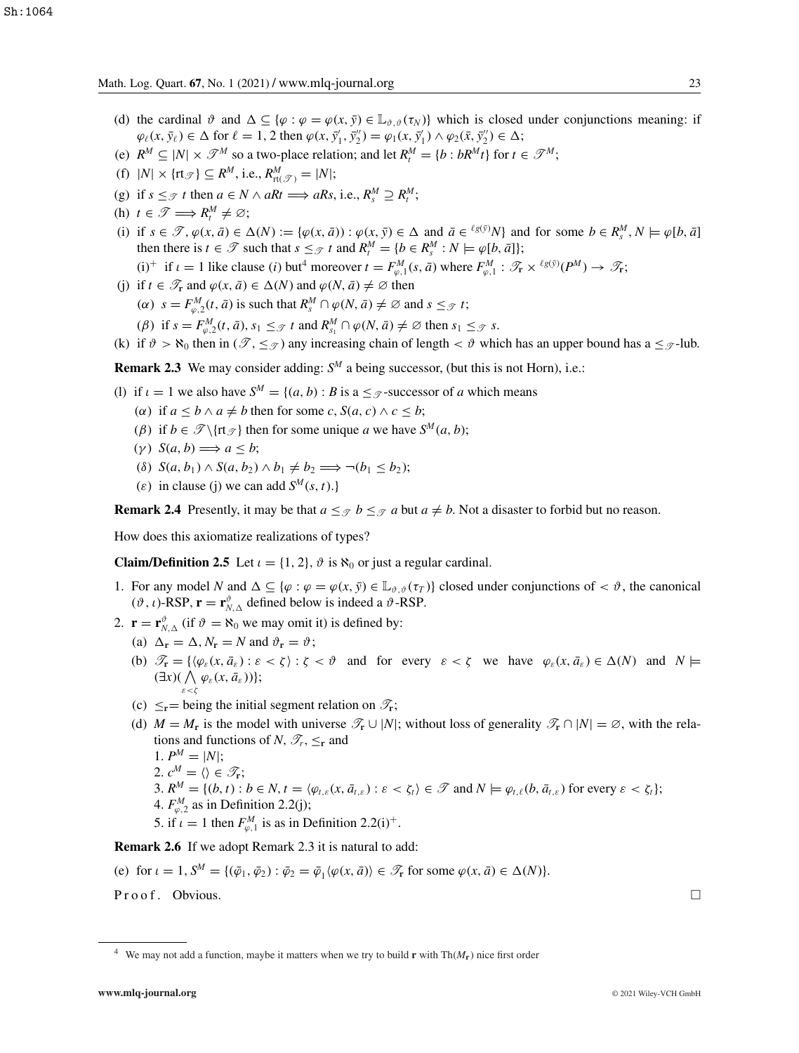(d) the cardinal $\vartheta$ and $\Delta \subseteq \{\varphi : \varphi = \varphi(x, \bar{y}) \in \mathbb{L}_{\vartheta,\vartheta}(\tau_N)\}$ which is closed under conjunctions meaning: if $\varphi_\ell(x, \bar{y}_\ell) \in \Delta$ for $\ell = 1, 2$ then $\varphi(x, \bar{y}'_1, \bar{y}''_2) = \varphi_1(x, \bar{y}'_1) \wedge \varphi_2(\bar{x}, \bar{y}''_2) \in \Delta$;

(e) $R^M \subseteq |N| \times \mathscr{T}^M$ so a two-place relation; and let $R^M_t = \{b : bR^M t\}$ for $t \in \mathscr{T}^M$;

(f) $|N| \times \{\mathrm{rt}_{\mathscr{T}}\} \subseteq R^M$, i.e., $R^M_{\mathrm{rt}(\mathscr{T})} = |N|$;

(g) if $s \leq_{\mathscr{T}} t$ then $a \in N \wedge aRt \Longrightarrow aRs$, i.e., $R^M_s \supseteq R^M_t$;

(h) $t \in \mathscr{T} \Longrightarrow R^M_t \neq \varnothing$;

(i) if $s \in \mathscr{T}$, $\varphi(x, \bar{a}) \in \Delta(N) := \{\varphi(x, \bar{a})) : \varphi(x, \bar{y}) \in \Delta$ and $\bar{a} \in {}^{\ell g(\bar{y})}N\}$ and for some $b \in R^M_s$, $N \models \varphi[b, \bar{a}]$ then there is $t \in \mathscr{T}$ such that $s \leq_{\mathscr{T}} t$ and $R^M_t = \{b \in R^M_s : N \models \varphi[b, \bar{a}]\}$;

(i)$^+$ if $\iota = 1$ like clause (i) but[4] moreover $t = F^M_{\varphi,1}(s, \bar{a})$ where $F^M_{\varphi,1} : \mathscr{T}_{\mathbf{r}} \times {}^{\ell g(\bar{y})}(P^M) \to \mathscr{T}_{\mathbf{r}}$;

(j) if $t \in \mathscr{T}_{\mathbf{r}}$ and $\varphi(x, \bar{a}) \in \Delta(N)$ and $\varphi(N, \bar{a}) \neq \varnothing$ then

($\alpha$) $s = F^M_{\varphi,2}(t, \bar{a})$ is such that $R^M_s \cap \varphi(N, \bar{a}) \neq \varnothing$ and $s \leq_{\mathscr{T}} t$;

($\beta$) if $s = F^M_{\varphi,2}(t, \bar{a})$, $s_1 \leq_{\mathscr{T}} t$ and $R^M_{s_1} \cap \varphi(N, \bar{a}) \neq \varnothing$ then $s_1 \leq_{\mathscr{T}} s$.

(k) if $\vartheta > \aleph_0$ then in $(\mathscr{T}, \leq_{\mathscr{T}})$ any increasing chain of length $< \vartheta$ which has an upper bound has a $\leq_{\mathscr{T}}$-lub.

**Remark 2.3** We may consider adding: $S^M$ a being successor, (but this is not Horn), i.e.:

(l) if $\iota = 1$ we also have $S^M = \{(a, b) : B$ is a $\leq_{\mathscr{T}}$-successor of $a$ which means

($\alpha$) if $a \leq b \wedge a \neq b$ then for some $c$, $S(a, c) \wedge c \leq b$;

($\beta$) if $b \in \mathscr{T} \backslash \{\mathrm{rt}_{\mathscr{T}}\}$ then for some unique $a$ we have $S^M(a, b)$;

($\gamma$) $S(a, b) \Longrightarrow a \leq b$;

($\delta$) $S(a, b_1) \wedge S(a, b_2) \wedge b_1 \neq b_2 \Longrightarrow \neg(b_1 \leq b_2)$;

($\varepsilon$) in clause (j) we can add $S^M(s, t)$.}

**Remark 2.4** Presently, it may be that $a \leq_{\mathscr{T}} b \leq_{\mathscr{T}} a$ but $a \neq b$. Not a disaster to forbid but no reason.

How does this axiomatize realizations of types?

**Claim/Definition 2.5** Let $\iota = \{1, 2\}$, $\vartheta$ is $\aleph_0$ or just a regular cardinal.

1. For any model $N$ and $\Delta \subseteq \{\varphi : \varphi = \varphi(x, \bar{y}) \in \mathbb{L}_{\vartheta,\vartheta}(\tau_T)\}$ closed under conjunctions of $< \vartheta$, the canonical $(\vartheta, \iota)$-RSP, $\mathbf{r} = \mathbf{r}^\vartheta_{N,\Delta}$ defined below is indeed a $\vartheta$-RSP.
2. $\mathbf{r} = \mathbf{r}^\vartheta_{N,\Delta}$ (if $\vartheta = \aleph_0$ we may omit it) is defined by:
   (a) $\Delta_{\mathbf{r}} = \Delta$, $N_{\mathbf{r}} = N$ and $\vartheta_{\mathbf{r}} = \vartheta$;
   (b) $\mathscr{T}_{\mathbf{r}} = \{\langle \varphi_\varepsilon(x, \bar{a}_\varepsilon) : \varepsilon < \zeta \rangle : \zeta < \vartheta$ and for every $\varepsilon < \zeta$ we have $\varphi_\varepsilon(x, \bar{a}_\varepsilon) \in \Delta(N)$ and $N \models (\exists x)(\bigwedge_{\varepsilon<\zeta} \varphi_\varepsilon(x, \bar{a}_\varepsilon))\}$;
   (c) $\leq_{\mathbf{r}}$= being the initial segment relation on $\mathscr{T}_{\mathbf{r}}$;
   (d) $M = M_{\mathbf{r}}$ is the model with universe $\mathscr{T}_{\mathbf{r}} \cup |N|$; without loss of generality $\mathscr{T}_{\mathbf{r}} \cap |N| = \varnothing$, with the relations and functions of $N$, $\mathscr{T}_r$, $\leq_{\mathbf{r}}$ and
      1. $P^M = |N|$;
      2. $c^M = \langle\rangle \in \mathscr{T}_{\mathbf{r}}$;
      3. $R^M = \{(b, t) : b \in N, t = \langle \varphi_{t,\varepsilon}(x, \bar{a}_{t,\varepsilon}) : \varepsilon < \zeta_t \rangle \in \mathscr{T}$ and $N \models \varphi_{t,\ell}(b, \bar{a}_{t,\varepsilon})$ for every $\varepsilon < \zeta_t\}$;
      4. $F^M_{\varphi,2}$ as in Definition 2.2(j);
      5. if $\iota = 1$ then $F^M_{\varphi,1}$ is as in Definition 2.2(i)$^+$.

**Remark 2.6** If we adopt Remark 2.3 it is natural to add:

(e) for $\iota = 1$, $S^M = \{(\bar{\varphi}_1, \bar{\varphi}_2) : \bar{\varphi}_2 = \bar{\varphi}_1\langle \varphi(x, \bar{a})\rangle \in \mathscr{T}_{\mathbf{r}}$ for some $\varphi(x, \bar{a}) \in \Delta(N)\}$.

*Proof.* Obvious. □

---

[4] We may not add a function, maybe it matters when we try to build $\mathbf{r}$ with $\mathrm{Th}(M_{\mathbf{r}})$ nice first order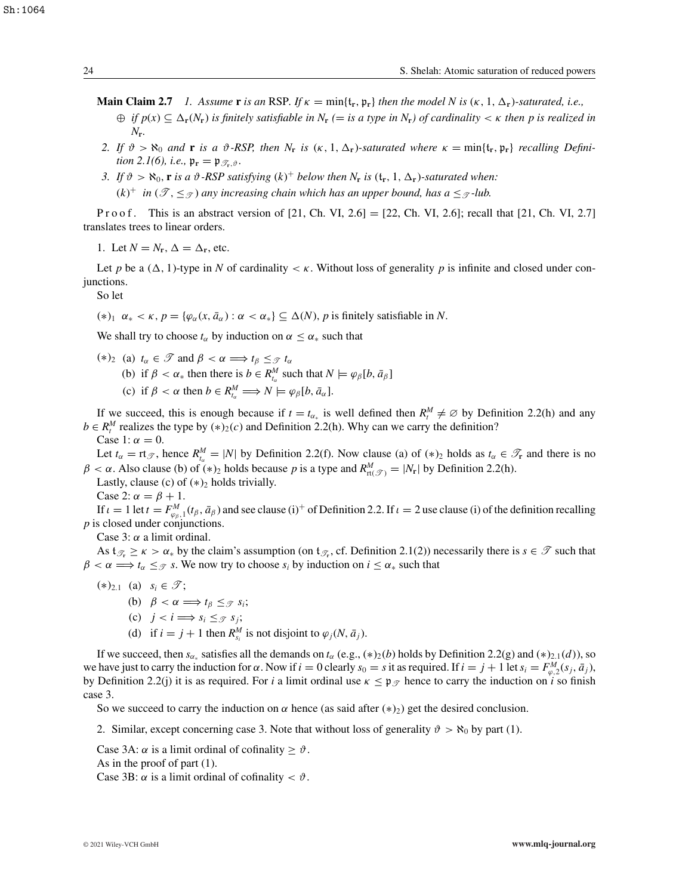**Main Claim 2.7** *1. Assume* $\mathbf{r}$ *is an* RSP*. If* $\kappa = \min\{\mathfrak{t}_{\mathbf{r}}, \mathfrak{p}_{\mathbf{r}}\}$ *then the model* $N$ *is* $(\kappa, 1, \Delta_{\mathbf{r}})$*-saturated, i.e.,*

$\oplus$ *if* $p(x) \subseteq \Delta_{\mathbf{r}}(N_{\mathbf{r}})$ *is finitely satisfiable in* $N_{\mathbf{r}}$ *(= is a type in* $N_{\mathbf{r}}$*) of cardinality* $< \kappa$ *then* $p$ *is realized in* $N_{\mathbf{r}}$*.*

*2. If* $\vartheta > \aleph_0$ *and* $\mathbf{r}$ *is a* $\vartheta$*-RSP, then* $N_{\mathbf{r}}$ *is* $(\kappa, 1, \Delta_{\mathbf{r}})$*-saturated where* $\kappa = \min\{\mathfrak{t}_{\mathbf{r}}, \mathfrak{p}_{\mathbf{r}}\}$ *recalling Definition 2.1(6), i.e.,* $\mathfrak{p}_{\mathbf{r}} = \mathfrak{p}_{\mathscr{T}_{\mathbf{r}}, \vartheta}$*.*

*3. If* $\vartheta > \aleph_0$*,* $\mathbf{r}$ *is a* $\vartheta$*-RSP satisfying* $(k)^+$ *below then* $N_{\mathbf{r}}$ *is* $(\mathfrak{t}_{\mathbf{r}}, 1, \Delta_{\mathbf{r}})$*-saturated when:*

$(k)^+$ *in* $(\mathscr{T}, \leq_{\mathscr{T}})$ *any increasing chain which has an upper bound, has a* $\leq_{\mathscr{T}}$*-lub.*

Proof. This is an abstract version of [21, Ch. VI, 2.6] = [22, Ch. VI, 2.6]; recall that [21, Ch. VI, 2.7] translates trees to linear orders.

1. Let $N = N_{\mathbf{r}}$, $\Delta = \Delta_{\mathbf{r}}$, etc.

Let $p$ be a $(\Delta, 1)$-type in $N$ of cardinality $< \kappa$. Without loss of generality $p$ is infinite and closed under conjunctions.

So let

$(*)_1$ $\alpha_* < \kappa$, $p = \{\varphi_\alpha(x, \bar{a}_\alpha) : \alpha < \alpha_*\} \subseteq \Delta(N)$, $p$ is finitely satisfiable in $N$.

We shall try to choose $t_\alpha$ by induction on $\alpha \leq \alpha_*$ such that

$(*)_2$ (a) $t_\alpha \in \mathscr{T}$ and $\beta < \alpha \Longrightarrow t_\beta \leq_{\mathscr{T}} t_\alpha$

(b) if $\beta < \alpha_*$ then there is $b \in R^M_{t_\alpha}$ such that $N \models \varphi_\beta[b, \bar{a}_\beta]$

(c) if $\beta < \alpha$ then $b \in R^M_{t_\alpha} \Longrightarrow N \models \varphi_\beta[b, \bar{a}_\alpha]$.

If we succeed, this is enough because if $t = t_{\alpha_*}$ is well defined then $R^M_t \neq \varnothing$ by Definition 2.2(h) and any $b \in R^M_t$ realizes the type by $(*)_2(c)$ and Definition 2.2(h). Why can we carry the definition?

Case 1: $\alpha = 0$.

Let $t_\alpha = \mathrm{rt}_{\mathscr{T}}$, hence $R^M_{t_\alpha} = |N|$ by Definition 2.2(f). Now clause (a) of $(*)_2$ holds as $t_\alpha \in \mathscr{T}_{\mathbf{r}}$ and there is no $\beta < \alpha$. Also clause (b) of $(*)_2$ holds because $p$ is a type and $R^M_{\mathrm{rt}(\mathscr{T})} = |N_{\mathbf{r}}|$ by Definition 2.2(h).

Lastly, clause (c) of $(*)_2$ holds trivially.

Case 2: $\alpha = \beta + 1$.

If $\iota = 1$ let $t = F^M_{\varphi_\beta, 1}(t_\beta, \bar{a}_\beta)$ and see clause $(\mathrm{i})^+$ of Definition 2.2. If $\iota = 2$ use clause (i) of the definition recalling $p$ is closed under conjunctions.

Case 3: $\alpha$ a limit ordinal.

As $\mathfrak{t}_{\mathscr{T}_{\mathbf{r}}} \geq \kappa > \alpha_*$ by the claim's assumption (on $\mathfrak{t}_{\mathscr{T}_{\mathbf{r}}}$, cf. Definition 2.1(2)) necessarily there is $s \in \mathscr{T}$ such that $\beta < \alpha \Longrightarrow t_\alpha \leq_{\mathscr{T}} s$. We now try to choose $s_i$ by induction on $i \leq \alpha_*$ such that

$(*)_{2.1}$ (a) $s_i \in \mathscr{T}$;

(b) $\beta < \alpha \Longrightarrow t_\beta \leq_{\mathscr{T}} s_i$;

(c) $j < i \Longrightarrow s_i \leq_{\mathscr{T}} s_j$;

(d) if $i = j + 1$ then $R^M_{s_i}$ is not disjoint to $\varphi_j(N, \bar{a}_j)$.

If we succeed, then $s_{\alpha_*}$ satisfies all the demands on $t_\alpha$ (e.g., $(*)_2(b)$ holds by Definition 2.2(g) and $(*)_{2.1}(d)$), so we have just to carry the induction for $\alpha$. Now if $i = 0$ clearly $s_0 = s$ it as required. If $i = j + 1$ let $s_i = F^M_{\varphi,2}(s_j, \bar{a}_j)$, by Definition 2.2(j) it is as required. For $i$ a limit ordinal use $\kappa \leq \mathfrak{p}_{\mathscr{T}}$ hence to carry the induction on $i$ so finish case 3.

So we succeed to carry the induction on $\alpha$ hence (as said after $(*)_2$) get the desired conclusion.

2. Similar, except concerning case 3. Note that without loss of generality $\vartheta > \aleph_0$ by part (1).

Case 3A: $\alpha$ is a limit ordinal of cofinality $\geq \vartheta$.

As in the proof of part (1).

Case 3B: $\alpha$ is a limit ordinal of cofinality $< \vartheta$.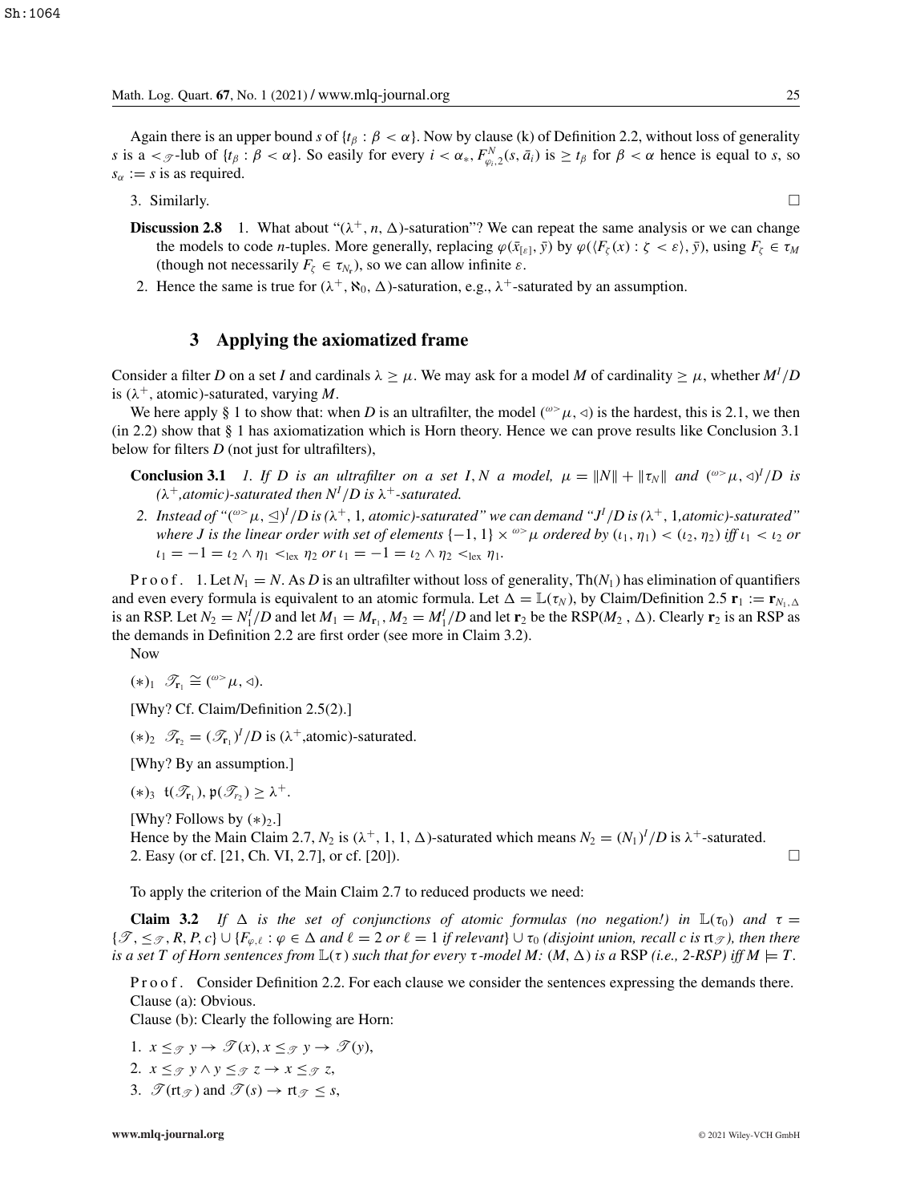Again there is an upper bound $s$ of $\{t_\beta : \beta < \alpha\}$. Now by clause (k) of Definition 2.2, without loss of generality $s$ is a $<_{\mathscr{T}}$-lub of $\{t_\beta : \beta < \alpha\}$. So easily for every $i < \alpha_*$, $F^N_{\varphi_i,2}(s, \bar{a}_i)$ is $\geq t_\beta$ for $\beta < \alpha$ hence is equal to $s$, so $s_\alpha := s$ is as required.

3. Similarly. $\square$

**Discussion 2.8** 1. What about "$(\lambda^+, n, \Delta)$-saturation"? We can repeat the same analysis or we can change the models to code $n$-tuples. More generally, replacing $\varphi(\bar{x}_{[\varepsilon]}, \bar{y})$ by $\varphi(\langle F_\zeta(x) : \zeta < \varepsilon\rangle, \bar{y})$, using $F_\zeta \in \tau_M$ (though not necessarily $F_\zeta \in \tau_{N_{\mathbf{r}}}$), so we can allow infinite $\varepsilon$.

2. Hence the same is true for $(\lambda^+, \aleph_0, \Delta)$-saturation, e.g., $\lambda^+$-saturated by an assumption.

## 3 Applying the axiomatized frame

Consider a filter $D$ on a set $I$ and cardinals $\lambda \geq \mu$. We may ask for a model $M$ of cardinality $\geq \mu$, whether $M^I/D$ is $(\lambda^+$, atomic)-saturated, varying $M$.

We here apply § 1 to show that: when $D$ is an ultrafilter, the model $({}^{\omega>}\mu, \triangleleft)$ is the hardest, this is 2.1, we then (in 2.2) show that § 1 has axiomatization which is Horn theory. Hence we can prove results like Conclusion 3.1 below for filters $D$ (not just for ultrafilters),

**Conclusion 3.1** *1. If $D$ is an ultrafilter on a set $I$, $N$ a model, $\mu = \|N\| + \|\tau_N\|$ and $({}^{\omega>}\mu, \triangleleft)^I/D$ is $(\lambda^+$,atomic)-saturated then $N^I/D$ is $\lambda^+$-saturated.*

*2. Instead of "$({}^{\omega>}\mu, \trianglelefteq)^I/D$ is $(\lambda^+, 1$, atomic)-saturated" we can demand "$J^I/D$ is $(\lambda^+, 1$,atomic)-saturated" where $J$ is the linear order with set of elements $\{-1, 1\} \times {}^{\omega>}\mu$ ordered by $(\iota_1, \eta_1) < (\iota_2, \eta_2)$ iff $\iota_1 < \iota_2$ or $\iota_1 = -1 = \iota_2 \wedge \eta_1 <_{\text{lex}} \eta_2$ or $\iota_1 = -1 = \iota_2 \wedge \eta_2 <_{\text{lex}} \eta_1$.*

Proof. 1. Let $N_1 = N$. As $D$ is an ultrafilter without loss of generality, $\text{Th}(N_1)$ has elimination of quantifiers and even every formula is equivalent to an atomic formula. Let $\Delta = \mathbb{L}(\tau_N)$, by Claim/Definition 2.5 $\mathbf{r}_1 := \mathbf{r}_{N_1,\Delta}$ is an RSP. Let $N_2 = N_1^I/D$ and let $M_1 = M_{\mathbf{r}_1}$, $M_2 = M_1^I/D$ and let $\mathbf{r}_2$ be the RSP$(M_2$ , $\Delta)$. Clearly $\mathbf{r}_2$ is an RSP as the demands in Definition 2.2 are first order (see more in Claim 3.2).

Now

$(*)_1$ $\mathscr{T}_{\mathbf{r}_1} \cong ({}^{\omega>}\mu, \triangleleft)$.

[Why? Cf. Claim/Definition 2.5(2).]

$(*)_2$ $\mathscr{T}_{\mathbf{r}_2} = (\mathscr{T}_{\mathbf{r}_1})^I/D$ is $(\lambda^+$,atomic)-saturated.

[Why? By an assumption.]

$(*)_3$ $\mathfrak{t}(\mathscr{T}_{\mathbf{r}_1}), \mathfrak{p}(\mathscr{T}_{r_2}) \geq \lambda^+$.

[Why? Follows by $(*)_2$.]

Hence by the Main Claim 2.7, $N_2$ is $(\lambda^+, 1, 1, \Delta)$-saturated which means $N_2 = (N_1)^I/D$ is $\lambda^+$-saturated.

2. Easy (or cf. [21, Ch. VI, 2.7], or cf. [20]). $\square$

To apply the criterion of the Main Claim 2.7 to reduced products we need:

**Claim 3.2** *If $\Delta$ is the set of conjunctions of atomic formulas (no negation!) in $\mathbb{L}(\tau_0)$ and $\tau = \{\mathscr{T}, \leq_{\mathscr{T}}, R, P, c\} \cup \{F_{\varphi,\ell} : \varphi \in \Delta$ and $\ell = 2$ or $\ell = 1$ if relevant$\} \cup \tau_0$ (disjoint union, recall $c$ is $\text{rt}_{\mathscr{T}}$), then there is a set $T$ of Horn sentences from $\mathbb{L}(\tau)$ such that for every $\tau$-model $M$: $(M, \Delta)$ is a* RSP *(i.e., 2-RSP) iff $M \models T$.*

Proof. Consider Definition 2.2. For each clause we consider the sentences expressing the demands there.

Clause (a): Obvious.

Clause (b): Clearly the following are Horn:

1. $x \leq_{\mathscr{T}} y \to \mathscr{T}(x), x \leq_{\mathscr{T}} y \to \mathscr{T}(y)$,
2. $x \leq_{\mathscr{T}} y \wedge y \leq_{\mathscr{T}} z \to x \leq_{\mathscr{T}} z$,
3. $\mathscr{T}(\text{rt}_{\mathscr{T}})$ and $\mathscr{T}(s) \to \text{rt}_{\mathscr{T}} \leq s$,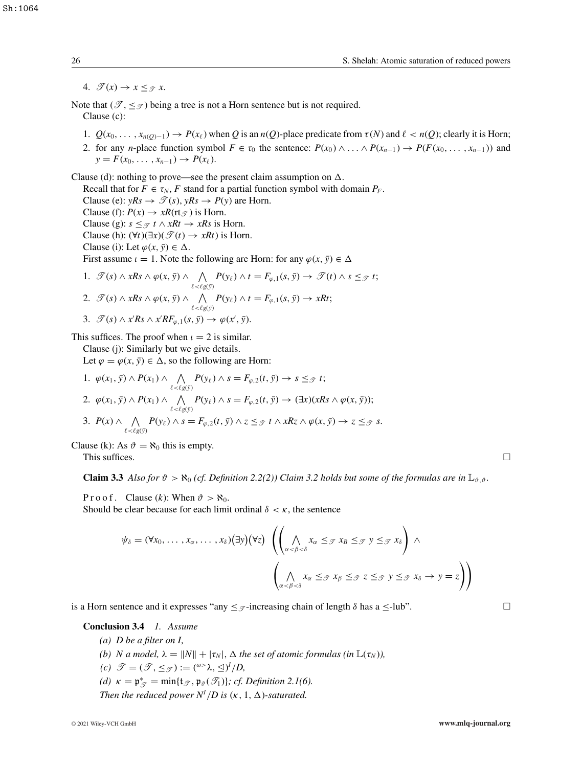4. $\mathscr{T}(x) \to x \leq_{\mathscr{T}} x$.

Note that $(\mathscr{T}, \leq_{\mathscr{T}})$ being a tree is not a Horn sentence but is not required.

Clause (c):

1. $Q(x_0, \dots, x_{n(Q)-1}) \to P(x_\ell)$ when $Q$ is an $n(Q)$-place predicate from $\tau(N)$ and $\ell < n(Q)$; clearly it is Horn;
2. for any $n$-place function symbol $F \in \tau_0$ the sentence: $P(x_0) \wedge \dots \wedge P(x_{n-1}) \to P(F(x_0, \dots, x_{n-1}))$ and $y = F(x_0, \dots, x_{n-1}) \to P(x_\ell)$.

Clause (d): nothing to prove—see the present claim assumption on $\Delta$.

Recall that for $F \in \tau_N$, $F$ stand for a partial function symbol with domain $P_F$.

Clause (e): $yRs \to \mathscr{T}(s)$, $yRs \to P(y)$ are Horn.

Clause (f): $P(x) \to xR(\mathrm{rt}_{\mathscr{T}})$ is Horn.

Clause (g): $s \leq_{\mathscr{T}} t \wedge xRt \to xRs$ is Horn.

Clause (h): $(\forall t)(\exists x)(\mathscr{T}(t) \to xRt)$ is Horn.

Clause (i): Let $\varphi(x, \bar{y}) \in \Delta$.

First assume $\iota = 1$. Note the following are Horn: for any $\varphi(x, \bar{y}) \in \Delta$

1. $\mathscr{T}(s) \wedge xRs \wedge \varphi(x, \bar{y}) \wedge \bigwedge_{\ell < \ell g(\bar{y})} P(y_\ell) \wedge t = F_{\varphi,1}(s, \bar{y}) \to \mathscr{T}(t) \wedge s \leq_{\mathscr{T}} t$;
2. $\mathscr{T}(s) \wedge xRs \wedge \varphi(x, \bar{y}) \wedge \bigwedge_{\ell < \ell g(\bar{y})} P(y_\ell) \wedge t = F_{\varphi,1}(s, \bar{y}) \to xRt$;
3. $\mathscr{T}(s) \wedge x'Rs \wedge x'RF_{\varphi,1}(s, \bar{y}) \to \varphi(x', \bar{y})$.

This suffices. The proof when $\iota = 2$ is similar.

Clause (j): Similarly but we give details.

Let $\varphi = \varphi(x, \bar{y}) \in \Delta$, so the following are Horn:

1. $\varphi(x_1, \bar{y}) \wedge P(x_1) \wedge \bigwedge_{\ell < \ell g(\bar{y})} P(y_\ell) \wedge s = F_{\varphi,2}(t, \bar{y}) \to s \leq_{\mathscr{T}} t$;
2. $\varphi(x_1, \bar{y}) \wedge P(x_1) \wedge \bigwedge_{\ell < \ell g(\bar{y})} P(y_\ell) \wedge s = F_{\varphi,2}(t, \bar{y}) \to (\exists x)(xRs \wedge \varphi(x, \bar{y}))$;
3. $P(x) \wedge \bigwedge_{\ell < \ell g(\bar{y})} P(y_\ell) \wedge s = F_{\varphi,2}(t, \bar{y}) \wedge z \leq_{\mathscr{T}} t \wedge xRz \wedge \varphi(x, \bar{y}) \to z \leq_{\mathscr{T}} s$.

Clause (k): As $\vartheta = \aleph_0$ this is empty.

This suffices. □

**Claim 3.3** *Also for $\vartheta > \aleph_0$ (cf. Definition 2.2(2)) Claim 3.2 holds but some of the formulas are in $\mathbb{L}_{\vartheta,\vartheta}$.*

Proof. Clause $(k)$: When $\vartheta > \aleph_0$.

Should be clear because for each limit ordinal $\delta < \kappa$, the sentence

$$\psi_\delta = (\forall x_0, \dots, x_\alpha, \dots, x_\delta)(\exists y)(\forall z) \left( \left( \bigwedge_{\alpha < \beta < \delta} x_\alpha \leq_{\mathscr{T}} x_B \leq_{\mathscr{T}} y \leq_{\mathscr{T}} x_\delta \right) \wedge \left( \bigwedge_{\alpha < \beta < \delta} x_\alpha \leq_{\mathscr{T}} x_\beta \leq_{\mathscr{T}} z \leq_{\mathscr{T}} y \leq_{\mathscr{T}} x_\delta \to y = z \right) \right)$$

is a Horn sentence and it expresses "any $\leq_{\mathscr{T}}$-increasing chain of length $\delta$ has a $\leq$-lub". □

**Conclusion 3.4** *1. Assume*

*(a) $D$ be a filter on $I$,*

*(b) $N$ a model, $\lambda = \|N\| + |\tau_N|$, $\Delta$ the set of atomic formulas (in $\mathbb{L}(\tau_N)$),*

*(c) $\mathscr{T} = (\mathscr{T}, \leq_{\mathscr{T}}) := ({}^{\omega>}\lambda, \trianglelefteq)^I/D$,*

*(d) $\kappa = \mathfrak{p}^*_{\mathscr{T}} = \min\{\mathfrak{t}_{\mathscr{T}}, \mathfrak{p}_\vartheta(\mathscr{T}_1)\}$; cf. Definition 2.1(6).*

*Then the reduced power $N^I/D$ is $(\kappa, 1, \Delta)$-saturated.*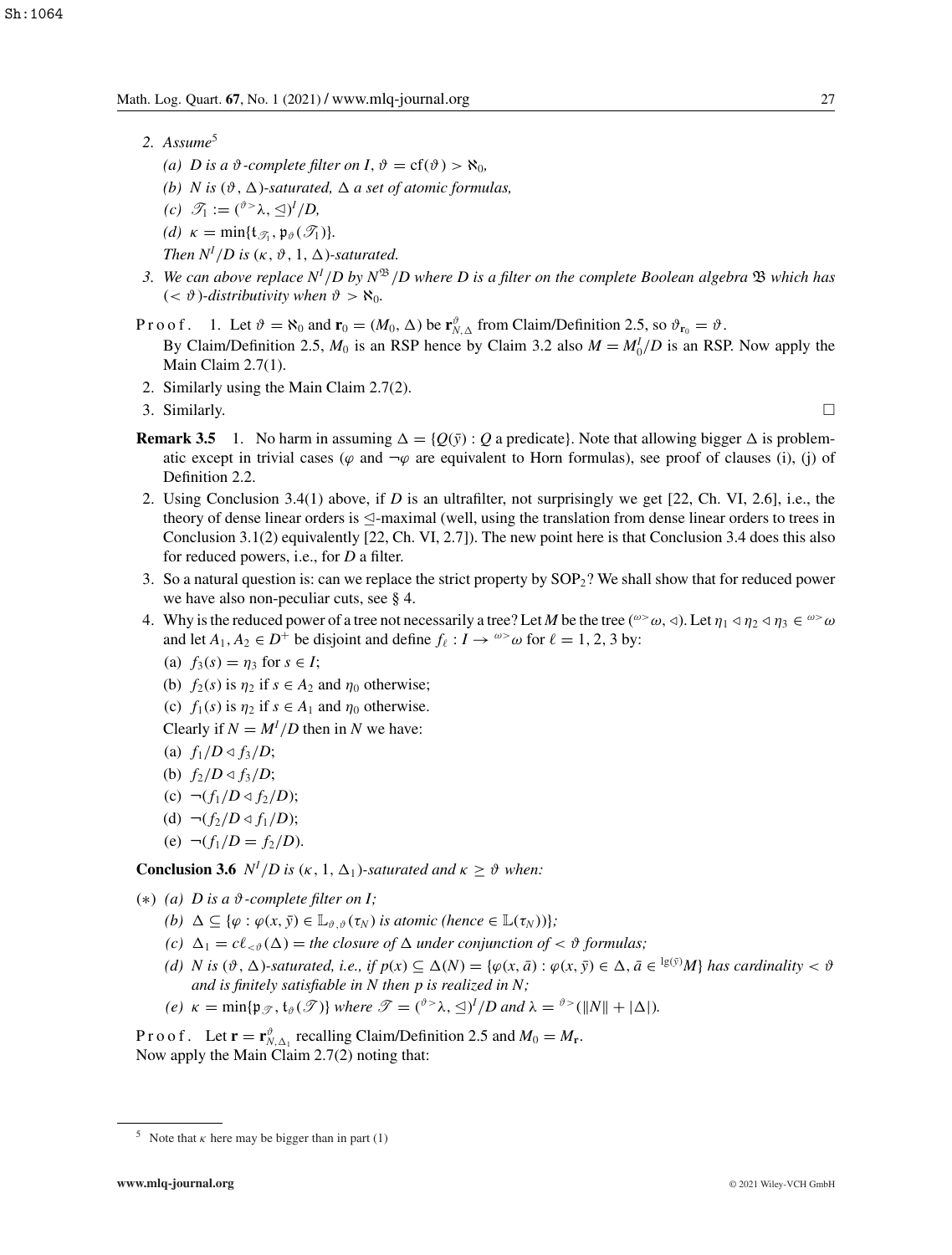2. *Assume*[5]

   (a) *$D$ is a $\vartheta$-complete filter on $I$, $\vartheta = \mathrm{cf}(\vartheta) > \aleph_0$,*

   (b) *$N$ is $(\vartheta, \Delta)$-saturated, $\Delta$ a set of atomic formulas,*

   (c) *$\mathscr{T}_1 := ({}^{\vartheta>}\lambda, \trianglelefteq)^I/D$,*

   (d) *$\kappa = \min\{\mathfrak{t}_{\mathscr{T}_1}, \mathfrak{p}_\vartheta(\mathscr{T}_1)\}$.*

   *Then $N^I/D$ is $(\kappa, \vartheta, 1, \Delta)$-saturated.*

3. *We can above replace $N^I/D$ by $N^{\mathfrak{B}}/D$ where $D$ is a filter on the complete Boolean algebra $\mathfrak{B}$ which has $(<\vartheta)$-distributivity when $\vartheta > \aleph_0$.*

**Proof.** 1. Let $\vartheta = \aleph_0$ and $\mathbf{r}_0 = (M_0, \Delta)$ be $\mathbf{r}^\vartheta_{N,\Delta}$ from Claim/Definition 2.5, so $\vartheta_{\mathbf{r}_0} = \vartheta$. By Claim/Definition 2.5, $M_0$ is an RSP hence by Claim 3.2 also $M = M_0^I/D$ is an RSP. Now apply the Main Claim 2.7(1).

2. Similarly using the Main Claim 2.7(2).

3. Similarly. $\square$

**Remark 3.5** 1. No harm in assuming $\Delta = \{Q(\bar{y}) : Q$ a predicate$\}$. Note that allowing bigger $\Delta$ is problematic except in trivial cases ($\varphi$ and $\neg\varphi$ are equivalent to Horn formulas), see proof of clauses (i), (j) of Definition 2.2.

2. Using Conclusion 3.4(1) above, if $D$ is an ultrafilter, not surprisingly we get [22, Ch. VI, 2.6], i.e., the theory of dense linear orders is $\trianglelefteq$-maximal (well, using the translation from dense linear orders to trees in Conclusion 3.1(2) equivalently [22, Ch. VI, 2.7]). The new point here is that Conclusion 3.4 does this also for reduced powers, i.e., for $D$ a filter.

3. So a natural question is: can we replace the strict property by $\mathrm{SOP}_2$? We shall show that for reduced power we have also non-peculiar cuts, see § 4.

4. Why is the reduced power of a tree not necessarily a tree? Let $M$ be the tree $({}^{\omega>}\omega, \triangleleft)$. Let $\eta_1 \triangleleft \eta_2 \triangleleft \eta_3 \in {}^{\omega>}\omega$ and let $A_1, A_2 \in D^+$ be disjoint and define $f_\ell : I \to {}^{\omega>}\omega$ for $\ell = 1, 2, 3$ by:

   (a) $f_3(s) = \eta_3$ for $s \in I$;

   (b) $f_2(s)$ is $\eta_2$ if $s \in A_2$ and $\eta_0$ otherwise;

   (c) $f_1(s)$ is $\eta_2$ if $s \in A_1$ and $\eta_0$ otherwise.

   Clearly if $N = M^I/D$ then in $N$ we have:

   (a) $f_1/D \triangleleft f_3/D$;

   (b) $f_2/D \triangleleft f_3/D$;

   (c) $\neg(f_1/D \triangleleft f_2/D)$;

   (d) $\neg(f_2/D \triangleleft f_1/D)$;

   (e) $\neg(f_1/D = f_2/D)$.

**Conclusion 3.6** *$N^I/D$ is $(\kappa, 1, \Delta_1)$-saturated and $\kappa \geq \vartheta$ when:*

$(*)$ (a) *$D$ is a $\vartheta$-complete filter on $I$;*

   (b) *$\Delta \subseteq \{\varphi : \varphi(x, \bar{y}) \in \mathbb{L}_{\vartheta,\vartheta}(\tau_N)$ is atomic (hence $\in \mathbb{L}(\tau_N)$)$\}$;*

   (c) *$\Delta_1 = c\ell_{<\vartheta}(\Delta) =$ the closure of $\Delta$ under conjunction of $<\vartheta$ formulas;*

   (d) *$N$ is $(\vartheta, \Delta)$-saturated, i.e., if $p(x) \subseteq \Delta(N) = \{\varphi(x, \bar{a}) : \varphi(x, \bar{y}) \in \Delta, \bar{a} \in {}^{\lg(\bar{y})}M\}$ has cardinality $<\vartheta$ and is finitely satisfiable in $N$ then $p$ is realized in $N$;*

   (e) *$\kappa = \min\{\mathfrak{p}_{\mathscr{T}}, \mathfrak{t}_\vartheta(\mathscr{T})\}$ where $\mathscr{T} = ({}^{\vartheta>}\lambda, \trianglelefteq)^I/D$ and $\lambda = {}^{\vartheta>}(\|N\| + |\Delta|)$.*

**Proof.** Let $\mathbf{r} = \mathbf{r}^\vartheta_{N,\Delta_1}$ recalling Claim/Definition 2.5 and $M_0 = M_{\mathbf{r}}$. Now apply the Main Claim 2.7(2) noting that:

[5] Note that $\kappa$ here may be bigger than in part (1)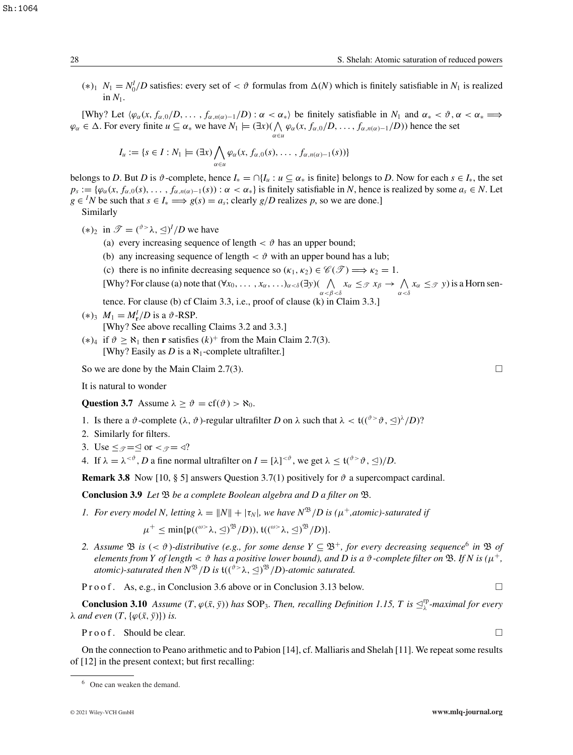$(*)_1$ $N_1 = N_0^I/D$ satisfies: every set of $< \vartheta$ formulas from $\Delta(N)$ which is finitely satisfiable in $N_1$ is realized in $N_1$.

[Why? Let $\langle \varphi_\alpha(x, f_{\alpha,0}/D, \ldots, f_{\alpha,n(\alpha)-1}/D) : \alpha < \alpha_* \rangle$ be finitely satisfiable in $N_1$ and $\alpha_* < \vartheta, \alpha < \alpha_* \Longrightarrow \varphi_\alpha \in \Delta$. For every finite $u \subseteq \alpha_*$ we have $N_1 \models (\exists x)(\bigwedge_{\alpha \in u} \varphi_\alpha(x, f_{\alpha,0}/D, \ldots, f_{\alpha,n(\alpha)-1}/D))$ hence the set

$$I_u := \{s \in I : N_1 \models (\exists x) \bigwedge_{\alpha \in u} \varphi_\alpha(x, f_{\alpha,0}(s), \ldots, f_{\alpha,n(\alpha)-1}(s))\}$$

belongs to $D$. But $D$ is $\vartheta$-complete, hence $I_* = \cap\{I_u : u \subseteq \alpha_*$ is finite$\}$ belongs to $D$. Now for each $s \in I_*$, the set $p_s := \{\varphi_\alpha(x, f_{\alpha,0}(s), \ldots, f_{\alpha,n(\alpha)-1}(s)) : \alpha < \alpha_*\}$ is finitely satisfiable in $N$, hence is realized by some $a_s \in N$. Let $g \in {}^I N$ be such that $s \in I_* \Longrightarrow g(s) = a_s$; clearly $g/D$ realizes $p$, so we are done.]

Similarly

$(*)_2$ in $\mathscr{T} = ({}^{\vartheta>}\lambda, \trianglelefteq)^I/D$ we have

(a) every increasing sequence of length $< \vartheta$ has an upper bound;

(b) any increasing sequence of length $< \vartheta$ with an upper bound has a lub;

(c) there is no infinite decreasing sequence so $(\kappa_1, \kappa_2) \in \mathscr{C}(\mathscr{T}) \Longrightarrow \kappa_2 = 1$.

[Why? For clause (a) note that $(\forall x_0, \ldots, x_\alpha, \ldots)_{\alpha<\delta}(\exists y)(\bigwedge_{\alpha<\beta<\delta} x_\alpha \leq_{\mathscr{T}} x_\beta \to \bigwedge_{\alpha<\delta} x_\alpha \leq_{\mathscr{T}} y)$ is a Horn sentence. For clause (b) cf Claim 3.3, i.e., proof of clause (k) in Claim 3.3.]

$(*)_3$ $M_1 = M_{\mathbf{r}}^I/D$ is a $\vartheta$-RSP.

[Why? See above recalling Claims 3.2 and 3.3.]

$(*)_4$ if $\vartheta \geq \aleph_1$ then $\mathbf{r}$ satisfies $(k)^+$ from the Main Claim 2.7(3).

[Why? Easily as $D$ is a $\aleph_1$-complete ultrafilter.]

So we are done by the Main Claim 2.7(3). $\square$

It is natural to wonder

**Question 3.7** Assume $\lambda \geq \vartheta = \mathrm{cf}(\vartheta) > \aleph_0$.

1. Is there a $\vartheta$-complete $(\lambda, \vartheta)$-regular ultrafilter $D$ on $\lambda$ such that $\lambda < \mathfrak{t}(({}^{\vartheta>}\vartheta, \trianglelefteq)^\lambda/D)$?
2. Similarly for filters.
3. Use $\leq_{\mathscr{T}} = \trianglelefteq$ or $<_{\mathscr{T}} = \triangleleft$?
4. If $\lambda = \lambda^{<\vartheta}$, $D$ a fine normal ultrafilter on $I = [\lambda]^{<\vartheta}$, we get $\lambda \leq \mathfrak{t}({}^{\vartheta>}\vartheta, \trianglelefteq)/D$.

**Remark 3.8** Now [10, § 5] answers Question 3.7(1) positively for $\vartheta$ a supercompact cardinal.

**Conclusion 3.9** *Let $\mathfrak{B}$ be a complete Boolean algebra and $D$ a filter on $\mathfrak{B}$.*

*1. For every model $N$, letting $\lambda = \|N\| + |\tau_N|$, we have $N^{\mathfrak{B}}/D$ is $(\mu^+$,atomic$)$-saturated if*

$$\mu^+ \leq \min\{\mathfrak{p}(({}^{\omega>}\lambda, \trianglelefteq)^{\mathfrak{B}}/D)), \mathfrak{t}(({}^{\omega>}\lambda, \trianglelefteq)^{\mathfrak{B}}/D)\}.$$

*2. Assume $\mathfrak{B}$ is $(< \vartheta)$-distributive (e.g., for some dense $Y \subseteq \mathfrak{B}^+$, for every decreasing sequence[6] in $\mathfrak{B}$ of elements from $Y$ of length $< \vartheta$ has a positive lower bound), and $D$ is a $\vartheta$-complete filter on $\mathfrak{B}$. If $N$ is $(\mu^+$, atomic$)$-saturated then $N^{\mathfrak{B}}/D$ is $\mathfrak{t}(({}^{\vartheta>}\lambda, \trianglelefteq)^{\mathfrak{B}}/D)$-atomic saturated.*

Proof. As, e.g., in Conclusion 3.6 above or in Conclusion 3.13 below. $\square$

**Conclusion 3.10** *Assume $(T, \varphi(\bar{x}, \bar{y}))$ has $\mathrm{SOP}_3$. Then, recalling Definition 1.15, $T$ is $\trianglelefteq_\lambda^{\mathrm{rp}}$-maximal for every $\lambda$ and even $(T, \{\varphi(\bar{x}, \bar{y})\})$ is.*

Proof. Should be clear. $\square$

On the connection to Peano arithmetic and to Pabion [14], cf. Malliaris and Shelah [11]. We repeat some results of [12] in the present context; but first recalling:

[6] One can weaken the demand.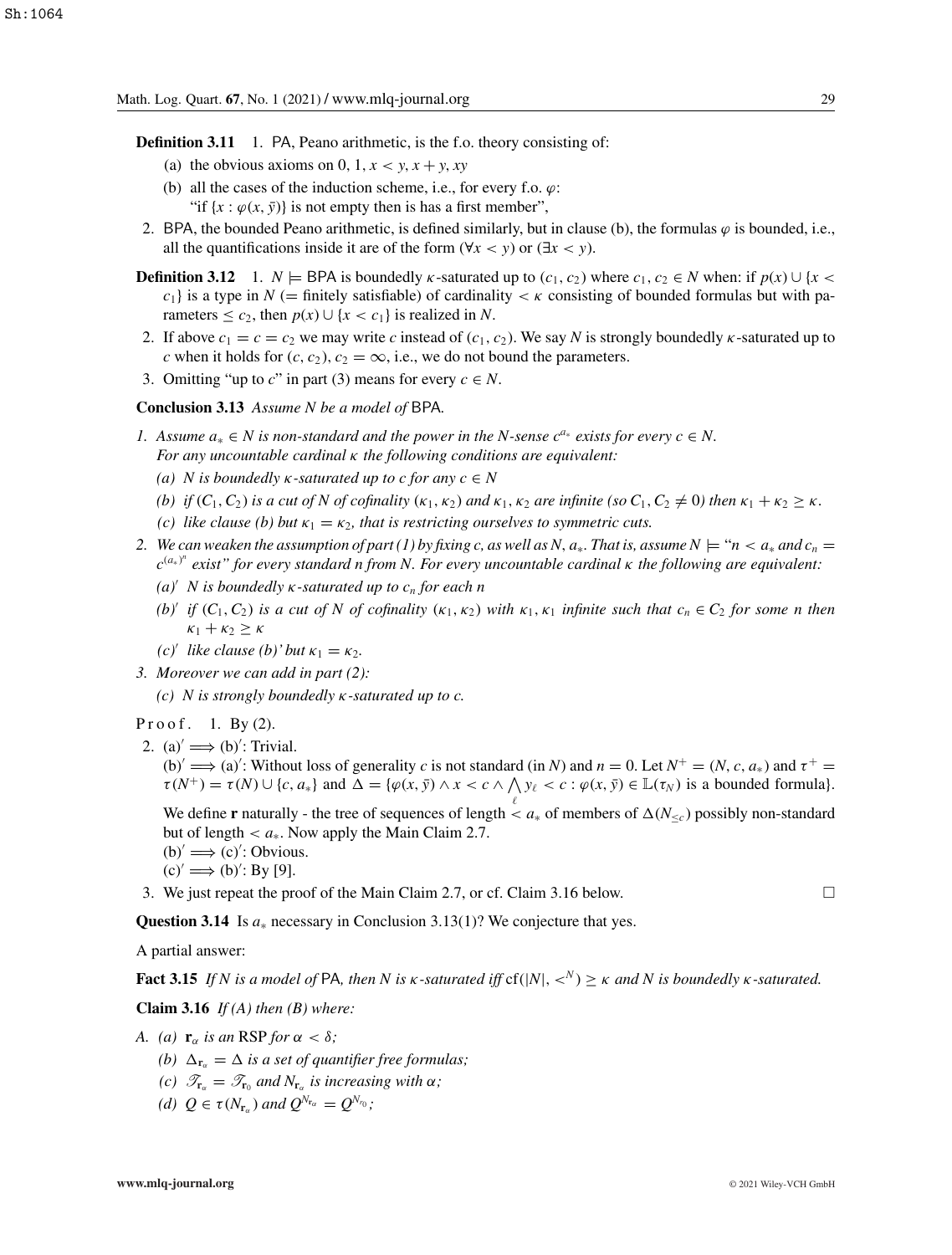**Definition 3.11** 1. PA, Peano arithmetic, is the f.o. theory consisting of:

(a) the obvious axioms on $0, 1, x < y, x + y, xy$

(b) all the cases of the induction scheme, i.e., for every f.o. $\varphi$: "if $\{x : \varphi(x, \bar{y})\}$ is not empty then is has a first member",

2. BPA, the bounded Peano arithmetic, is defined similarly, but in clause (b), the formulas $\varphi$ is bounded, i.e., all the quantifications inside it are of the form $(\forall x < y)$ or $(\exists x < y)$.

**Definition 3.12** 1. $N \models$ BPA is boundedly $\kappa$-saturated up to $(c_1, c_2)$ where $c_1, c_2 \in N$ when: if $p(x) \cup \{x < c_1\}$ is a type in $N$ (= finitely satisfiable) of cardinality $< \kappa$ consisting of bounded formulas but with parameters $\leq c_2$, then $p(x) \cup \{x < c_1\}$ is realized in $N$.

2. If above $c_1 = c = c_2$ we may write $c$ instead of $(c, c_2)$. We say $N$ is strongly boundedly $\kappa$-saturated up to $c$ when it holds for $(c, c_2)$, $c_2 = \infty$, i.e., we do not bound the parameters.

3. Omitting "up to $c$" in part (3) means for every $c \in N$.

**Conclusion 3.13** *Assume $N$ be a model of* BPA*.*

*1. Assume $a_* \in N$ is non-standard and the power in the $N$-sense $c^{a_*}$ exists for every $c \in N$. For any uncountable cardinal $\kappa$ the following conditions are equivalent:*

*(a) $N$ is boundedly $\kappa$-saturated up to $c$ for any $c \in N$*

*(b) if $(C_1, C_2)$ is a cut of $N$ of cofinality $(\kappa_1, \kappa_2)$ and $\kappa_1, \kappa_2$ are infinite (so $C_1, C_2 \neq 0$) then $\kappa_1 + \kappa_2 \geq \kappa$.*

*(c) like clause (b) but $\kappa_1 = \kappa_2$, that is restricting ourselves to symmetric cuts.*

*2. We can weaken the assumption of part (1) by fixing $c$, as well as $N, a_*$. That is, assume $N \models$ "$n < a_*$ and $c_n = c^{(a_*)^n}$ exist" for every standard $n$ from $N$. For every uncountable cardinal $\kappa$ the following are equivalent:*

*$(a)'$ $N$ is boundedly $\kappa$-saturated up to $c_n$ for each $n$*

*$(b)'$ if $(C_1, C_2)$ is a cut of $N$ of cofinality $(\kappa_1, \kappa_2)$ with $\kappa_1, \kappa_1$ infinite such that $c_n \in C_2$ for some $n$ then $\kappa_1 + \kappa_2 \geq \kappa$*

*$(c)'$ like clause $(b)'$ but $\kappa_1 = \kappa_2$.*

*3. Moreover we can add in part (2):*

*(c) $N$ is strongly boundedly $\kappa$-saturated up to $c$.*

Proof. 1. By (2).

2. $(a)' \Longrightarrow (b)'$: Trivial.

$(b)' \Longrightarrow (a)'$: Without loss of generality $c$ is not standard (in $N$) and $n = 0$. Let $N^+ = (N, c, a_*)$ and $\tau^+ = \tau(N^+) = \tau(N) \cup \{c, a_*\}$ and $\Delta = \{\varphi(x, \bar{y}) \wedge x < c \wedge \bigwedge_\ell y_\ell < c : \varphi(x, \bar{y}) \in \mathbb{L}(\tau_N)$ is a bounded formula$\}$.

We define $\mathbf{r}$ naturally - the tree of sequences of length $< a_*$ of members of $\Delta(N_{<c})$ possibly non-standard but of length $< a_*$. Now apply the Main Claim 2.7.

$(b)' \Longrightarrow (c)'$: Obvious.

$(c)' \Longrightarrow (b)'$: By [9].

3. We just repeat the proof of the Main Claim 2.7, or cf. Claim 3.16 below. $\square$

**Question 3.14** Is $a_*$ necessary in Conclusion 3.13(1)? We conjecture that yes.

A partial answer:

**Fact 3.15** *If $N$ is a model of* PA*, then $N$ is $\kappa$-saturated iff $\mathrm{cf}(|N|, <^N) \geq \kappa$ and $N$ is boundedly $\kappa$-saturated.*

**Claim 3.16** *If (A) then (B) where:*

*A. (a) $\mathbf{r}_\alpha$ is an* RSP *for $\alpha < \delta$;*

*(b) $\Delta_{\mathbf{r}_\alpha} = \Delta$ is a set of quantifier free formulas;*

*(c) $\mathscr{T}_{\mathbf{r}_\alpha} = \mathscr{T}_{\mathbf{r}_0}$ and $N_{\mathbf{r}_\alpha}$ is increasing with $\alpha$;*

*(d) $Q \in \tau(N_{\mathbf{r}_\alpha})$ and $Q^{N_{\mathbf{r}_\alpha}} = Q^{N_{r_0}}$;*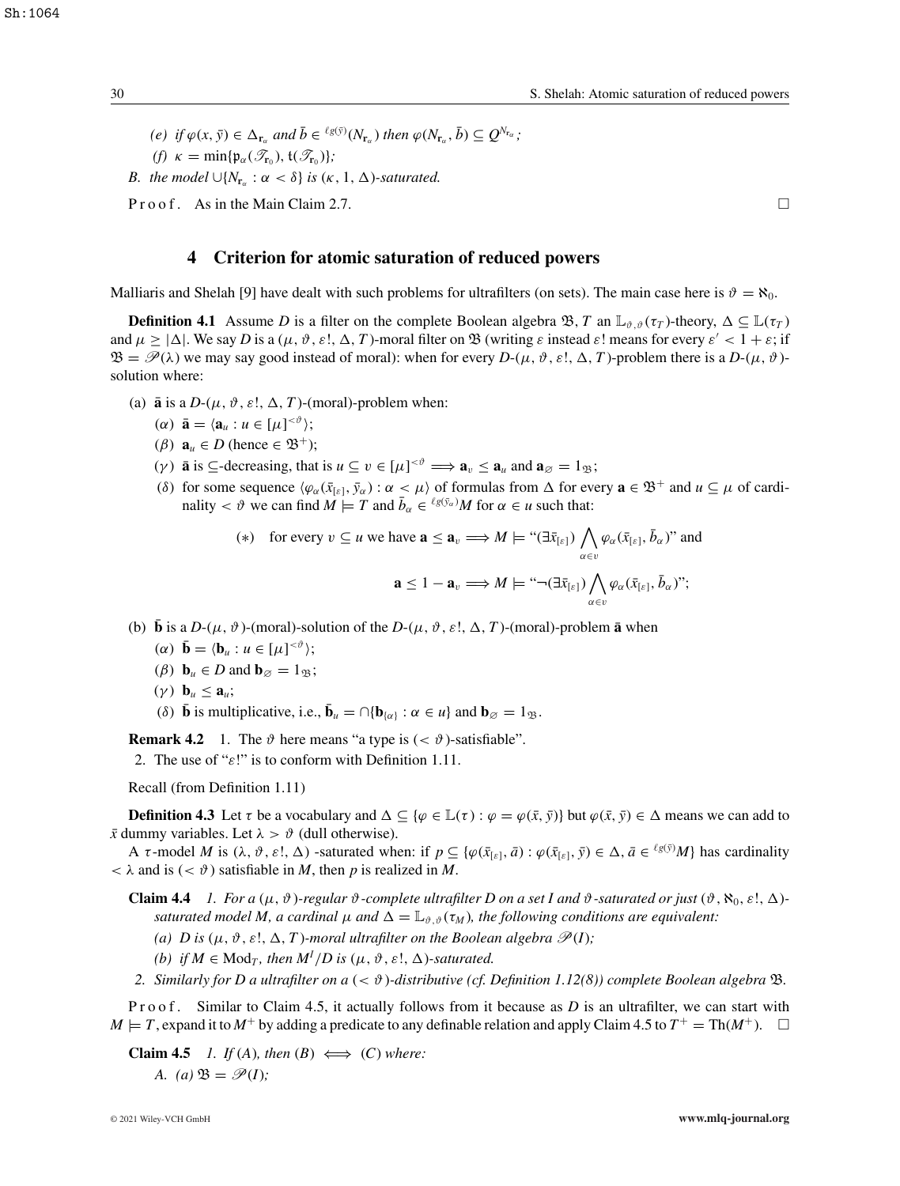(e) *if* $\varphi(x, \bar{y}) \in \Delta_{\mathbf{r}_\alpha}$ *and* $\bar{b} \in {}^{\ell g(\bar{y})}(N_{\mathbf{r}_\alpha})$ *then* $\varphi(N_{\mathbf{r}_\alpha}, \bar{b}) \subseteq Q^{N_{\mathbf{r}_\alpha}}$;

(f) $\kappa = \min\{\mathfrak{p}_\alpha(\mathscr{T}_{\mathbf{r}_0}), \mathfrak{t}(\mathscr{T}_{\mathbf{r}_0})\}$;

B. *the model* $\cup\{N_{\mathbf{r}_\alpha} : \alpha < \delta\}$ *is* $(\kappa, 1, \Delta)$*-saturated.*

Proof. As in the Main Claim 2.7. □

## 4 Criterion for atomic saturation of reduced powers

Malliaris and Shelah [9] have dealt with such problems for ultrafilters (on sets). The main case here is $\vartheta = \aleph_0$.

**Definition 4.1** Assume $D$ is a filter on the complete Boolean algebra $\mathfrak{B}$, $T$ an $\mathbb{L}_{\vartheta,\vartheta}(\tau_T)$-theory, $\Delta \subseteq \mathbb{L}(\tau_T)$ and $\mu \geq |\Delta|$. We say $D$ is a $(\mu, \vartheta, \varepsilon!, \Delta, T)$-moral filter on $\mathfrak{B}$ (writing $\varepsilon$ instead $\varepsilon!$ means for every $\varepsilon' < 1 + \varepsilon$; if $\mathfrak{B} = \mathscr{P}(\lambda)$ we may say good instead of moral): when for every $D$-$(\mu, \vartheta, \varepsilon!, \Delta, T)$-problem there is a $D$-$(\mu, \vartheta)$-solution where:

(a) $\bar{\mathbf{a}}$ is a $D$-$(\mu, \vartheta, \varepsilon!, \Delta, T)$-(moral)-problem when:

($\alpha$) $\bar{\mathbf{a}} = \langle \mathbf{a}_u : u \in [\mu]^{<\vartheta} \rangle$;

($\beta$) $\mathbf{a}_u \in D$ (hence $\in \mathfrak{B}^+$);

($\gamma$) $\bar{\mathbf{a}}$ is $\subseteq$-decreasing, that is $u \subseteq v \in [\mu]^{<\vartheta} \Longrightarrow \mathbf{a}_v \leq \mathbf{a}_u$ and $\mathbf{a}_\varnothing = 1_{\mathfrak{B}}$;

($\delta$) for some sequence $\langle \varphi_\alpha(\bar{x}_{[\varepsilon]}, \bar{y}_\alpha) : \alpha < \mu \rangle$ of formulas from $\Delta$ for every $\mathbf{a} \in \mathfrak{B}^+$ and $u \subseteq \mu$ of cardinality $< \vartheta$ we can find $M \models T$ and $\bar{b}_\alpha \in {}^{\ell g(\bar{y}_\alpha)}M$ for $\alpha \in u$ such that:

$$(*) \quad \text{for every } v \subseteq u \text{ we have } \mathbf{a} \leq \mathbf{a}_v \Longrightarrow M \models \text{“}(\exists \bar{x}_{[\varepsilon]}) \bigwedge_{\alpha \in v} \varphi_\alpha(\bar{x}_{[\varepsilon]}, \bar{b}_\alpha)\text{” and}$$

$$\mathbf{a} \leq 1 - \mathbf{a}_v \Longrightarrow M \models \text{“}\neg(\exists \bar{x}_{[\varepsilon]}) \bigwedge_{\alpha \in v} \varphi_\alpha(\bar{x}_{[\varepsilon]}, \bar{b}_\alpha)\text{”};$$

(b) $\bar{\mathbf{b}}$ is a $D$-$(\mu, \vartheta)$-(moral)-solution of the $D$-$(\mu, \vartheta, \varepsilon!, \Delta, T)$-(moral)-problem $\bar{\mathbf{a}}$ when

($\alpha$) $\bar{\mathbf{b}} = \langle \mathbf{b}_u : u \in [\mu]^{<\vartheta} \rangle$;

($\beta$) $\mathbf{b}_u \in D$ and $\mathbf{b}_\varnothing = 1_{\mathfrak{B}}$;

($\gamma$) $\mathbf{b}_u \leq \mathbf{a}_u$;

($\delta$) $\bar{\mathbf{b}}$ is multiplicative, i.e., $\bar{\mathbf{b}}_u = \cap\{\mathbf{b}_{\{\alpha\}} : \alpha \in u\}$ and $\mathbf{b}_\varnothing = 1_{\mathfrak{B}}$.

**Remark 4.2** 1. The $\vartheta$ here means “a type is $(< \vartheta)$-satisfiable”.

2. The use of “$\varepsilon!$” is to conform with Definition 1.11.

Recall (from Definition 1.11)

**Definition 4.3** Let $\tau$ be a vocabulary and $\Delta \subseteq \{\varphi \in \mathbb{L}(\tau) : \varphi = \varphi(\bar{x}, \bar{y})\}$ but $\varphi(\bar{x}, \bar{y}) \in \Delta$ means we can add to $\bar{x}$ dummy variables. Let $\lambda > \vartheta$ (dull otherwise).

A $\tau$-model $M$ is $(\lambda, \vartheta, \varepsilon!, \Delta)$ -saturated when: if $p \subseteq \{\varphi(\bar{x}_{[\varepsilon]}, \bar{a}) : \varphi(\bar{x}_{[\varepsilon]}, \bar{y}) \in \Delta, \bar{a} \in {}^{\ell g(\bar{y})}M\}$ has cardinality $< \lambda$ and is $(< \vartheta)$ satisfiable in $M$, then $p$ is realized in $M$.

**Claim 4.4** *1. For a* $(\mu, \vartheta)$*-regular* $\vartheta$*-complete ultrafilter* $D$ *on a set* $I$ *and* $\vartheta$*-saturated or just* $(\vartheta, \aleph_0, \varepsilon!, \Delta)$*-saturated model* $M$*, a cardinal* $\mu$ *and* $\Delta = \mathbb{L}_{\vartheta,\vartheta}(\tau_M)$*, the following conditions are equivalent:*

*(a)* $D$ *is* $(\mu, \vartheta, \varepsilon!, \Delta, T)$*-moral ultrafilter on the Boolean algebra* $\mathscr{P}(I)$*;*

*(b) if* $M \in \mathrm{Mod}_T$*, then* $M^I/D$ *is* $(\mu, \vartheta, \varepsilon!, \Delta)$*-saturated.*

*2. Similarly for* $D$ *a ultrafilter on a* $(< \vartheta)$*-distributive (cf. Definition 1.12(8)) complete Boolean algebra* $\mathfrak{B}$*.*

Proof. Similar to Claim 4.5, it actually follows from it because as $D$ is an ultrafilter, we can start with $M \models T$, expand it to $M^+$ by adding a predicate to any definable relation and apply Claim 4.5 to $T^+ = \mathrm{Th}(M^+)$. □

**Claim 4.5** *1. If* $(A)$*, then* $(B) \iff (C)$ *where:*

*A. (a)* $\mathfrak{B} = \mathscr{P}(I)$*;*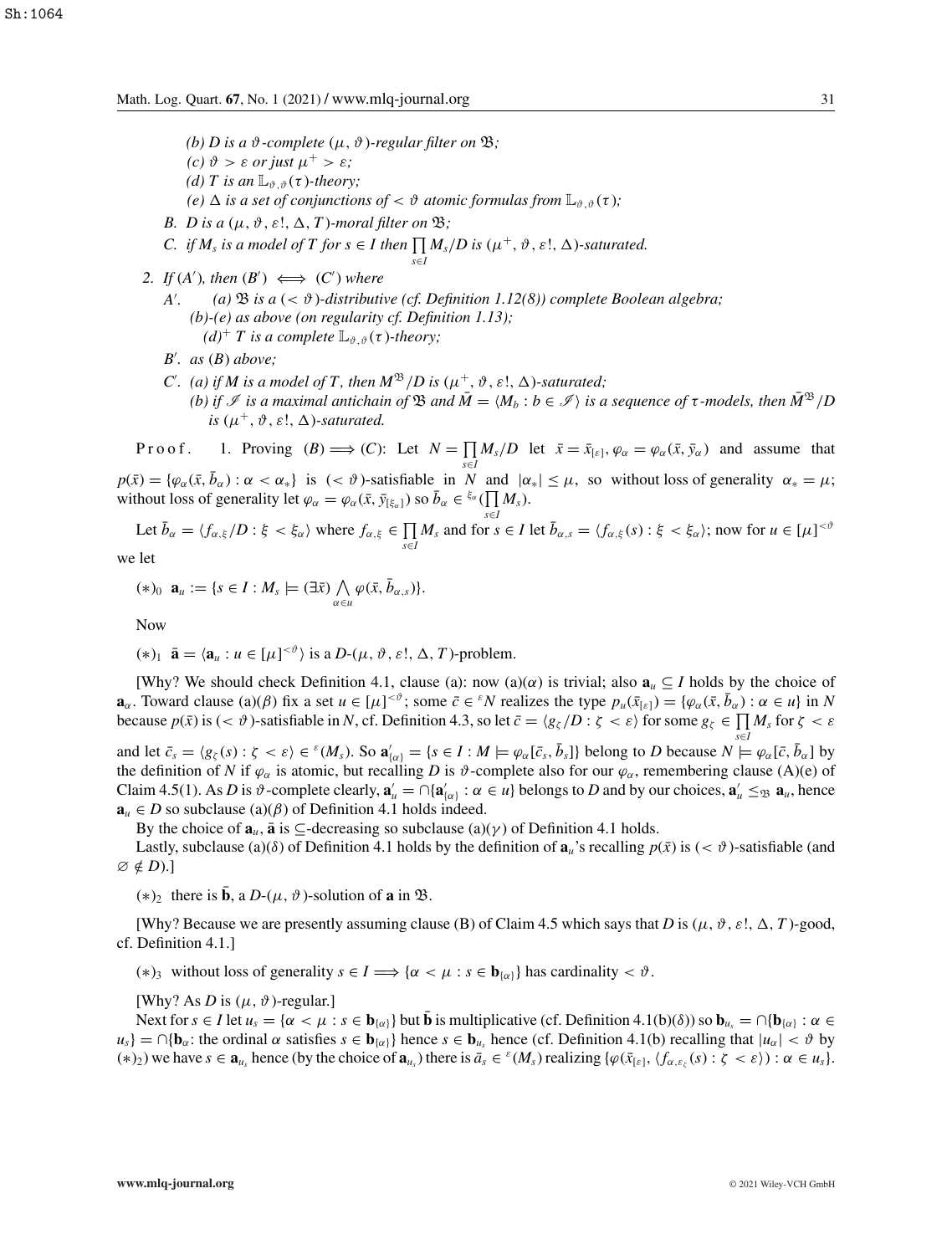*(b) $D$ is a $\vartheta$-complete $(\mu, \vartheta)$-regular filter on $\mathfrak{B}$;*

*(c) $\vartheta > \varepsilon$ or just $\mu^+ > \varepsilon$;*

*(d) $T$ is an $\mathbb{L}_{\vartheta,\vartheta}(\tau)$-theory;*

*(e) $\Delta$ is a set of conjunctions of $< \vartheta$ atomic formulas from $\mathbb{L}_{\vartheta,\vartheta}(\tau)$;*

*B. $D$ is a $(\mu, \vartheta, \varepsilon!, \Delta, T)$-moral filter on $\mathfrak{B}$;*

*C. if $M_s$ is a model of $T$ for $s \in I$ then $\prod_{s\in I} M_s/D$ is $(\mu^+, \vartheta, \varepsilon!, \Delta)$-saturated.*

2. *If $(A')$, then $(B') \iff (C')$ where*

*A'. (a) $\mathfrak{B}$ is a $(<\vartheta)$-distributive (cf. Definition 1.12(8)) complete Boolean algebra;*

*(b)-(e) as above (on regularity cf. Definition 1.13);*

*$(d)^+$ $T$ is a complete $\mathbb{L}_{\vartheta,\vartheta}(\tau)$-theory;*

*B'. as (B) above;*

*C'. (a) if $M$ is a model of $T$, then $M^{\mathfrak{B}}/D$ is $(\mu^+, \vartheta, \varepsilon!, \Delta)$-saturated;*

*(b) if $\mathscr{I}$ is a maximal antichain of $\mathfrak{B}$ and $\bar{M} = \langle M_b : b \in \mathscr{I}\rangle$ is a sequence of $\tau$-models, then $\bar{M}^{\mathfrak{B}}/D$ is $(\mu^+, \vartheta, \varepsilon!, \Delta)$-saturated.*

Proof. 1. Proving $(B) \Longrightarrow (C)$: Let $N = \prod_{s\in I} M_s/D$ let $\bar{x} = \bar{x}_{[\varepsilon]}, \varphi_\alpha = \varphi_\alpha(\bar{x}, \bar{y}_\alpha)$ and assume that $p(\bar{x}) = \{\varphi_\alpha(\bar{x}, \bar{b}_\alpha) : \alpha < \alpha_*\}$ is $(<\vartheta)$-satisfiable in $N$ and $|\alpha_*| \le \mu$, so without loss of generality $\alpha_* = \mu$; without loss of generality let $\varphi_\alpha = \varphi_\alpha(\bar{x}, \bar{y}_{[\xi_\alpha]})$ so $\bar{b}_\alpha \in {}^{\xi_\alpha}(\prod_{s\in I} M_s)$.

Let $\bar{b}_\alpha = \langle f_{\alpha,\xi}/D : \xi < \xi_\alpha\rangle$ where $f_{\alpha,\xi} \in \prod_{s\in I} M_s$ and for $s \in I$ let $\bar{b}_{\alpha,s} = \langle f_{\alpha,\xi}(s) : \xi < \xi_\alpha\rangle$; now for $u \in [\mu]^{<\vartheta}$ we let

$(*)_0$ $\mathbf{a}_u := \{s \in I : M_s \models (\exists \bar{x}) \bigwedge_{\alpha\in u} \varphi(\bar{x}, \bar{b}_{\alpha,s})\}$.

Now

$(*)_1$ $\bar{\mathbf{a}} = \langle \mathbf{a}_u : u \in [\mu]^{<\vartheta}\rangle$ is a $D$-$(\mu, \vartheta, \varepsilon!, \Delta, T)$-problem.

[Why? We should check Definition 4.1, clause (a): now (a)($\alpha$) is trivial; also $\mathbf{a}_u \subseteq I$ holds by the choice of $\mathbf{a}_\alpha$. Toward clause (a)($\beta$) fix a set $u \in [\mu]^{<\vartheta}$; some $\bar{c} \in {}^{\varepsilon}N$ realizes the type $p_u(\bar{x}_{[\varepsilon]}) = \{\varphi_\alpha(\bar{x}, \bar{b}_\alpha) : \alpha \in u\}$ in $N$ because $p(\bar{x})$ is $(<\vartheta)$-satisfiable in $N$, cf. Definition 4.3, so let $\bar{c} = \langle g_\zeta/D : \zeta < \varepsilon\rangle$ for some $g_\zeta \in \prod_{s\in I} M_s$ for $\zeta < \varepsilon$ and let $\bar{c}_s = \langle g_\zeta(s) : \zeta < \varepsilon\rangle \in {}^{\varepsilon}(M_s)$. So $\mathbf{a}'_{\{\alpha\}} = \{s \in I : M \models \varphi_\alpha[\bar{c}_s, \bar{b}_s]\}$ belong to $D$ because $N \models \varphi_\alpha[\bar{c}, \bar{b}_\alpha]$ by the definition of $N$ if $\varphi_\alpha$ is atomic, but recalling $D$ is $\vartheta$-complete also for our $\varphi_\alpha$, remembering clause (A)(e) of Claim 4.5(1). As $D$ is $\vartheta$-complete clearly, $\mathbf{a}'_u = \cap\{\mathbf{a}'_{\{\alpha\}} : \alpha \in u\}$ belongs to $D$ and by our choices, $\mathbf{a}'_u \le_{\mathfrak{B}} \mathbf{a}_u$, hence $\mathbf{a}_u \in D$ so subclause (a)($\beta$) of Definition 4.1 holds indeed.

By the choice of $\mathbf{a}_u$, $\bar{\mathbf{a}}$ is $\subseteq$-decreasing so subclause (a)($\gamma$) of Definition 4.1 holds.

Lastly, subclause (a)($\delta$) of Definition 4.1 holds by the definition of $\mathbf{a}_u$'s recalling $p(\bar{x})$ is $(<\vartheta)$-satisfiable (and $\varnothing \notin D$).]

$(*)_2$ there is $\bar{\mathbf{b}}$, a $D$-$(\mu, \vartheta)$-solution of $\mathbf{a}$ in $\mathfrak{B}$.

[Why? Because we are presently assuming clause (B) of Claim 4.5 which says that $D$ is $(\mu, \vartheta, \varepsilon!, \Delta, T)$-good, cf. Definition 4.1.]

$(*)_3$ without loss of generality $s \in I \Longrightarrow \{\alpha < \mu : s \in \mathbf{b}_{\{\alpha\}}\}$ has cardinality $< \vartheta$.

[Why? As $D$ is $(\mu, \vartheta)$-regular.]

Next for $s \in I$ let $u_s = \{\alpha < \mu : s \in \mathbf{b}_{\{\alpha\}}\}$ but $\bar{\mathbf{b}}$ is multiplicative (cf. Definition 4.1(b)($\delta$)) so $\mathbf{b}_{u_s} = \cap\{\mathbf{b}_{\{\alpha\}} : \alpha \in u_s\} = \cap\{\mathbf{b}_\alpha$: the ordinal $\alpha$ satisfies $s \in \mathbf{b}_{\{\alpha\}}\}$ hence $s \in \mathbf{b}_{u_s}$ hence (cf. Definition 4.1(b) recalling that $|u_\alpha| < \vartheta$ by $(*)_2$) we have $s \in \mathbf{a}_{u_s}$ hence (by the choice of $\mathbf{a}_{u_s}$) there is $\bar{a}_s \in {}^{\varepsilon}(M_s)$ realizing $\{\varphi(\bar{x}_{[\varepsilon]}, \langle f_{\alpha,\varepsilon_\zeta}(s) : \zeta < \varepsilon\rangle) : \alpha \in u_s\}$.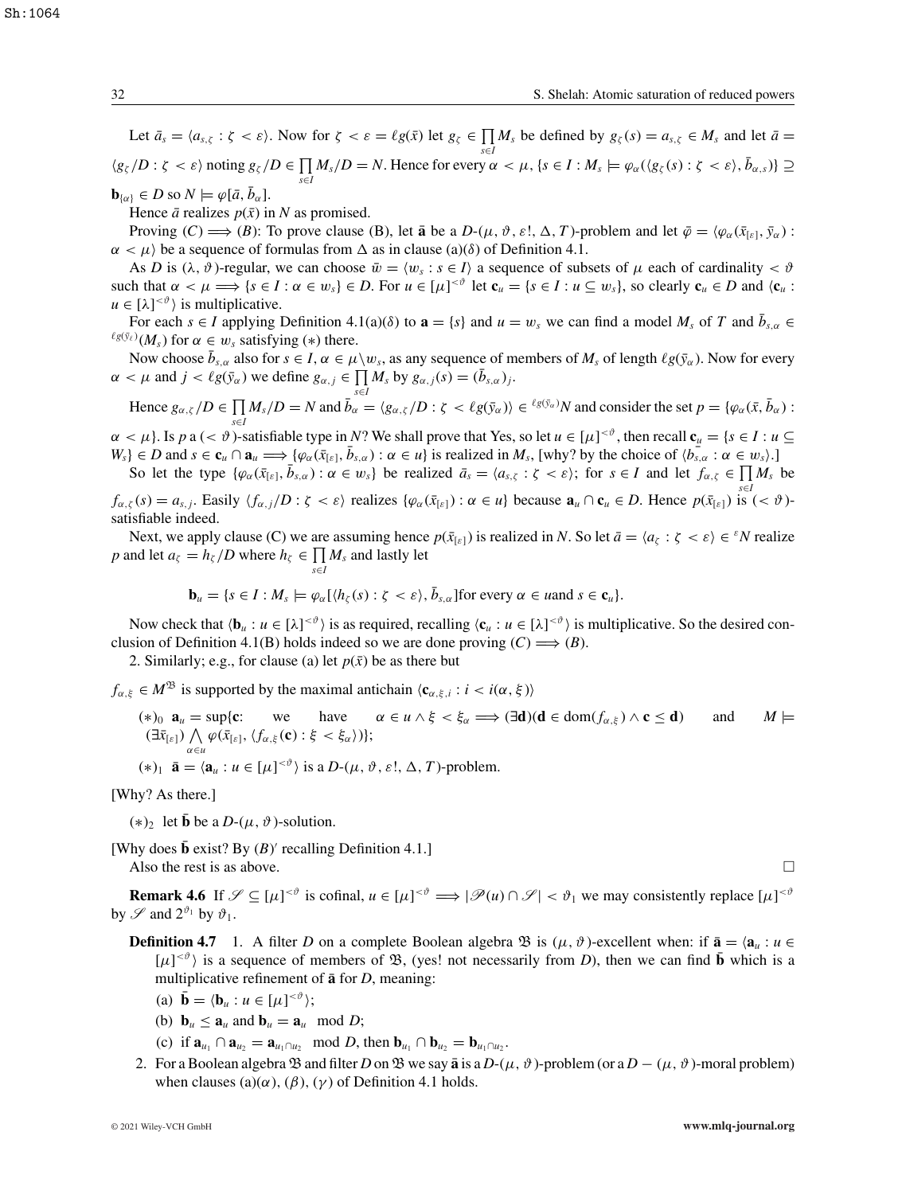Let $\bar{a}_s = \langle a_{s,\zeta} : \zeta < \varepsilon \rangle$. Now for $\zeta < \varepsilon = \ell g(\bar{x})$ let $g_\zeta \in \prod_{s \in I} M_s$ be defined by $g_\zeta(s) = a_{s,\zeta} \in M_s$ and let $\bar{a} = \langle g_\zeta/D : \zeta < \varepsilon \rangle$ noting $g_\zeta/D \in \prod_{s \in I} M_s/D = N$. Hence for every $\alpha < \mu$, $\{s \in I : M_s \models \varphi_\alpha(\langle g_\zeta(s) : \zeta < \varepsilon \rangle, \bar{b}_{\alpha,s})\} \supseteq \mathbf{b}_{\{\alpha\}} \in D$ so $N \models \varphi[\bar{a}, \bar{b}_\alpha]$.

Hence $\bar{a}$ realizes $p(\bar{x})$ in $N$ as promised.

Proving $(C) \Longrightarrow (B)$: To prove clause (B), let $\bar{\mathbf{a}}$ be a $D$-$(\mu, \vartheta, \varepsilon!, \Delta, T)$-problem and let $\bar{\varphi} = \langle \varphi_\alpha(\bar{x}_{[\varepsilon]}, \bar{y}_\alpha) : \alpha < \mu \rangle$ be a sequence of formulas from $\Delta$ as in clause (a)$(\delta)$ of Definition 4.1.

As $D$ is $(\lambda, \vartheta)$-regular, we can choose $\bar{w} = \langle w_s : s \in I \rangle$ a sequence of subsets of $\mu$ each of cardinality $< \vartheta$ such that $\alpha < \mu \Longrightarrow \{s \in I : \alpha \in w_s\} \in D$. For $u \in [\mu]^{<\vartheta}$ let $\mathbf{c}_u = \{s \in I : u \subseteq w_s\}$, so clearly $\mathbf{c}_u \in D$ and $\langle \mathbf{c}_u : u \in [\lambda]^{<\vartheta} \rangle$ is multiplicative.

For each $s \in I$ applying Definition 4.1(a)$(\delta)$ to $\mathbf{a} = \{s\}$ and $u = w_s$ we can find a model $M_s$ of $T$ and $\bar{b}_{s,\alpha} \in {}^{\ell g(\bar{y}_\ell)}(M_s)$ for $\alpha \in w_s$ satisfying $(*)$ there.

Now choose $\bar{b}_{s,\alpha}$ also for $s \in I$, $\alpha \in \mu \backslash w_s$, as any sequence of members of $M_s$ of length $\ell g(\bar{y}_\alpha)$. Now for every $\alpha < \mu$ and $j < \ell g(\bar{y}_\alpha)$ we define $g_{\alpha,j} \in \prod_{s \in I} M_s$ by $g_{\alpha,j}(s) = (\bar{b}_{s,\alpha})_j$.

Hence $g_{\alpha,\zeta}/D \in \prod_{s \in I} M_s/D = N$ and $\bar{b}_\alpha = \langle g_{\alpha,\zeta}/D : \zeta < \ell g(\bar{y}_\alpha) \rangle \in {}^{\ell g(\bar{y}_\alpha)}N$ and consider the set $p = \{\varphi_\alpha(\bar{x}, \bar{b}_\alpha) : \alpha < \mu\}$. Is $p$ a $(< \vartheta)$-satisfiable type in $N$? We shall prove that Yes, so let $u \in [\mu]^{<\vartheta}$, then recall $\mathbf{c}_u = \{s \in I : u \subseteq W_s\} \in D$ and $s \in \mathbf{c}_u \cap \mathbf{a}_u \Longrightarrow \{\varphi_\alpha(\bar{x}_{[\varepsilon]}, \bar{b}_{s,\alpha}) : \alpha \in u\}$ is realized in $M_s$, [why? by the choice of $\langle \bar{b}_{s,\alpha} : \alpha \in w_s \rangle$.]

So let the type $\{\varphi_\alpha(\bar{x}_{[\varepsilon]}, \bar{b}_{s,\alpha}) : \alpha \in w_s\}$ be realized $\bar{a}_s = \langle a_{s,\zeta} : \zeta < \varepsilon \rangle$; for $s \in I$ and let $f_{\alpha,\zeta} \in \prod_{s \in I} M_s$ be $f_{\alpha,\zeta}(s) = a_{s,j}$. Easily $\langle f_{\alpha,j}/D : \zeta < \varepsilon \rangle$ realizes $\{\varphi_\alpha(\bar{x}_{[\varepsilon]}) : \alpha \in u\}$ because $\mathbf{a}_u \cap \mathbf{c}_u \in D$. Hence $p(\bar{x}_{[\varepsilon]})$ is $(< \vartheta)$-satisfiable indeed.

Next, we apply clause (C) we are assuming hence $p(\bar{x}_{[\varepsilon]})$ is realized in $N$. So let $\bar{a} = \langle a_\zeta : \zeta < \varepsilon \rangle \in {}^\varepsilon N$ realize $p$ and let $a_\zeta = h_\zeta/D$ where $h_\zeta \in \prod_{s \in I} M_s$ and lastly let

$$\mathbf{b}_u = \{s \in I : M_s \models \varphi_\alpha[\langle h_\zeta(s) : \zeta < \varepsilon \rangle, \bar{b}_{s,\alpha}] \text{for every } \alpha \in u \text{and } s \in \mathbf{c}_u\}.$$

Now check that $\langle \mathbf{b}_u : u \in [\lambda]^{<\vartheta} \rangle$ is as required, recalling $\langle \mathbf{c}_u : u \in [\lambda]^{<\vartheta} \rangle$ is multiplicative. So the desired conclusion of Definition 4.1(B) holds indeed so we are done proving $(C) \Longrightarrow (B)$.

2. Similarly; e.g., for clause (a) let $p(\bar{x})$ be as there but

$f_{\alpha,\xi} \in M^{\mathfrak{B}}$ is supported by the maximal antichain $\langle \mathbf{c}_{\alpha,\xi,i} : i < i(\alpha, \xi) \rangle$

$(*)_0$ $\mathbf{a}_u = \sup\{\mathbf{c}$: we have $\alpha \in u \wedge \xi < \xi_\alpha \Longrightarrow (\exists \mathbf{d})(\mathbf{d} \in \mathrm{dom}(f_{\alpha,\xi}) \wedge \mathbf{c} \leq \mathbf{d})$ and $M \models (\exists \bar{x}_{[\varepsilon]}) \bigwedge_{\alpha \in u} \varphi(\bar{x}_{[\varepsilon]}, \langle f_{\alpha,\xi}(\mathbf{c}) : \xi < \xi_\alpha \rangle)\}$;

$(*)_1$ $\bar{\mathbf{a}} = \langle \mathbf{a}_u : u \in [\mu]^{<\vartheta} \rangle$ is a $D$-$(\mu, \vartheta, \varepsilon!, \Delta, T)$-problem.

[Why? As there.]

$(*)_2$ let $\bar{\mathbf{b}}$ be a $D$-$(\mu, \vartheta)$-solution.

[Why does $\bar{\mathbf{b}}$ exist? By $(B)'$ recalling Definition 4.1.]

Also the rest is as above. □

**Remark 4.6** If $\mathscr{S} \subseteq [\mu]^{<\vartheta}$ is cofinal, $u \in [\mu]^{<\vartheta} \Longrightarrow |\mathscr{P}(u) \cap \mathscr{S}| < \vartheta_1$ we may consistently replace $[\mu]^{<\vartheta}$ by $\mathscr{S}$ and $2^{\vartheta_1}$ by $\vartheta_1$.

**Definition 4.7** 1. A filter $D$ on a complete Boolean algebra $\mathfrak{B}$ is $(\mu, \vartheta)$-excellent when: if $\bar{\mathbf{a}} = \langle \mathbf{a}_u : u \in [\mu]^{<\vartheta} \rangle$ is a sequence of members of $\mathfrak{B}$, (yes! not necessarily from $D$), then we can find $\bar{\mathbf{b}}$ which is a multiplicative refinement of $\bar{\mathbf{a}}$ for $D$, meaning:

(a) $\bar{\mathbf{b}} = \langle \mathbf{b}_u : u \in [\mu]^{<\vartheta} \rangle$;

(b) $\mathbf{b}_u \leq \mathbf{a}_u$ and $\mathbf{b}_u = \mathbf{a}_u \mod D$;

(c) if $\mathbf{a}_{u_1} \cap \mathbf{a}_{u_2} = \mathbf{a}_{u_1 \cap u_2} \mod D$, then $\mathbf{b}_{u_1} \cap \mathbf{b}_{u_2} = \mathbf{b}_{u_1 \cap u_2}$.

2. For a Boolean algebra $\mathfrak{B}$ and filter $D$ on $\mathfrak{B}$ we say $\bar{\mathbf{a}}$ is a $D$-$(\mu, \vartheta)$-problem (or a $D - (\mu, \vartheta)$-moral problem) when clauses (a)$(\alpha)$, $(\beta)$, $(\gamma)$ of Definition 4.1 holds.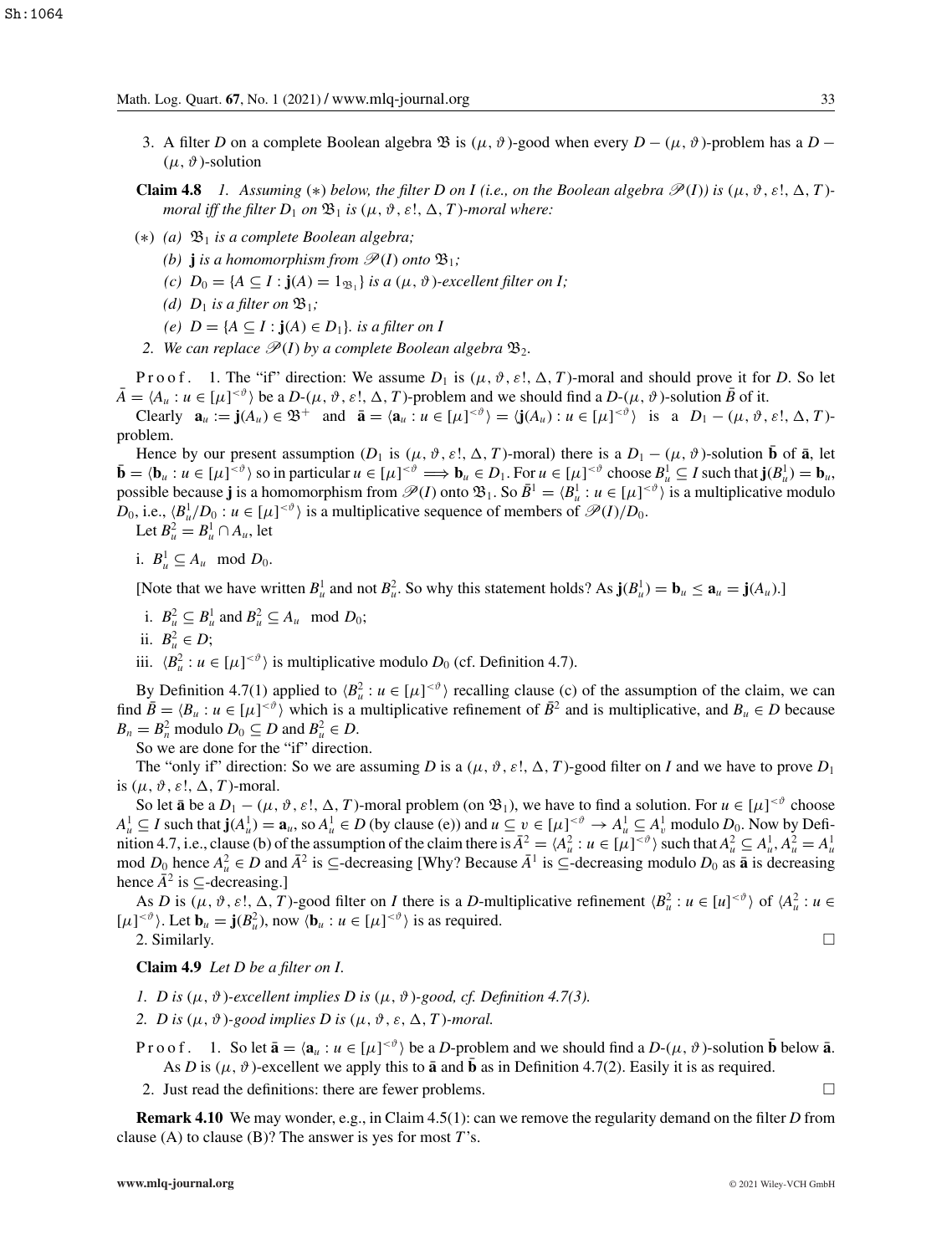3. A filter $D$ on a complete Boolean algebra $\mathfrak{B}$ is $(\mu, \vartheta)$-good when every $D - (\mu, \vartheta)$-problem has a $D - (\mu, \vartheta)$-solution

**Claim 4.8** *1. Assuming (∗) below, the filter $D$ on $I$ (i.e., on the Boolean algebra $\mathscr{P}(I)$) is $(\mu, \vartheta, \varepsilon!, \Delta, T)$-moral iff the filter $D_1$ on $\mathfrak{B}_1$ is $(\mu, \vartheta, \varepsilon!, \Delta, T)$-moral where:*

- (∗) *(a) $\mathfrak{B}_1$ is a complete Boolean algebra;*
  - *(b) $\mathbf{j}$ is a homomorphism from $\mathscr{P}(I)$ onto $\mathfrak{B}_1$;*
  - *(c) $D_0 = \{A \subseteq I : \mathbf{j}(A) = 1_{\mathfrak{B}_1}\}$ is a $(\mu, \vartheta)$-excellent filter on $I$;*
  - *(d) $D_1$ is a filter on $\mathfrak{B}_1$;*
  - *(e) $D = \{A \subseteq I : \mathbf{j}(A) \in D_1\}$. is a filter on $I$*

*2. We can replace $\mathscr{P}(I)$ by a complete Boolean algebra $\mathfrak{B}_2$.*

Proof. 1. The "if" direction: We assume $D_1$ is $(\mu, \vartheta, \varepsilon!, \Delta, T)$-moral and should prove it for $D$. So let $\bar{A} = \langle A_u : u \in [\mu]^{<\vartheta} \rangle$ be a $D$-$(\mu, \vartheta, \varepsilon!, \Delta, T)$-problem and we should find a $D$-$(\mu, \vartheta)$-solution $\bar{B}$ of it.

Clearly $\mathbf{a}_u := \mathbf{j}(A_u) \in \mathfrak{B}^+$ and $\bar{\mathbf{a}} = \langle \mathbf{a}_u : u \in [\mu]^{<\vartheta} \rangle = \langle \mathbf{j}(A_u) : u \in [\mu]^{<\vartheta} \rangle$ is a $D_1 - (\mu, \vartheta, \varepsilon!, \Delta, T)$-problem.

Hence by our present assumption ($D_1$ is $(\mu, \vartheta, \varepsilon!, \Delta, T)$-moral) there is a $D_1 - (\mu, \vartheta)$-solution $\bar{\mathbf{b}}$ of $\bar{\mathbf{a}}$, let $\bar{\mathbf{b}} = \langle \mathbf{b}_u : u \in [\mu]^{<\vartheta} \rangle$ so in particular $u \in [\mu]^{<\vartheta} \implies \mathbf{b}_u \in D_1$. For $u \in [\mu]^{<\vartheta}$ choose $B^1_u \subseteq I$ such that $\mathbf{j}(B^1_u) = \mathbf{b}_u$, possible because $\mathbf{j}$ is a homomorphism from $\mathscr{P}(I)$ onto $\mathfrak{B}_1$. So $\bar{B}^1 = \langle B^1_u : u \in [\mu]^{<\vartheta} \rangle$ is a multiplicative modulo $D_0$, i.e., $\langle B^1_u / D_0 : u \in [\mu]^{<\vartheta} \rangle$ is a multiplicative sequence of members of $\mathscr{P}(I)/D_0$.

Let $B^2_u = B^1_u \cap A_u$, let

i. $B^1_u \subseteq A_u \mod D_0$.

[Note that we have written $B^1_u$ and not $B^2_u$. So why this statement holds? As $\mathbf{j}(B^1_u) = \mathbf{b}_u \leq \mathbf{a}_u = \mathbf{j}(A_u)$.]

i. $B^2_u \subseteq B^1_u$ and $B^2_u \subseteq A_u \mod D_0$;

ii. $B^2_u \in D$;

iii. $\langle B^2_u : u \in [\mu]^{<\vartheta} \rangle$ is multiplicative modulo $D_0$ (cf. Definition 4.7).

By Definition 4.7(1) applied to $\langle B^2_u : u \in [\mu]^{<\vartheta} \rangle$ recalling clause (c) of the assumption of the claim, we can find $\bar{B} = \langle B_u : u \in [\mu]^{<\vartheta} \rangle$ which is a multiplicative refinement of $\bar{B}^2$ and is multiplicative, and $B_u \in D$ because $B_n = B^2_n$ modulo $D_0 \subseteq D$ and $B^2_u \in D$.

So we are done for the "if" direction.

The "only if" direction: So we are assuming $D$ is a $(\mu, \vartheta, \varepsilon!, \Delta, T)$-good filter on $I$ and we have to prove $D_1$ is $(\mu, \vartheta, \varepsilon!, \Delta, T)$-moral.

So let $\bar{\mathbf{a}}$ be a $D_1 - (\mu, \vartheta, \varepsilon!, \Delta, T)$-moral problem (on $\mathfrak{B}_1$), we have to find a solution. For $u \in [\mu]^{<\vartheta}$ choose $A^1_u \subseteq I$ such that $\mathbf{j}(A^1_u) = \mathbf{a}_u$, so $A^1_u \in D$ (by clause (e)) and $u \subseteq v \in [\mu]^{<\vartheta} \to A^1_u \subseteq A^1_v$ modulo $D_0$. Now by Definition 4.7, i.e., clause (b) of the assumption of the claim there is $\bar{A}^2 = \langle A^2_u : u \in [\mu]^{<\vartheta} \rangle$ such that $A^2_u \subseteq A^1_u, A^2_u = A^1_u$ mod $D_0$ hence $A^2_u \in D$ and $\bar{A}^2$ is $\subseteq$-decreasing [Why? Because $\bar{A}^1$ is $\subseteq$-decreasing modulo $D_0$ as $\bar{\mathbf{a}}$ is decreasing hence $\bar{A}^2$ is $\subseteq$-decreasing.]

As $D$ is $(\mu, \vartheta, \varepsilon!, \Delta, T)$-good filter on $I$ there is a $D$-multiplicative refinement $\langle B^2_u : u \in [u]^{<\vartheta} \rangle$ of $\langle A^2_u : u \in [\mu]^{<\vartheta} \rangle$. Let $\mathbf{b}_u = \mathbf{j}(B^2_u)$, now $\langle \mathbf{b}_u : u \in [\mu]^{<\vartheta} \rangle$ is as required.

2. Similarly. □

**Claim 4.9** *Let $D$ be a filter on $I$.*

*1. $D$ is $(\mu, \vartheta)$-excellent implies $D$ is $(\mu, \vartheta)$-good, cf. Definition 4.7(3).*

*2. $D$ is $(\mu, \vartheta)$-good implies $D$ is $(\mu, \vartheta, \varepsilon, \Delta, T)$-moral.*

Proof. 1. So let $\bar{\mathbf{a}} = \langle \mathbf{a}_u : u \in [\mu]^{<\vartheta} \rangle$ be a $D$-problem and we should find a $D$-$(\mu, \vartheta)$-solution $\bar{\mathbf{b}}$ below $\bar{\mathbf{a}}$. As $D$ is $(\mu, \vartheta)$-excellent we apply this to $\bar{\mathbf{a}}$ and $\bar{\mathbf{b}}$ as in Definition 4.7(2). Easily it is as required.

2. Just read the definitions: there are fewer problems. □

**Remark 4.10** We may wonder, e.g., in Claim 4.5(1): can we remove the regularity demand on the filter $D$ from clause (A) to clause (B)? The answer is yes for most $T$'s.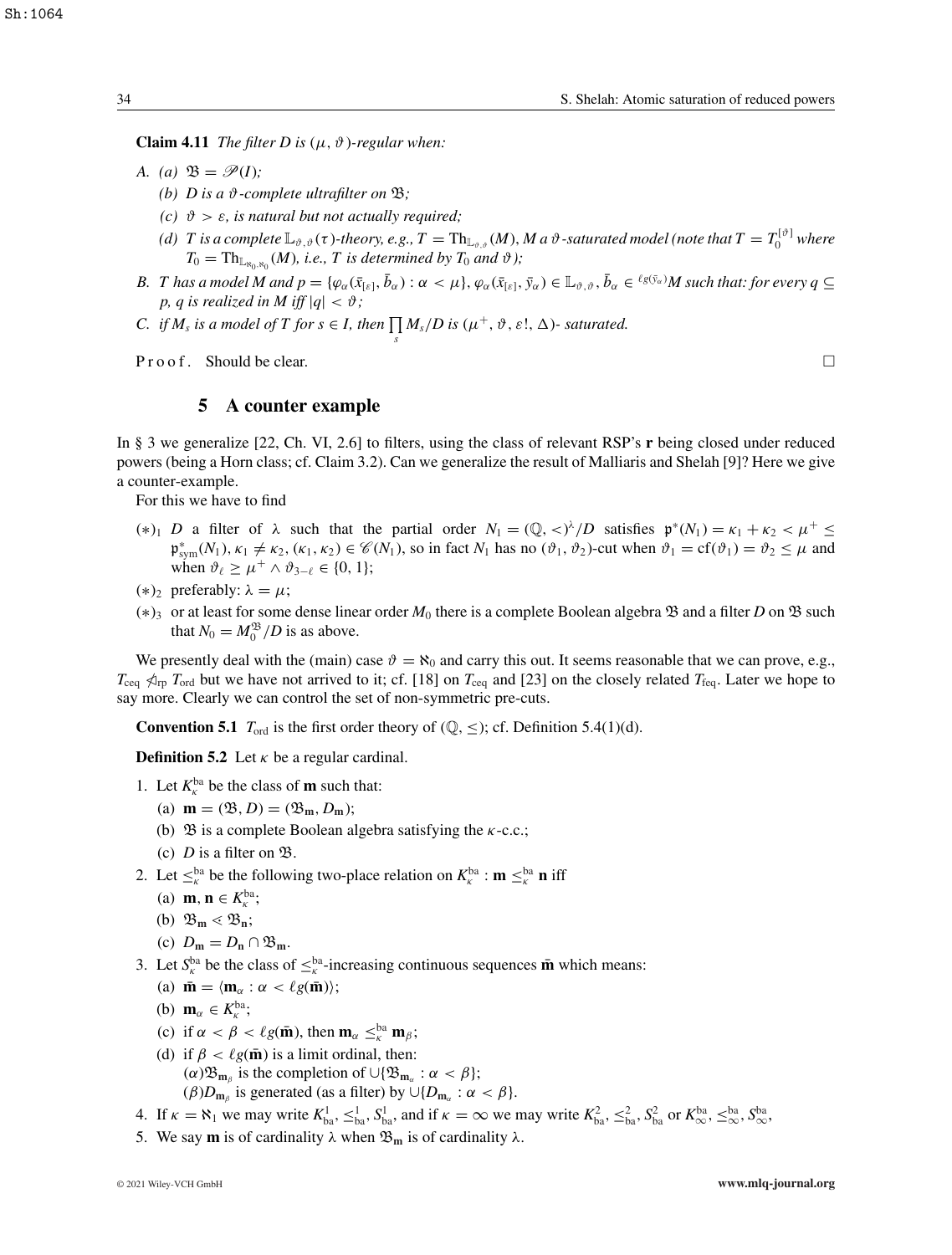**Claim 4.11** *The filter $D$ is $(\mu, \vartheta)$-regular when:*

A. *(a) $\mathfrak{B} = \mathscr{P}(I)$;*

*(b) $D$ is a $\vartheta$-complete ultrafilter on $\mathfrak{B}$;*

*(c) $\vartheta > \varepsilon$, is natural but not actually required;*

*(d) $T$ is a complete $\mathbb{L}_{\vartheta,\vartheta}(\tau)$-theory, e.g., $T = \mathrm{Th}_{\mathbb{L}_{\vartheta,\vartheta}}(M)$, $M$ a $\vartheta$-saturated model (note that $T = T_0^{[\vartheta]}$ where $T_0 = \mathrm{Th}_{\mathbb{L}_{\aleph_0,\aleph_0}}(M)$, i.e., $T$ is determined by $T_0$ and $\vartheta$);*

B. *$T$ has a model $M$ and $p = \{\varphi_\alpha(\bar{x}_{[\varepsilon]}, \bar{b}_\alpha) : \alpha < \mu\}$, $\varphi_\alpha(\bar{x}_{[\varepsilon]}, \bar{y}_\alpha) \in \mathbb{L}_{\vartheta,\vartheta}$, $\bar{b}_\alpha \in {}^{\ell g(\bar{y}_\alpha)}M$ such that: for every $q \subseteq p$, $q$ is realized in $M$ iff $|q| < \vartheta$;*

C. *if $M_s$ is a model of $T$ for $s \in I$, then $\prod_s M_s/D$ is $(\mu^+, \vartheta, \varepsilon!, \Delta)$- saturated.*

Proof. Should be clear. □

## 5 A counter example

In § 3 we generalize [22, Ch. VI, 2.6] to filters, using the class of relevant RSP's $\mathbf{r}$ being closed under reduced powers (being a Horn class; cf. Claim 3.2). Can we generalize the result of Malliaris and Shelah [9]? Here we give a counter-example.

For this we have to find

- $(*)_1$ $D$ a filter of $\lambda$ such that the partial order $N_1 = (\mathbb{Q}, <)^\lambda/D$ satisfies $\mathfrak{p}^*(N_1) = \kappa_1 + \kappa_2 < \mu^+ \leq \mathfrak{p}^*_{\mathrm{sym}}(N_1)$, $\kappa_1 \neq \kappa_2$, $(\kappa_1, \kappa_2) \in \mathscr{C}(N_1)$, so in fact $N_1$ has no $(\vartheta_1, \vartheta_2)$-cut when $\vartheta_1 = \mathrm{cf}(\vartheta_1) = \vartheta_2 \leq \mu$ and when $\vartheta_\ell \geq \mu^+ \wedge \vartheta_{3-\ell} \in \{0, 1\}$;
- $(*)_2$ preferably: $\lambda = \mu$;
- $(*)_3$ or at least for some dense linear order $M_0$ there is a complete Boolean algebra $\mathfrak{B}$ and a filter $D$ on $\mathfrak{B}$ such that $N_0 = M_0^{\mathfrak{B}}/D$ is as above.

We presently deal with the (main) case $\vartheta = \aleph_0$ and carry this out. It seems reasonable that we can prove, e.g., $T_{\mathrm{ceq}} \ntriangleleft_{\mathrm{rp}} T_{\mathrm{ord}}$ but we have not arrived to it; cf. [18] on $T_{\mathrm{ceq}}$ and [23] on the closely related $T_{\mathrm{feq}}$. Later we hope to say more. Clearly we can control the set of non-symmetric pre-cuts.

**Convention 5.1** $T_{\mathrm{ord}}$ is the first order theory of $(\mathbb{Q}, \leq)$; cf. Definition 5.4(1)(d).

**Definition 5.2** Let $\kappa$ be a regular cardinal.

1. Let $K^{\mathrm{ba}}_\kappa$ be the class of $\mathbf{m}$ such that:
   (a) $\mathbf{m} = (\mathfrak{B}, D) = (\mathfrak{B}_{\mathbf{m}}, D_{\mathbf{m}})$;
   (b) $\mathfrak{B}$ is a complete Boolean algebra satisfying the $\kappa$-c.c.;
   (c) $D$ is a filter on $\mathfrak{B}$.
2. Let $\leq^{\mathrm{ba}}_\kappa$ be the following two-place relation on $K^{\mathrm{ba}}_\kappa$ : $\mathbf{m} \leq^{\mathrm{ba}}_\kappa \mathbf{n}$ iff
   (a) $\mathbf{m}, \mathbf{n} \in K^{\mathrm{ba}}_\kappa$;
   (b) $\mathfrak{B}_{\mathbf{m}} \lessdot \mathfrak{B}_{\mathbf{n}}$;
   (c) $D_{\mathbf{m}} = D_{\mathbf{n}} \cap \mathfrak{B}_{\mathbf{m}}$.
3. Let $S^{\mathrm{ba}}_\kappa$ be the class of $\leq^{\mathrm{ba}}_\kappa$-increasing continuous sequences $\bar{\mathbf{m}}$ which means:
   (a) $\bar{\mathbf{m}} = \langle \mathbf{m}_\alpha : \alpha < \ell g(\bar{\mathbf{m}})\rangle$;
   (b) $\mathbf{m}_\alpha \in K^{\mathrm{ba}}_\kappa$;
   (c) if $\alpha < \beta < \ell g(\bar{\mathbf{m}})$, then $\mathbf{m}_\alpha \leq^{\mathrm{ba}}_\kappa \mathbf{m}_\beta$;
   (d) if $\beta < \ell g(\bar{\mathbf{m}})$ is a limit ordinal, then:
   $(\alpha)\mathfrak{B}_{\mathbf{m}_\beta}$ is the completion of $\cup\{\mathfrak{B}_{\mathbf{m}_\alpha} : \alpha < \beta\}$;
   $(\beta)D_{\mathbf{m}_\beta}$ is generated (as a filter) by $\cup\{D_{\mathbf{m}_\alpha} : \alpha < \beta\}$.
4. If $\kappa = \aleph_1$ we may write $K^1_{\mathrm{ba}}, \leq^1_{\mathrm{ba}}, S^1_{\mathrm{ba}}$, and if $\kappa = \infty$ we may write $K^2_{\mathrm{ba}}, \leq^2_{\mathrm{ba}}, S^2_{\mathrm{ba}}$ or $K^{\mathrm{ba}}_\infty, \leq^{\mathrm{ba}}_\infty, S^{\mathrm{ba}}_\infty$,
5. We say $\mathbf{m}$ is of cardinality $\lambda$ when $\mathfrak{B}_{\mathbf{m}}$ is of cardinality $\lambda$.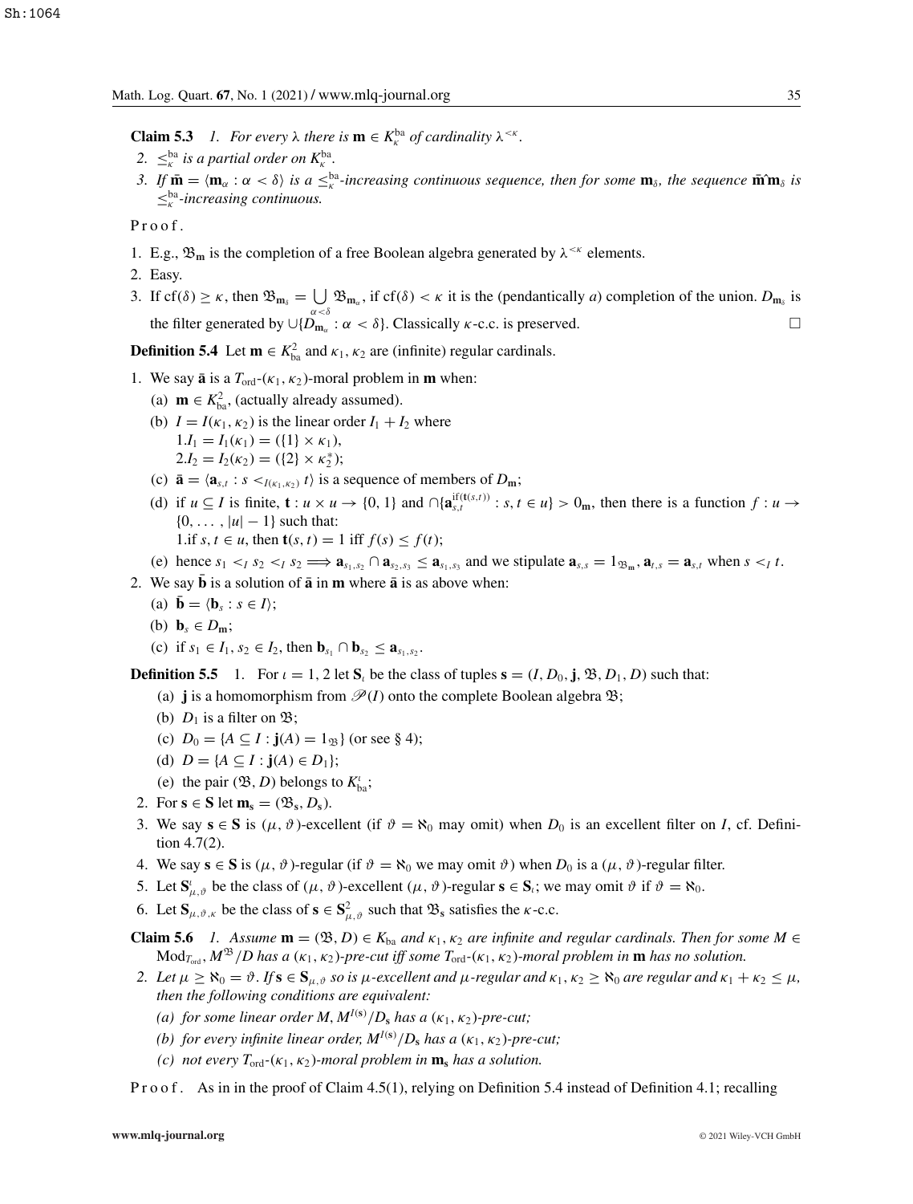**Claim 5.3** *1. For every $\lambda$ there is $\mathbf{m} \in K^{\rm ba}_\kappa$ of cardinality $\lambda^{<\kappa}$.*

*2. $\le^{\rm ba}_\kappa$ is a partial order on $K^{\rm ba}_\kappa$.*

*3. If $\bar{\mathbf{m}} = \langle \mathbf{m}_\alpha : \alpha < \delta \rangle$ is a $\le^{\rm ba}_\kappa$-increasing continuous sequence, then for some $\mathbf{m}_\delta$, the sequence $\bar{\mathbf{m}}\hat{\ }\mathbf{m}_\delta$ is $\le^{\rm ba}_\kappa$-increasing continuous.*

Proof.

1. E.g., $\mathfrak{B}_{\mathbf{m}}$ is the completion of a free Boolean algebra generated by $\lambda^{<\kappa}$ elements.
2. Easy.
3. If $\mathrm{cf}(\delta) \ge \kappa$, then $\mathfrak{B}_{\mathbf{m}_\delta} = \bigcup_{\alpha<\delta} \mathfrak{B}_{\mathbf{m}_\alpha}$, if $\mathrm{cf}(\delta) < \kappa$ it is the (pendantically *a*) completion of the union. $D_{\mathbf{m}_\delta}$ is the filter generated by $\cup\{D_{\mathbf{m}_\alpha} : \alpha < \delta\}$. Classically $\kappa$-c.c. is preserved. $\square$

**Definition 5.4** Let $\mathbf{m} \in K^2_{\rm ba}$ and $\kappa_1, \kappa_2$ are (infinite) regular cardinals.

1. We say $\bar{\mathbf{a}}$ is a $T_{\rm ord}$-$(\kappa_1, \kappa_2)$-moral problem in $\mathbf{m}$ when:
   (a) $\mathbf{m} \in K^2_{\rm ba}$, (actually already assumed).
   (b) $I = I(\kappa_1, \kappa_2)$ is the linear order $I_1 + I_2$ where
   1.$I_1 = I_1(\kappa_1) = (\{1\} \times \kappa_1)$,
   2.$I_2 = I_2(\kappa_2) = (\{2\} \times \kappa_2^*)$;
   (c) $\bar{\mathbf{a}} = \langle \mathbf{a}_{s,t} : s <_{I(\kappa_1,\kappa_2)} t \rangle$ is a sequence of members of $D_{\mathbf{m}}$;
   (d) if $u \subseteq I$ is finite, $\mathbf{t} : u \times u \to \{0, 1\}$ and $\cap\{\mathbf{a}^{\mathrm{if}(\mathbf{t}(s,t))}_{s,t} : s, t \in u\} > 0_{\mathbf{m}}$, then there is a function $f : u \to \{0, \dots, |u| - 1\}$ such that:
   1.if $s, t \in u$, then $\mathbf{t}(s, t) = 1$ iff $f(s) \le f(t)$;
   (e) hence $s_1 <_I s_2 <_I s_2 \Longrightarrow \mathbf{a}_{s_1,s_2} \cap \mathbf{a}_{s_2,s_3} \le \mathbf{a}_{s_1,s_3}$ and we stipulate $\mathbf{a}_{s,s} = 1_{\mathfrak{B}_{\mathbf{m}}}, \mathbf{a}_{t,s} = \mathbf{a}_{s,t}$ when $s <_I t$.
2. We say $\bar{\mathbf{b}}$ is a solution of $\bar{\mathbf{a}}$ in $\mathbf{m}$ where $\bar{\mathbf{a}}$ is as above when:
   (a) $\bar{\mathbf{b}} = \langle \mathbf{b}_s : s \in I \rangle$;
   (b) $\mathbf{b}_s \in D_{\mathbf{m}}$;
   (c) if $s_1 \in I_1, s_2 \in I_2$, then $\mathbf{b}_{s_1} \cap \mathbf{b}_{s_2} \le \mathbf{a}_{s_1,s_2}$.

**Definition 5.5** 1. For $\iota = 1, 2$ let $\mathbf{S}_\iota$ be the class of tuples $\mathbf{s} = (I, D_0, \mathbf{j}, \mathfrak{B}, D_1, D)$ such that:
   (a) $\mathbf{j}$ is a homomorphism from $\mathscr{P}(I)$ onto the complete Boolean algebra $\mathfrak{B}$;
   (b) $D_1$ is a filter on $\mathfrak{B}$;
   (c) $D_0 = \{A \subseteq I : \mathbf{j}(A) = 1_{\mathfrak{B}}\}$ (or see § 4);
   (d) $D = \{A \subseteq I : \mathbf{j}(A) \in D_1\}$;
   (e) the pair $(\mathfrak{B}, D)$ belongs to $K^\iota_{\rm ba}$;
2. For $\mathbf{s} \in \mathbf{S}$ let $\mathbf{m}_{\mathbf{s}} = (\mathfrak{B}_{\mathbf{s}}, D_{\mathbf{s}})$.
3. We say $\mathbf{s} \in \mathbf{S}$ is $(\mu, \vartheta)$-excellent (if $\vartheta = \aleph_0$ may omit) when $D_0$ is an excellent filter on $I$, cf. Definition 4.7(2).
4. We say $\mathbf{s} \in \mathbf{S}$ is $(\mu, \vartheta)$-regular (if $\vartheta = \aleph_0$ we may omit $\vartheta$) when $D_0$ is a $(\mu, \vartheta)$-regular filter.
5. Let $\mathbf{S}^\iota_{\mu,\vartheta}$ be the class of $(\mu, \vartheta)$-excellent $(\mu, \vartheta)$-regular $\mathbf{s} \in \mathbf{S}_\iota$; we may omit $\vartheta$ if $\vartheta = \aleph_0$.
6. Let $\mathbf{S}_{\mu,\vartheta,\kappa}$ be the class of $\mathbf{s} \in \mathbf{S}^2_{\mu,\vartheta}$ such that $\mathfrak{B}_{\mathbf{s}}$ satisfies the $\kappa$-c.c.

**Claim 5.6** *1. Assume $\mathbf{m} = (\mathfrak{B}, D) \in K_{\rm ba}$ and $\kappa_1, \kappa_2$ are infinite and regular cardinals. Then for some $M \in \mathrm{Mod}_{T_{\rm ord}}$, $M^{\mathfrak{B}}/D$ has a $(\kappa_1, \kappa_2)$-pre-cut iff some $T_{\rm ord}$-$(\kappa_1, \kappa_2)$-moral problem in $\mathbf{m}$ has no solution.*

*2. Let $\mu \ge \aleph_0 = \vartheta$. If $\mathbf{s} \in \mathbf{S}_{\mu,\vartheta}$ so is $\mu$-excellent and $\mu$-regular and $\kappa_1, \kappa_2 \ge \aleph_0$ are regular and $\kappa_1 + \kappa_2 \le \mu$, then the following conditions are equivalent:*

*(a) for some linear order $M$, $M^{I(\mathbf{s})}/D_{\mathbf{s}}$ has a $(\kappa_1, \kappa_2)$-pre-cut;*

*(b) for every infinite linear order, $M^{I(\mathbf{s})}/D_{\mathbf{s}}$ has a $(\kappa_1, \kappa_2)$-pre-cut;*

*(c) not every $T_{\rm ord}$-$(\kappa_1, \kappa_2)$-moral problem in $\mathbf{m}_{\mathbf{s}}$ has a solution.*

Proof. As in in the proof of Claim 4.5(1), relying on Definition 5.4 instead of Definition 4.1; recalling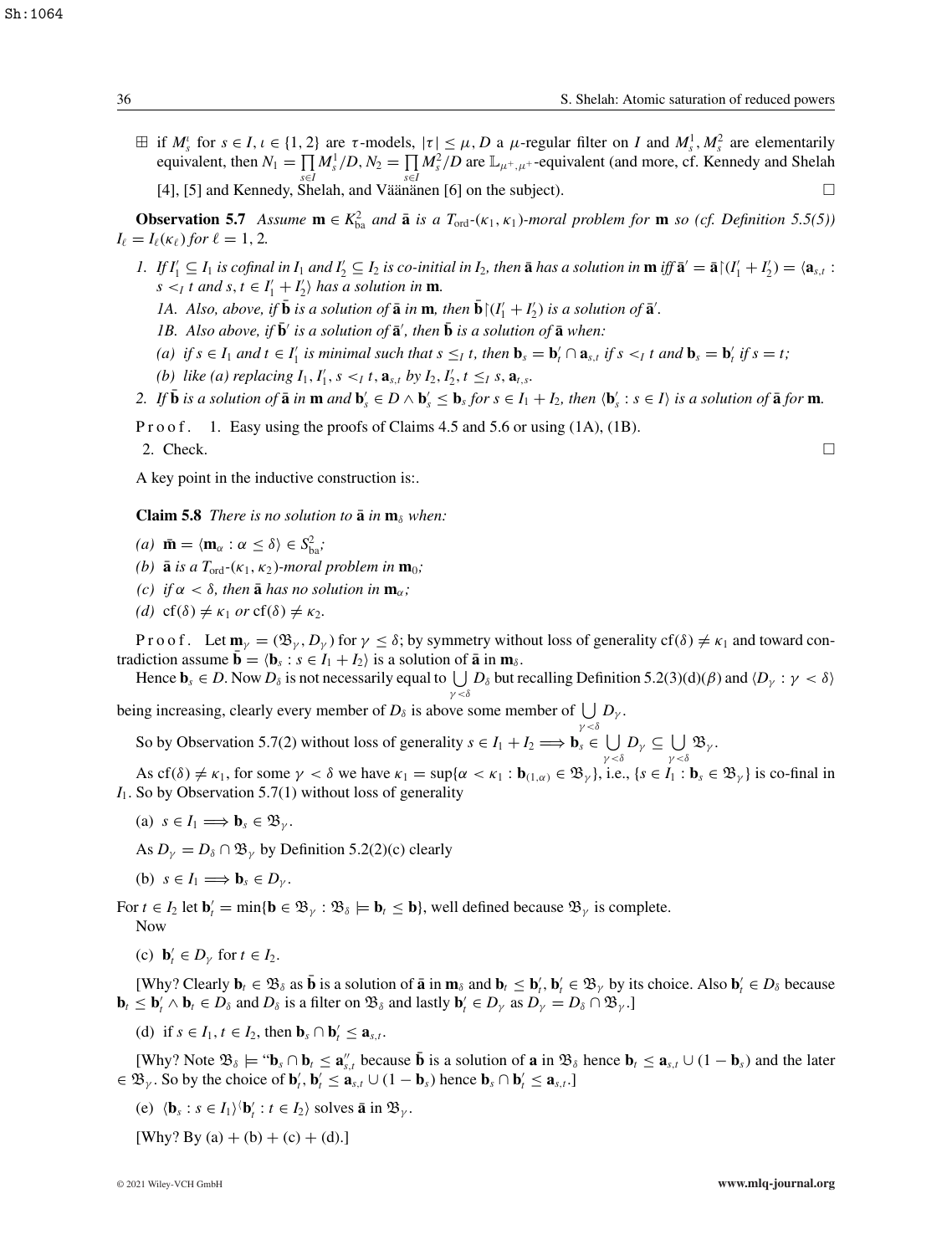⊞ if $M_s^\iota$ for $s \in I, \iota \in \{1,2\}$ are $\tau$-models, $|\tau| \le \mu$, $D$ a $\mu$-regular filter on $I$ and $M_s^1, M_s^2$ are elementarily equivalent, then $N_1 = \prod_{s\in I} M_s^1/D, N_2 = \prod_{s \in I} M_s^2/D$ are $\mathbb{L}_{\mu^+,\mu^+}$-equivalent (and more, cf. Kennedy and Shelah [4], [5] and Kennedy, Shelah, and Väänänen [6] on the subject). □

**Observation 5.7** *Assume $\mathbf{m} \in K^2_{\rm ba}$ and $\bar{\mathbf{a}}$ is a $T_{\rm ord}$-$(\kappa_1,\kappa_1)$-moral problem for $\mathbf{m}$ so (cf. Definition 5.5(5)) $I_\ell = I_\ell(\kappa_\ell)$ for $\ell = 1,2$.*

1. *If $I_1' \subseteq I_1$ is cofinal in $I_1$ and $I_2' \subseteq I_2$ is co-initial in $I_2$, then $\bar{\mathbf{a}}$ has a solution in $\mathbf{m}$ iff $\bar{\mathbf{a}}' = \bar{\mathbf{a}}\restriction(I_1' + I_2') = \langle \mathbf{a}_{s,t} : s <_I t \text{ and } s,t \in I_1' + I_2'\rangle$ has a solution in $\mathbf{m}$.*

   *1A. Also, above, if $\bar{\mathbf{b}}$ is a solution of $\bar{\mathbf{a}}$ in $\mathbf{m}$, then $\bar{\mathbf{b}}\restriction(I_1' + I_2')$ is a solution of $\bar{\mathbf{a}}'$.*

   *1B. Also above, if $\bar{\mathbf{b}}'$ is a solution of $\bar{\mathbf{a}}'$, then $\bar{\mathbf{b}}$ is a solution of $\bar{\mathbf{a}}$ when:*

   *(a) if $s \in I_1$ and $t \in I_1'$ is minimal such that $s \le_I t$, then $\mathbf{b}_s = \mathbf{b}_t' \cap \mathbf{a}_{s,t}$ if $s <_I t$ and $\mathbf{b}_s = \mathbf{b}_t'$ if $s = t$;*

   *(b) like (a) replacing $I_1, I_1', s <_I t, \mathbf{a}_{s,t}$ by $I_2, I_2', t \le_I s, \mathbf{a}_{t,s}$.*

2. *If $\bar{\mathbf{b}}$ is a solution of $\bar{\mathbf{a}}$ in $\mathbf{m}$ and $\mathbf{b}_s' \in D \wedge \mathbf{b}_s' \le \mathbf{b}_s$ for $s \in I_1 + I_2$, then $\langle \mathbf{b}_s' : s \in I\rangle$ is a solution of $\bar{\mathbf{a}}$ for $\mathbf{m}$.*

Proof. 1. Easy using the proofs of Claims 4.5 and 5.6 or using (1A), (1B).

2. Check. □

A key point in the inductive construction is:.

**Claim 5.8** *There is no solution to $\bar{\mathbf{a}}$ in $\mathbf{m}_\delta$ when:*

*(a) $\bar{\mathbf{m}} = \langle \mathbf{m}_\alpha : \alpha \le \delta\rangle \in S^2_{\rm ba}$;*

*(b) $\bar{\mathbf{a}}$ is a $T_{\rm ord}$-$(\kappa_1,\kappa_2)$-moral problem in $\mathbf{m}_0$;*

*(c) if $\alpha < \delta$, then $\bar{\mathbf{a}}$ has no solution in $\mathbf{m}_\alpha$;*

*(d) $\mathrm{cf}(\delta) \neq \kappa_1$ or $\mathrm{cf}(\delta) \neq \kappa_2$.*

Proof. Let $\mathbf{m}_\gamma = (\mathfrak{B}_\gamma, D_\gamma)$ for $\gamma \le \delta$; by symmetry without loss of generality $\mathrm{cf}(\delta) \neq \kappa_1$ and toward contradiction assume $\bar{\mathbf{b}} = \langle \mathbf{b}_s : s \in I_1 + I_2\rangle$ is a solution of $\bar{\mathbf{a}}$ in $\mathbf{m}_\delta$.

Hence $\mathbf{b}_s \in D$. Now $D_\delta$ is not necessarily equal to $\bigcup_{\gamma<\delta} D_\delta$ but recalling Definition 5.2(3)(d)($\beta$) and $\langle D_\gamma : \gamma < \delta\rangle$ being increasing, clearly every member of $D_\delta$ is above some member of $\bigcup_{\gamma<\delta} D_\gamma$.

So by Observation 5.7(2) without loss of generality $s \in I_1 + I_2 \Longrightarrow \mathbf{b}_s \in \bigcup_{\gamma<\delta} D_\gamma \subseteq \bigcup_{\gamma<\delta} \mathfrak{B}_\gamma$.

As $\mathrm{cf}(\delta) \neq \kappa_1$, for some $\gamma < \delta$ we have $\kappa_1 = \sup\{\alpha < \kappa_1 : \mathbf{b}_{(1,\alpha)} \in \mathfrak{B}_\gamma\}$, i.e., $\{s \in I_1 : \mathbf{b}_s \in \mathfrak{B}_\gamma\}$ is co-final in $I_1$. So by Observation 5.7(1) without loss of generality

(a) $s \in I_1 \Longrightarrow \mathbf{b}_s \in \mathfrak{B}_\gamma$.

As $D_\gamma = D_\delta \cap \mathfrak{B}_\gamma$ by Definition 5.2(2)(c) clearly

(b) $s \in I_1 \Longrightarrow \mathbf{b}_s \in D_\gamma$.

For $t \in I_2$ let $\mathbf{b}_t' = \min\{\mathbf{b} \in \mathfrak{B}_\gamma : \mathfrak{B}_\delta \models \mathbf{b}_t \le \mathbf{b}\}$, well defined because $\mathfrak{B}_\gamma$ is complete.

Now

(c) $\mathbf{b}_t' \in D_\gamma$ for $t \in I_2$.

[Why? Clearly $\mathbf{b}_t \in \mathfrak{B}_\delta$ as $\bar{\mathbf{b}}$ is a solution of $\bar{\mathbf{a}}$ in $\mathbf{m}_\delta$ and $\mathbf{b}_t \le \mathbf{b}_t'$, $\mathbf{b}_t' \in \mathfrak{B}_\gamma$ by its choice. Also $\mathbf{b}_t' \in D_\delta$ because $\mathbf{b}_t \le \mathbf{b}_t' \wedge \mathbf{b}_t \in D_\delta$ and $D_\delta$ is a filter on $\mathfrak{B}_\delta$ and lastly $\mathbf{b}_t' \in D_\gamma$ as $D_\gamma = D_\delta \cap \mathfrak{B}_\gamma$.]

(d) if $s \in I_1$, $t \in I_2$, then $\mathbf{b}_s \cap \mathbf{b}_t' \le \mathbf{a}_{s,t}$.

[Why? Note $\mathfrak{B}_\delta \models$ "$\mathbf{b}_s \cap \mathbf{b}_t \le \mathbf{a}''_{s,t}$ because $\bar{\mathbf{b}}$ is a solution of $\mathbf{a}$ in $\mathfrak{B}_\delta$ hence $\mathbf{b}_t \le \mathbf{a}_{s,t} \cup (1 - \mathbf{b}_s)$ and the later $\in \mathfrak{B}_\gamma$. So by the choice of $\mathbf{b}_t'$, $\mathbf{b}_t' \le \mathbf{a}_{s,t} \cup (1 - \mathbf{b}_s)$ hence $\mathbf{b}_s \cap \mathbf{b}_t' \le \mathbf{a}_{s,t}$.]

(e) $\langle \mathbf{b}_s : s \in I_1\rangle{}^\frown\langle \mathbf{b}_t' : t \in I_2\rangle$ solves $\bar{\mathbf{a}}$ in $\mathfrak{B}_\gamma$.

[Why? By (a) + (b) + (c) + (d).]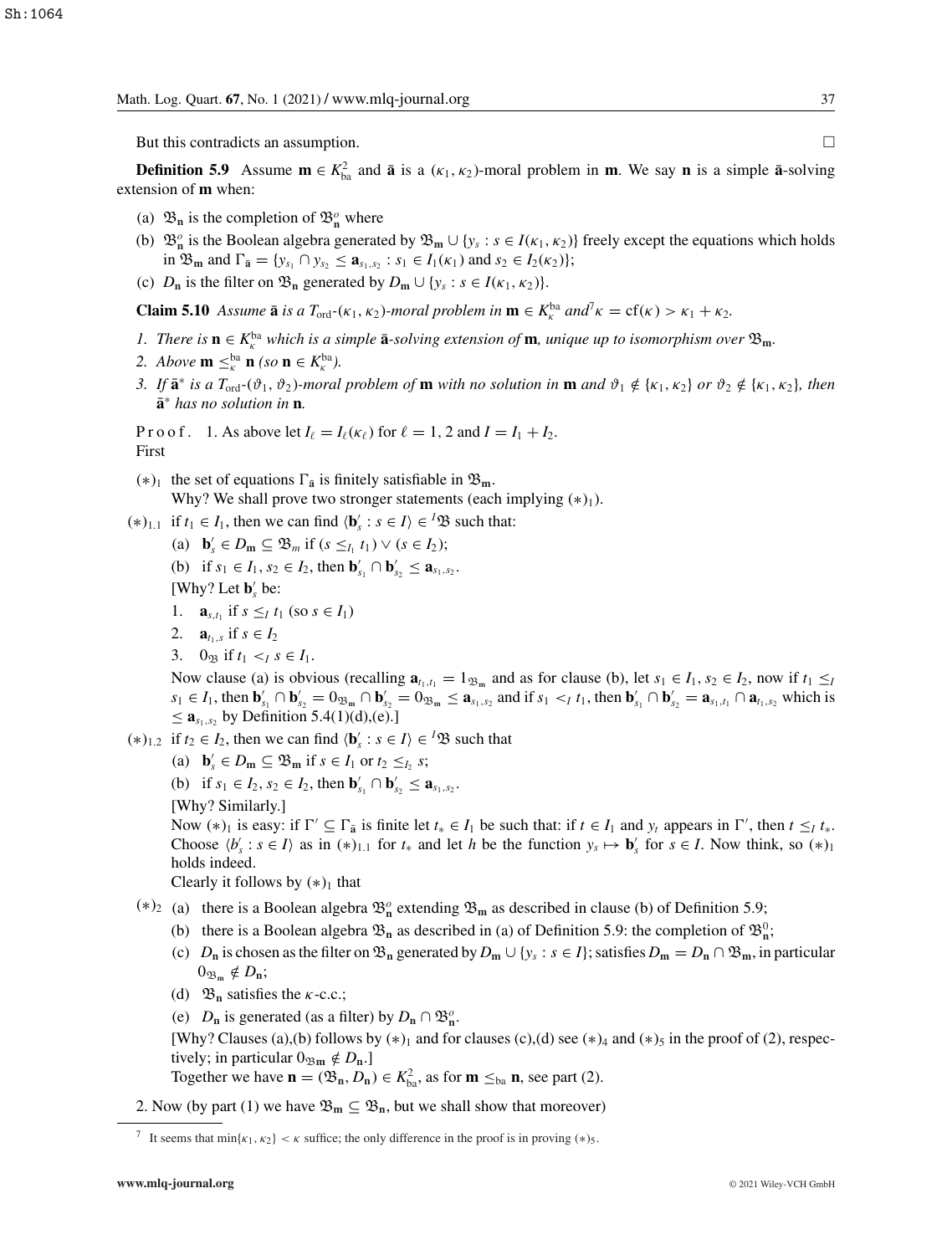But this contradicts an assumption. □

**Definition 5.9** Assume $\mathbf{m} \in K^2_{\text{ba}}$ and $\bar{\mathbf{a}}$ is a $(\kappa_1, \kappa_2)$-moral problem in $\mathbf{m}$. We say $\mathbf{n}$ is a simple $\bar{\mathbf{a}}$-solving extension of $\mathbf{m}$ when:

(a) $\mathfrak{B}_{\mathbf{n}}$ is the completion of $\mathfrak{B}^o_{\mathbf{n}}$ where

(b) $\mathfrak{B}^o_{\mathbf{n}}$ is the Boolean algebra generated by $\mathfrak{B}_{\mathbf{m}} \cup \{y_s : s \in I(\kappa_1, \kappa_2)\}$ freely except the equations which holds in $\mathfrak{B}_{\mathbf{m}}$ and $\Gamma_{\bar{\mathbf{a}}} = \{y_{s_1} \cap y_{s_2} \leq \mathbf{a}_{s_1,s_2} : s_1 \in I_1(\kappa_1) \text{ and } s_2 \in I_2(\kappa_2)\}$;

(c) $D_{\mathbf{n}}$ is the filter on $\mathfrak{B}_{\mathbf{n}}$ generated by $D_{\mathbf{m}} \cup \{y_s : s \in I(\kappa_1, \kappa_2)\}$.

**Claim 5.10** *Assume $\bar{\mathbf{a}}$ is a $T_{\text{ord}}$-$(\kappa_1, \kappa_2)$-moral problem in $\mathbf{m} \in K^{\text{ba}}_\kappa$ and*[7] *$\kappa = \text{cf}(\kappa) > \kappa_1 + \kappa_2$.*

*1. There is $\mathbf{n} \in K^{\text{ba}}_\kappa$ which is a simple $\bar{\mathbf{a}}$-solving extension of $\mathbf{m}$, unique up to isomorphism over $\mathfrak{B}_{\mathbf{m}}$.*

*2. Above $\mathbf{m} \leq^{\text{ba}}_\kappa \mathbf{n}$ (so $\mathbf{n} \in K^{\text{ba}}_\kappa$).*

*3. If $\bar{\mathbf{a}}^*$ is a $T_{\text{ord}}$-$(\vartheta_1, \vartheta_2)$-moral problem of $\mathbf{m}$ with no solution in $\mathbf{m}$ and $\vartheta_1 \notin \{\kappa_1, \kappa_2\}$ or $\vartheta_2 \notin \{\kappa_1, \kappa_2\}$, then $\bar{\mathbf{a}}^*$ has no solution in $\mathbf{n}$.*

Proof. 1. As above let $I_\ell = I_\ell(\kappa_\ell)$ for $\ell = 1, 2$ and $I = I_1 + I_2$.
First

$(*)_1$ the set of equations $\Gamma_{\bar{\mathbf{a}}}$ is finitely satisfiable in $\mathfrak{B}_{\mathbf{m}}$.
Why? We shall prove two stronger statements (each implying $(*)_1$).

$(*)_{1.1}$ if $t_1 \in I_1$, then we can find $\langle \mathbf{b}'_s : s \in I \rangle \in {}^I\mathfrak{B}$ such that:

(a) $\mathbf{b}'_s \in D_{\mathbf{m}} \subseteq \mathfrak{B}_m$ if $(s \leq_{I_1} t_1) \vee (s \in I_2)$;

(b) if $s_1 \in I_1$, $s_2 \in I_2$, then $\mathbf{b}'_{s_1} \cap \mathbf{b}'_{s_2} \leq \mathbf{a}_{s_1,s_2}$.

[Why? Let $\mathbf{b}'_s$ be:

1. $\mathbf{a}_{s,t_1}$ if $s \leq_I t_1$ (so $s \in I_1$)
2. $\mathbf{a}_{t_1,s}$ if $s \in I_2$
3. $0_{\mathfrak{B}}$ if $t_1 <_I s \in I_1$.

Now clause (a) is obvious (recalling $\mathbf{a}_{t_1,t_1} = 1_{\mathfrak{B}_{\mathbf{m}}}$ and as for clause (b), let $s_1 \in I_1$, $s_2 \in I_2$, now if $t_1 \leq_I s_1 \in I_1$, then $\mathbf{b}'_{s_1} \cap \mathbf{b}'_{s_2} = 0_{\mathfrak{B}_{\mathbf{m}}} \cap \mathbf{b}'_{s_2} = 0_{\mathfrak{B}_{\mathbf{m}}} \leq \mathbf{a}_{s_1,s_2}$ and if $s_1 <_I t_1$, then $\mathbf{b}'_{s_1} \cap \mathbf{b}'_{s_2} = \mathbf{a}_{s_1,t_1} \cap \mathbf{a}_{t_1,s_2}$ which is $\leq \mathbf{a}_{s_1,s_2}$ by Definition 5.4(1)(d),(e).]

$(*)_{1.2}$ if $t_2 \in I_2$, then we can find $\langle \mathbf{b}'_s : s \in I \rangle \in {}^I\mathfrak{B}$ such that

(a) $\mathbf{b}'_s \in D_{\mathbf{m}} \subseteq \mathfrak{B}_{\mathbf{m}}$ if $s \in I_1$ or $t_2 \leq_{I_2} s$;

(b) if $s_1 \in I_2$, $s_2 \in I_2$, then $\mathbf{b}'_{s_1} \cap \mathbf{b}'_{s_2} \leq \mathbf{a}_{s_1,s_2}$.

[Why? Similarly.]

Now $(*)_1$ is easy: if $\Gamma' \subseteq \Gamma_{\bar{\mathbf{a}}}$ is finite let $t_* \in I_1$ be such that: if $t \in I_1$ and $y_t$ appears in $\Gamma'$, then $t \leq_I t_*$. Choose $\langle b'_s : s \in I \rangle$ as in $(*)_{1.1}$ for $t_*$ and let $h$ be the function $y_s \mapsto \mathbf{b}'_s$ for $s \in I$. Now think, so $(*)_1$ holds indeed.

Clearly it follows by $(*)_1$ that

$(*)_2$ (a) there is a Boolean algebra $\mathfrak{B}^o_{\mathbf{n}}$ extending $\mathfrak{B}_{\mathbf{m}}$ as described in clause (b) of Definition 5.9;

(b) there is a Boolean algebra $\mathfrak{B}_{\mathbf{n}}$ as described in (a) of Definition 5.9: the completion of $\mathfrak{B}^0_{\mathbf{n}}$;

(c) $D_{\mathbf{n}}$ is chosen as the filter on $\mathfrak{B}_{\mathbf{n}}$ generated by $D_{\mathbf{m}} \cup \{y_s : s \in I\}$; satisfies $D_{\mathbf{m}} = D_{\mathbf{n}} \cap \mathfrak{B}_{\mathbf{m}}$, in particular $0_{\mathfrak{B}_{\mathbf{m}}} \notin D_{\mathbf{n}}$;

(d) $\mathfrak{B}_{\mathbf{n}}$ satisfies the $\kappa$-c.c.;

(e) $D_{\mathbf{n}}$ is generated (as a filter) by $D_{\mathbf{n}} \cap \mathfrak{B}^o_{\mathbf{n}}$.

[Why? Clauses (a),(b) follows by $(*)_1$ and for clauses (c),(d) see $(*)_4$ and $(*)_5$ in the proof of (2), respectively; in particular $0_{\mathfrak{B}_{\mathbf{m}}} \notin D_{\mathbf{n}}$.]

Together we have $\mathbf{n} = (\mathfrak{B}_{\mathbf{n}}, D_{\mathbf{n}}) \in K^2_{\text{ba}}$, as for $\mathbf{m} \leq_{\text{ba}} \mathbf{n}$, see part (2).

2. Now (by part (1) we have $\mathfrak{B}_{\mathbf{m}} \subseteq \mathfrak{B}_{\mathbf{n}}$, but we shall show that moreover)

---

[7] It seems that $\min\{\kappa_1, \kappa_2\} < \kappa$ suffice; the only difference in the proof is in proving $(*)_5$.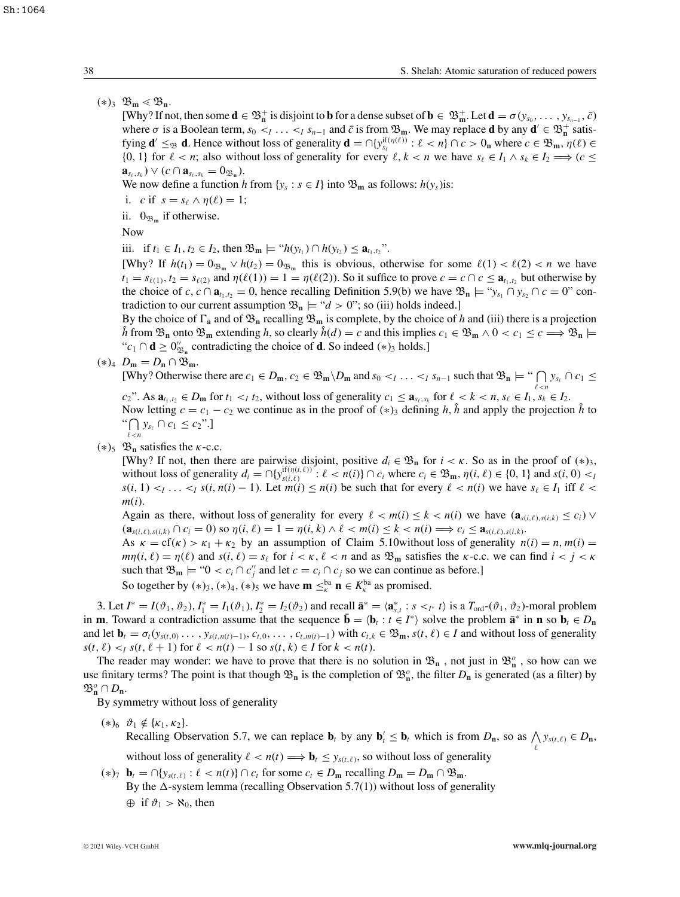$(*)_3$ $\mathfrak{B}_{\mathbf{m}} \lessdot \mathfrak{B}_{\mathbf{n}}$.

[Why? If not, then some $\mathbf{d} \in \mathfrak{B}_{\mathbf{n}}^+$ is disjoint to $\mathbf{b}$ for a dense subset of $\mathbf{b} \in \mathfrak{B}_{\mathbf{m}}^+$. Let $\mathbf{d} = \sigma(y_{s_0}, \ldots, y_{s_{n-1}}, \bar{c})$ where $\sigma$ is a Boolean term, $s_0 <_I \ldots <_I s_{n-1}$ and $\bar{c}$ is from $\mathfrak{B}_{\mathbf{m}}$. We may replace $\mathbf{d}$ by any $\mathbf{d}' \in \mathfrak{B}_{\mathbf{n}}^+$ satisfying $\mathbf{d}' \leq_{\mathfrak{B}} \mathbf{d}$. Hence without loss of generality $\mathbf{d} = \cap\{y_{s_\ell}^{\text{if}(\eta(\ell))} : \ell < n\} \cap c > 0_{\mathbf{n}}$ where $c \in \mathfrak{B}_{\mathbf{m}}$, $\eta(\ell) \in \{0, 1\}$ for $\ell < n$; also without loss of generality for every $\ell, k < n$ we have $s_\ell \in I_1 \wedge s_k \in I_2 \Longrightarrow (c \leq \mathbf{a}_{s_\ell, s_k}) \vee (c \cap \mathbf{a}_{s_\ell, s_k} = 0_{\mathfrak{B}_{\mathbf{n}}})$.

We now define a function $h$ from $\{y_s : s \in I\}$ into $\mathfrak{B}_{\mathbf{m}}$ as follows: $h(y_s)$is:

i. $c$ if $s = s_\ell \wedge \eta(\ell) = 1$;

ii. $0_{\mathfrak{B}_{\mathbf{m}}}$ if otherwise.

Now

iii. if $t_1 \in I_1, t_2 \in I_2$, then $\mathfrak{B}_{\mathbf{m}} \models$ "$h(y_{t_1}) \cap h(y_{t_2}) \leq \mathbf{a}_{t_1, t_2}$".

[Why? If $h(t_1) = 0_{\mathfrak{B}_{\mathbf{m}}} \vee h(t_2) = 0_{\mathfrak{B}_{\mathbf{m}}}$ this is obvious, otherwise for some $\ell(1) < \ell(2) < n$ we have $t_1 = s_{\ell(1)}, t_2 = s_{\ell(2)}$ and $\eta(\ell(1)) = 1 = \eta(\ell(2))$. So it suffice to prove $c = c \cap c \leq \mathbf{a}_{t_1, t_2}$ but otherwise by the choice of $c$, $c \cap \mathbf{a}_{t_1, t_2} = 0$, hence recalling Definition 5.9(b) we have $\mathfrak{B}_{\mathbf{n}} \models$ "$y_{s_1} \cap y_{s_2} \cap c = 0$" contradiction to our current assumption $\mathfrak{B}_{\mathbf{n}} \models$ "$d > 0$"; so (iii) holds indeed.]

By the choice of $\Gamma_{\bar{\mathbf{a}}}$ and of $\mathfrak{B}_{\mathbf{n}}$ recalling $\mathfrak{B}_{\mathbf{m}}$ is complete, by the choice of $h$ and (iii) there is a projection $\hat{h}$ from $\mathfrak{B}_{\mathbf{n}}$ onto $\mathfrak{B}_{\mathbf{m}}$ extending $h$, so clearly $\hat{h}(d) = c$ and this implies $c_1 \in \mathfrak{B}_{\mathbf{m}} \wedge 0 < c_1 \leq c \Longrightarrow \mathfrak{B}_{\mathbf{n}} \models$ "$c_1 \cap \mathbf{d} \geq 0''_{\mathfrak{B}_{\mathbf{n}}}$ contradicting the choice of $\mathbf{d}$. So indeed $(*)_3$ holds.]

$(*)_4$ $D_{\mathbf{m}} = D_{\mathbf{n}} \cap \mathfrak{B}_{\mathbf{m}}$.

[Why? Otherwise there are $c_1 \in D_{\mathbf{m}}, c_2 \in \mathfrak{B}_{\mathbf{m}} \backslash D_{\mathbf{m}}$ and $s_0 <_I \ldots <_I s_{n-1}$ such that $\mathfrak{B}_{\mathbf{n}} \models$ "$\bigcap_{\ell<n} y_{s_\ell} \cap c_1 \leq c_2$". As $\mathbf{a}_{t_1, t_2} \in D_{\mathbf{m}}$ for $t_1 <_I t_2$, without loss of generality $c_1 \leq \mathbf{a}_{s_\ell, s_k}$ for $\ell < k < n, s_\ell \in I_1, s_k \in I_2$.

Now letting $c = c_1 - c_2$ we continue as in the proof of $(*)_3$ defining $h, \hat{h}$ and apply the projection $\hat{h}$ to "$\bigcap_{\ell<n} y_{s_\ell} \cap c_1 \leq c_2$".]

$(*)_5$ $\mathfrak{B}_{\mathbf{n}}$ satisfies the $\kappa$-c.c.

[Why? If not, then there are pairwise disjoint, positive $d_i \in \mathfrak{B}_{\mathbf{n}}$ for $i < \kappa$. So as in the proof of $(*)_3$, without loss of generality $d_i = \cap\{y_{s(i,\ell)}^{\text{if}(\eta(i,\ell))} : \ell < n(i)\} \cap c_i$ where $c_i \in \mathfrak{B}_{\mathbf{m}}$, $\eta(i, \ell) \in \{0, 1\}$ and $s(i, 0) <_I s(i, 1) <_I \ldots <_I s(i, n(i) - 1)$. Let $m(i) \leq n(i)$ be such that for every $\ell < n(i)$ we have $s_\ell \in I_1$ iff $\ell < m(i)$.

Again as there, without loss of generality for every $\ell < m(i) \leq k < n(i)$ we have $(\mathbf{a}_{s(i,\ell), s(i,k)} \leq c_i) \vee (\mathbf{a}_{s(i,\ell), s(i,k)} \cap c_i = 0)$ so $\eta(i, \ell) = 1 = \eta(i, k) \wedge \ell < m(i) \leq k < n(i) \Longrightarrow c_i \leq \mathbf{a}_{s(i,\ell), s(i,k)}$.

As $\kappa = \text{cf}(\kappa) > \kappa_1 + \kappa_2$ by an assumption of Claim 5.10without loss of generality $n(i) = n, m(i) = m\eta(i, \ell) = \eta(\ell)$ and $s(i, \ell) = s_\ell$ for $i < \kappa, \ell < n$ and as $\mathfrak{B}_{\mathbf{m}}$ satisfies the $\kappa$-c.c. we can find $i < j < \kappa$ such that $\mathfrak{B}_{\mathbf{m}} \models$ "$0 < c_i \cap c_j''$ and let $c = c_i \cap c_j$ so we can continue as before.]

So together by $(*)_3, (*)_4, (*)_5$ we have $\mathbf{m} \leq_\kappa^{\text{ba}} \mathbf{n} \in K_\kappa^{\text{ba}}$ as promised.

3. Let $I^* = I(\vartheta_1, \vartheta_2), I_1^* = I_1(\vartheta_1), I_2^* = I_2(\vartheta_2)$ and recall $\bar{\mathbf{a}}^* = \langle \mathbf{a}_{s,t}^* : s <_{I^*} t \rangle$ is a $T_{\text{ord}}$-$(\vartheta_1, \vartheta_2)$-moral problem in $\mathbf{m}$. Toward a contradiction assume that the sequence $\bar{\mathbf{b}} = \langle \mathbf{b}_t : t \in I^* \rangle$ solve the problem $\bar{\mathbf{a}}^*$ in $\mathbf{n}$ so $\mathbf{b}_t \in D_{\mathbf{n}}$ and let $\mathbf{b}_t = \sigma_t(y_{s(t,0)}, \ldots, y_{s(t,n(t)-1)}, c_{t,0}, \ldots, c_{t,m(t)-1})$ with $c_{t,k} \in \mathfrak{B}_{\mathbf{m}}$, $s(t, \ell) \in I$ and without loss of generality $s(t, \ell) <_I s(t, \ell + 1)$ for $\ell < n(t) - 1$ so $s(t, k) \in I$ for $k < n(t)$.

The reader may wonder: we have to prove that there is no solution in $\mathfrak{B}_{\mathbf{n}}$ , not just in $\mathfrak{B}_{\mathbf{n}}^o$ , so how can we use finitary terms? The point is that though $\mathfrak{B}_{\mathbf{n}}$ is the completion of $\mathfrak{B}_{\mathbf{n}}^o$, the filter $D_{\mathbf{n}}$ is generated (as a filter) by $\mathfrak{B}_{\mathbf{n}}^o \cap D_{\mathbf{n}}$.

By symmetry without loss of generality

$(*)_6$ $\vartheta_1 \notin \{\kappa_1, \kappa_2\}$.

Recalling Observation 5.7, we can replace $\mathbf{b}_t$ by any $\mathbf{b}_t' \leq \mathbf{b}_t$ which is from $D_{\mathbf{n}}$, so as $\bigwedge_\ell y_{s(t,\ell)} \in D_{\mathbf{n}}$, without loss of generality $\ell < n(t) \Longrightarrow \mathbf{b}_t \leq y_{s(t,\ell)}$, so without loss of generality

$(*)_7$ $\mathbf{b}_t = \cap\{y_{s(t,\ell)} : \ell < n(t)\} \cap c_t$ for some $c_t \in D_{\mathbf{m}}$ recalling $D_{\mathbf{m}} = D_{\mathbf{m}} \cap \mathfrak{B}_{\mathbf{m}}$.

By the $\Delta$-system lemma (recalling Observation 5.7(1)) without loss of generality

$\oplus$ if $\vartheta_1 > \aleph_0$, then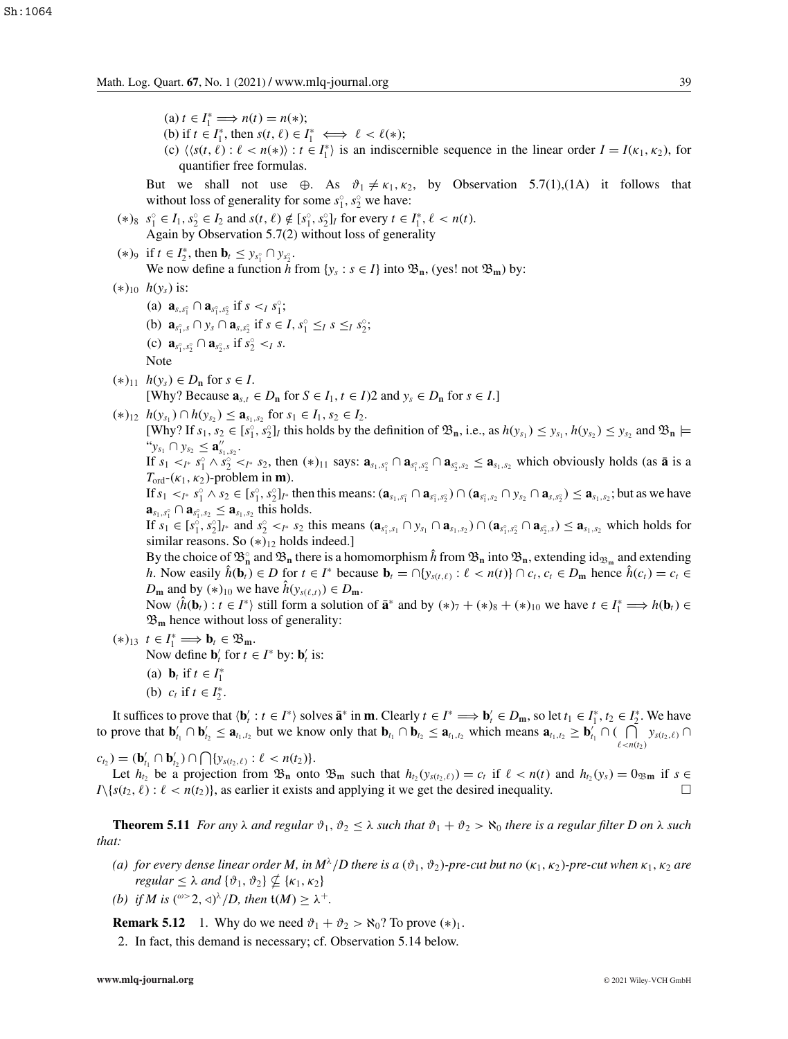(a) $t \in I_1^* \implies n(t) = n(*)$;

(b) if $t \in I_1^*$, then $s(t, \ell) \in I_1^* \iff \ell < \ell(*)$;

(c) $\langle \langle s(t, \ell) : \ell < n(*) \rangle : t \in I_1^* \rangle$ is an indiscernible sequence in the linear order $I = I(\kappa_1, \kappa_2)$, for quantifier free formulas.

But we shall not use $\oplus$. As $\vartheta_1 \neq \kappa_1, \kappa_2$, by Observation 5.7(1),(1A) it follows that without loss of generality for some $s_1^\circ, s_2^\circ$ we have:

$(*)_8$ $s_1^\circ \in I_1$, $s_2^\circ \in I_2$ and $s(t, \ell) \notin [s_1^\circ, s_2^\circ]_I$ for every $t \in I_1^*$, $\ell < n(t)$.
Again by Observation 5.7(2) without loss of generality

$(*)_9$ if $t \in I_2^*$, then $\mathbf{b}_t \leq y_{s_1^\circ} \cap y_{s_2^\circ}$.
We now define a function $h$ from $\{y_s : s \in I\}$ into $\mathfrak{B}_\mathbf{n}$, (yes! not $\mathfrak{B}_\mathbf{m}$) by:

$(*)_{10}$ $h(y_s)$ is:

(a) $\mathbf{a}_{s, s_1^\circ} \cap \mathbf{a}_{s_1^\circ, s_2^\circ}$ if $s <_I s_1^\circ$;

(b) $\mathbf{a}_{s_1^\circ, s} \cap y_s \cap \mathbf{a}_{s, s_2^\circ}$ if $s \in I$, $s_1^\circ \leq_I s \leq_I s_2^\circ$;

(c) $\mathbf{a}_{s_1^\circ, s_2^\circ} \cap \mathbf{a}_{s_2^\circ, s}$ if $s_2^\circ <_I s$.

Note

$(*)_{11}$ $h(y_s) \in D_\mathbf{n}$ for $s \in I$.
[Why? Because $\mathbf{a}_{s,t} \in D_\mathbf{n}$ for $S \in I_1, t \in I)2$ and $y_s \in D_\mathbf{n}$ for $s \in I$.]

$(*)_{12}$ $h(y_{s_1}) \cap h(y_{s_2}) \leq \mathbf{a}_{s_1, s_2}$ for $s_1 \in I_1$, $s_2 \in I_2$.
[Why? If $s_1, s_2 \in [s_1^\circ, s_2^\circ]_I$ this holds by the definition of $\mathfrak{B}_\mathbf{n}$, i.e., as $h(y_{s_1}) \leq y_{s_1}$, $h(y_{s_2}) \leq y_{s_2}$ and $\mathfrak{B}_\mathbf{n} \models$ "$y_{s_1} \cap y_{s_2} \leq \mathbf{a}''_{s_1, s_2}$.
If $s_1 <_{I^*} s_1^\circ \wedge s_2^\circ <_{I^*} s_2$, then $(*)_{11}$ says: $\mathbf{a}_{s_1, s_1^\circ} \cap \mathbf{a}_{s_1^\circ, s_2^\circ} \cap \mathbf{a}_{s_2^\circ, s_2} \leq \mathbf{a}_{s_1, s_2}$ which obviously holds (as $\bar{\mathbf{a}}$ is a $T_{\mathrm{ord}}$-$(\kappa_1, \kappa_2)$-problem in $\mathbf{m}$).
If $s_1 <_{I^*} s_1^\circ \wedge s_2 \in [s_1^\circ, s_2^\circ]_{I^*}$ then this means: $(\mathbf{a}_{s_1, s_1^\circ} \cap \mathbf{a}_{s_1^\circ, s_2^\circ}) \cap (\mathbf{a}_{s_1^\circ, s_2} \cap y_{s_2} \cap \mathbf{a}_{s, s_2^\circ}) \leq \mathbf{a}_{s_1, s_2}$; but as we have $\mathbf{a}_{s_1, s_1^\circ} \cap \mathbf{a}_{s_1^\circ, s_2} \leq \mathbf{a}_{s_1, s_2}$ this holds.
If $s_1 \in [s_1^\circ, s_2^\circ]_{I^*}$ and $s_2^\circ <_{I^*} s_2$ this means $(\mathbf{a}_{s_1^\circ, s_1} \cap y_{s_1} \cap \mathbf{a}_{s_1, s_2}) \cap (\mathbf{a}_{s_1^\circ, s_2^\circ} \cap \mathbf{a}_{s_2^\circ, s}) \leq \mathbf{a}_{s_1, s_2}$ which holds for similar reasons. So $(*)_{12}$ holds indeed.]
By the choice of $\mathfrak{B}_\mathbf{n}^\circ$ and $\mathfrak{B}_\mathbf{n}$ there is a homomorphism $\hat{h}$ from $\mathfrak{B}_\mathbf{n}$ into $\mathfrak{B}_\mathbf{n}$, extending $\mathrm{id}_{\mathfrak{B}_\mathbf{m}}$ and extending $h$. Now easily $\hat{h}(\mathbf{b}_t) \in D$ for $t \in I^*$ because $\mathbf{b}_t = \cap\{y_{s(t,\ell)} : \ell < n(t)\} \cap c_t$, $c_t \in D_\mathbf{m}$ hence $\hat{h}(c_t) = c_t \in D_\mathbf{m}$ and by $(*)_{10}$ we have $\hat{h}(y_{s(\ell,t)}) \in D_\mathbf{m}$.
Now $\langle \hat{h}(\mathbf{b}_t) : t \in I^* \rangle$ still form a solution of $\bar{\mathbf{a}}^*$ and by $(*)_7 + (*)_8 + (*)_{10}$ we have $t \in I_1^* \implies h(\mathbf{b}_t) \in \mathfrak{B}_\mathbf{m}$ hence without loss of generality:

$(*)_{13}$ $t \in I_1^* \implies \mathbf{b}_t \in \mathfrak{B}_\mathbf{m}$.
Now define $\mathbf{b}'_t$ for $t \in I^*$ by: $\mathbf{b}'_t$ is:

(a) $\mathbf{b}_t$ if $t \in I_1^*$

(b) $c_t$ if $t \in I_2^*$.

It suffices to prove that $\langle \mathbf{b}'_t : t \in I^* \rangle$ solves $\bar{\mathbf{a}}^*$ in $\mathbf{m}$. Clearly $t \in I^* \implies \mathbf{b}'_t \in D_\mathbf{m}$, so let $t_1 \in I_1^*$, $t_2 \in I_2^*$. We have to prove that $\mathbf{b}'_{t_1} \cap \mathbf{b}'_{t_2} \leq \mathbf{a}_{t_1, t_2}$ but we know only that $\mathbf{b}_{t_1} \cap \mathbf{b}_{t_2} \leq \mathbf{a}_{t_1, t_2}$ which means $\mathbf{a}_{t_1, t_2} \geq \mathbf{b}'_{t_1} \cap (\bigcap_{\ell < n(t_2)} y_{s(t_2, \ell)} \cap c_{t_2}) = (\mathbf{b}'_{t_1} \cap \mathbf{b}'_{t_2}) \cap \bigcap\{y_{s(t_2, \ell)} : \ell < n(t_2)\}$.

Let $h_{t_2}$ be a projection from $\mathfrak{B}_\mathbf{n}$ onto $\mathfrak{B}_\mathbf{m}$ such that $h_{t_2}(y_{s(t_2, \ell)}) = c_t$ if $\ell < n(t)$ and $h_{t_2}(y_s) = 0_{\mathfrak{B}\mathbf{m}}$ if $s \in I \backslash \{s(t_2, \ell) : \ell < n(t_2)\}$, as earlier it exists and applying it we get the desired inequality. $\square$

**Theorem 5.11** *For any $\lambda$ and regular $\vartheta_1, \vartheta_2 \leq \lambda$ such that $\vartheta_1 + \vartheta_2 > \aleph_0$ there is a regular filter $D$ on $\lambda$ such that:*

*(a) for every dense linear order $M$, in $M^\lambda/D$ there is a $(\vartheta_1, \vartheta_2)$-pre-cut but no $(\kappa_1, \kappa_2)$-pre-cut when $\kappa_1, \kappa_2$ are regular $\leq \lambda$ and $\{\vartheta_1, \vartheta_2\} \nsubseteq \{\kappa_1, \kappa_2\}$*

*(b) if $M$ is $({}^{\omega>}2, \lhd)^\lambda/D$, then $\mathfrak{t}(M) \geq \lambda^+$.*

**Remark 5.12** 1. Why do we need $\vartheta_1 + \vartheta_2 > \aleph_0$? To prove $(*)_1$.

2. In fact, this demand is necessary; cf. Observation 5.14 below.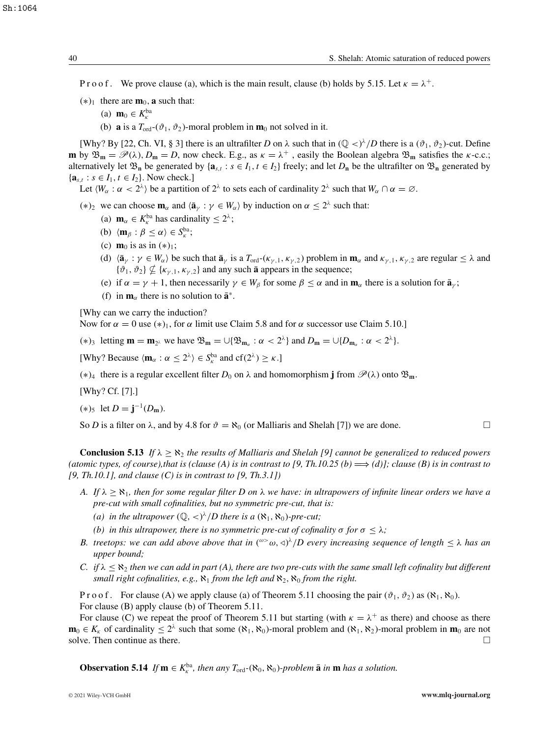P r o o f . We prove clause (a), which is the main result, clause (b) holds by 5.15. Let $\kappa = \lambda^+$.

$(*)_1$ there are $\mathbf{m}_0$, $\mathbf{a}$ such that:

(a) $\mathbf{m}_0 \in K_\kappa^{\rm ba}$

(b) $\mathbf{a}$ is a $T_{\rm ord}$-$(\vartheta_1, \vartheta_2)$-moral problem in $\mathbf{m}_0$ not solved in it.

[Why? By [22, Ch. VI, § 3] there is an ultrafilter $D$ on $\lambda$ such that in $(\mathbb{Q} <)^\lambda/D$ there is a $(\vartheta_1, \vartheta_2)$-cut. Define $\mathbf{m}$ by $\mathfrak{B}_\mathbf{m} = \mathscr{P}(\lambda)$, $D_\mathbf{m} = D$, now check. E.g., as $\kappa = \lambda^+$ , easily the Boolean algebra $\mathfrak{B}_\mathbf{m}$ satisfies the $\kappa$-c.c.; alternatively let $\mathfrak{B}_\mathbf{n}$ be generated by $\{\mathbf{a}_{s,t} : s \in I_1, t \in I_2\}$ freely; and let $D_\mathbf{n}$ be the ultrafilter on $\mathfrak{B}_\mathbf{n}$ generated by $\{\mathbf{a}_{s,t} : s \in I_1, t \in I_2\}$. Now check.]

Let $\langle W_\alpha : \alpha < 2^\lambda\rangle$ be a partition of $2^\lambda$ to sets each of cardinality $2^\lambda$ such that $W_\alpha \cap \alpha = \varnothing$.

$(*)_2$ we can choose $\mathbf{m}_\alpha$ and $\langle \bar{\mathbf{a}}_\gamma : \gamma \in W_\alpha\rangle$ by induction on $\alpha \leq 2^\lambda$ such that:

(a) $\mathbf{m}_\alpha \in K_\kappa^{\rm ba}$ has cardinality $\leq 2^\lambda$;

(b) $\langle \mathbf{m}_\beta : \beta \leq \alpha\rangle \in S_\kappa^{\rm ba}$;

(c) $\mathbf{m}_0$ is as in $(*)_1$;

(d) $\langle \bar{\mathbf{a}}_\gamma : \gamma \in W_\alpha\rangle$ be such that $\bar{\mathbf{a}}_\gamma$ is a $T_{\rm ord}$-$(\kappa_{\gamma,1}, \kappa_{\gamma,2})$ problem in $\mathbf{m}_\alpha$ and $\kappa_{\gamma,1}, \kappa_{\gamma,2}$ are regular $\leq \lambda$ and $\{\vartheta_1, \vartheta_2\} \nsubseteq \{\kappa_{\gamma,1}, \kappa_{\gamma,2}\}$ and any such $\bar{\mathbf{a}}$ appears in the sequence;

(e) if $\alpha = \gamma + 1$, then necessarily $\gamma \in W_\beta$ for some $\beta \leq \alpha$ and in $\mathbf{m}_\alpha$ there is a solution for $\bar{\mathbf{a}}_\gamma$;

(f) in $\mathbf{m}_\alpha$ there is no solution to $\bar{\mathbf{a}}^*$.

[Why can we carry the induction?
Now for $\alpha = 0$ use $(*)_1$, for $\alpha$ limit use Claim 5.8 and for $\alpha$ successor use Claim 5.10.]

$(*)_3$ letting $\mathbf{m} = \mathbf{m}_{2^\lambda}$ we have $\mathfrak{B}_\mathbf{m} = \cup\{\mathfrak{B}_{\mathbf{m}_\alpha} : \alpha < 2^\lambda\}$ and $D_\mathbf{m} = \cup\{D_{\mathbf{m}_\alpha} : \alpha < 2^\lambda\}$.

[Why? Because $\langle \mathbf{m}_\alpha : \alpha \leq 2^\lambda\rangle \in S_\kappa^{\rm ba}$ and $\mathrm{cf}(2^\lambda) \geq \kappa$.]

$(*)_4$ there is a regular excellent filter $D_0$ on $\lambda$ and homomorphism $\mathbf{j}$ from $\mathscr{P}(\lambda)$ onto $\mathfrak{B}_\mathbf{m}$.

[Why? Cf. [7].]

$(*)_5$ let $D = \mathbf{j}^{-1}(D_\mathbf{m})$.

So $D$ is a filter on $\lambda$, and by 4.8 for $\vartheta = \aleph_0$ (or Malliaris and Shelah [7]) we are done. □

**Conclusion 5.13** *If $\lambda \geq \aleph_2$ the results of Malliaris and Shelah [9] cannot be generalized to reduced powers (atomic types, of course),that is (clause (A) is in contrast to [9, Th.10.25 (b) $\Longrightarrow$ (d)]; clause (B) is in contrast to [9, Th.10.1], and clause (C) is in contrast to [9, Th.3.1])*

A. *If $\lambda \geq \aleph_1$, then for some regular filter $D$ on $\lambda$ we have: in ultrapowers of infinite linear orders we have a pre-cut with small cofinalities, but no symmetric pre-cut, that is:*
   *(a) in the ultrapower $(\mathbb{Q}, <)^\lambda/D$ there is a $(\aleph_1, \aleph_0)$-pre-cut;*
   *(b) in this ultrapower, there is no symmetric pre-cut of cofinality $\sigma$ for $\sigma \leq \lambda$;*
B. *treetops: we can add above above that in $({}^{\omega>}\omega, \triangleleft)^\lambda/D$ every increasing sequence of length $\leq \lambda$ has an upper bound;*
C. *if $\lambda \leq \aleph_2$ then we can add in part (A), there are two pre-cuts with the same small left cofinality but different small right cofinalities, e.g., $\aleph_1$ from the left and $\aleph_2, \aleph_0$ from the right.*

P r o o f . For clause (A) we apply clause (a) of Theorem 5.11 choosing the pair $(\vartheta_1, \vartheta_2)$ as $(\aleph_1, \aleph_0)$.
For clause (B) apply clause (b) of Theorem 5.11.
For clause (C) we repeat the proof of Theorem 5.11 but starting (with $\kappa = \lambda^+$ as there) and choose as there $\mathbf{m}_0 \in K_\kappa$ of cardinality $\leq 2^\lambda$ such that some $(\aleph_1, \aleph_0)$-moral problem and $(\aleph_1, \aleph_2)$-moral problem in $\mathbf{m}_0$ are not solve. Then continue as there. □

**Observation 5.14** *If $\mathbf{m} \in K_\kappa^{\rm ba}$, then any $T_{\rm ord}$-$(\aleph_0, \aleph_0)$-problem $\bar{\mathbf{a}}$ in $\mathbf{m}$ has a solution.*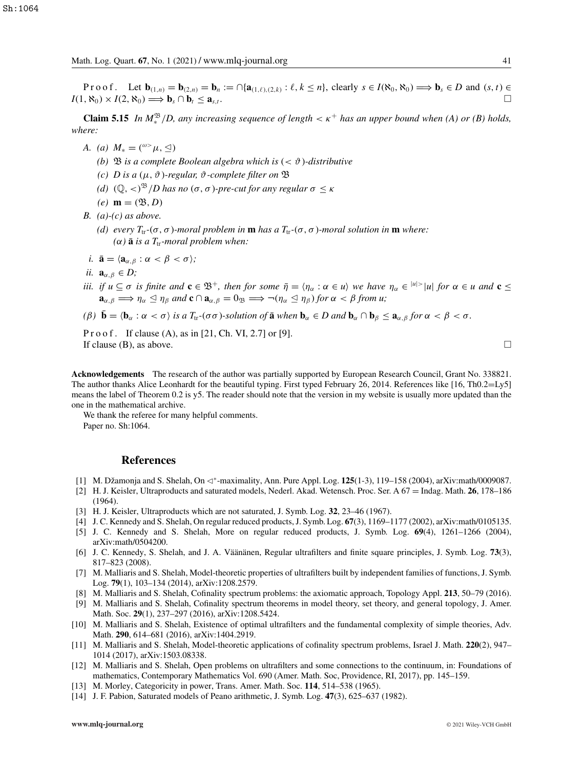Proof. Let $\mathbf{b}_{(1,n)} = \mathbf{b}_{(2,n)} = \mathbf{b}_n := \cap\{\mathbf{a}_{(1,\ell),(2,k)} : \ell, k \leq n\}$, clearly $s \in I(\aleph_0, \aleph_0) \Longrightarrow \mathbf{b}_s \in D$ and $(s,t) \in I(1, \aleph_0) \times I(2, \aleph_0) \Longrightarrow \mathbf{b}_s \cap \mathbf{b}_t \leq \mathbf{a}_{s,t}$. □

**Claim 5.15** *In $M_*^{\mathfrak{B}}/D$, any increasing sequence of length $< \kappa^+$ has an upper bound when (A) or (B) holds, where:*

- *A. (a) $M_* = ({}^{\omega>}\mu, \trianglelefteq)$*
  - *(b) $\mathfrak{B}$ is a complete Boolean algebra which is $(< \vartheta)$-distributive*
  - *(c) $D$ is a $(\mu, \vartheta)$-regular, $\vartheta$-complete filter on $\mathfrak{B}$*
  - *(d) $(\mathbb{Q}, <)^{\mathfrak{B}}/D$ has no $(\sigma, \sigma)$-pre-cut for any regular $\sigma \leq \kappa$*
  - *(e) $\mathbf{m} = (\mathfrak{B}, D)$*
- *B. (a)-(c) as above.*
  - *(d) every $T_{\rm tr}$-$(\sigma, \sigma)$-moral problem in $\mathbf{m}$ has a $T_{\rm tr}$-$(\sigma, \sigma)$-moral solution in $\mathbf{m}$ where:*
    *($\alpha$) $\bar{\mathbf{a}}$ is a $T_{\rm tr}$-moral problem when:*

*i. $\bar{\mathbf{a}} = \langle \mathbf{a}_{\alpha,\beta} : \alpha < \beta < \sigma \rangle$;*

*ii. $\mathbf{a}_{\alpha,\beta} \in D$;*

*iii. if $u \subseteq \sigma$ is finite and $\mathbf{c} \in \mathfrak{B}^+$, then for some $\bar{\eta} = \langle \eta_\alpha : \alpha \in u \rangle$ we have $\eta_\alpha \in {}^{|u|>}|u|$ for $\alpha \in u$ and $\mathbf{c} \leq \mathbf{a}_{\alpha,\beta} \Longrightarrow \eta_\alpha \trianglelefteq \eta_\beta$ and $\mathbf{c} \cap \mathbf{a}_{\alpha,\beta} = 0_{\mathfrak{B}} \Longrightarrow \neg(\eta_\alpha \trianglelefteq \eta_\beta)$ for $\alpha < \beta$ from $u$;*

*($\beta$) $\bar{\mathbf{b}} = \langle \mathbf{b}_\alpha : \alpha < \sigma \rangle$ is a $T_{\rm tr}$-$(\sigma\sigma)$-solution of $\bar{\mathbf{a}}$ when $\mathbf{b}_\alpha \in D$ and $\mathbf{b}_\alpha \cap \mathbf{b}_\beta \leq \mathbf{a}_{\alpha,\beta}$ for $\alpha < \beta < \sigma$.*

Proof. If clause (A), as in [21, Ch. VI, 2.7] or [9].
If clause (B), as above. □

**Acknowledgements** The research of the author was partially supported by European Research Council, Grant No. 338821. The author thanks Alice Leonhardt for the beautiful typing. First typed February 26, 2014. References like [16, Th0.2=Ly5] means the label of Theorem 0.2 is y5. The reader should note that the version in my website is usually more updated than the one in the mathematical archive.

We thank the referee for many helpful comments.

Paper no. Sh:1064.

## References

[1] M. Džamonja and S. Shelah, On $\triangleleft^*$-maximality, Ann. Pure Appl. Log. **125**(1-3), 119–158 (2004), arXiv:math/0009087.

[2] H. J. Keisler, Ultraproducts and saturated models, Nederl. Akad. Wetensch. Proc. Ser. A 67 = Indag. Math. **26**, 178–186 (1964).

[3] H. J. Keisler, Ultraproducts which are not saturated, J. Symb. Log. **32**, 23–46 (1967).

[4] J. C. Kennedy and S. Shelah, On regular reduced products, J. Symb. Log. **67**(3), 1169–1177 (2002), arXiv:math/0105135.

[5] J. C. Kennedy and S. Shelah, More on regular reduced products, J. Symb. Log. **69**(4), 1261–1266 (2004), arXiv:math/0504200.

[6] J. C. Kennedy, S. Shelah, and J. A. Väänänen, Regular ultrafilters and finite square principles, J. Symb. Log. **73**(3), 817–823 (2008).

[7] M. Malliaris and S. Shelah, Model-theoretic properties of ultrafilters built by independent families of functions, J. Symb. Log. **79**(1), 103–134 (2014), arXiv:1208.2579.

[8] M. Malliaris and S. Shelah, Cofinality spectrum problems: the axiomatic approach, Topology Appl. **213**, 50–79 (2016).

[9] M. Malliaris and S. Shelah, Cofinality spectrum theorems in model theory, set theory, and general topology, J. Amer. Math. Soc. **29**(1), 237–297 (2016), arXiv:1208.5424.

[10] M. Malliaris and S. Shelah, Existence of optimal ultrafilters and the fundamental complexity of simple theories, Adv. Math. **290**, 614–681 (2016), arXiv:1404.2919.

[11] M. Malliaris and S. Shelah, Model-theoretic applications of cofinality spectrum problems, Israel J. Math. **220**(2), 947–1014 (2017), arXiv:1503.08338.

[12] M. Malliaris and S. Shelah, Open problems on ultrafilters and some connections to the continuum, in: Foundations of mathematics, Contemporary Mathematics Vol. 690 (Amer. Math. Soc, Providence, RI, 2017), pp. 145–159.

[13] M. Morley, Categoricity in power, Trans. Amer. Math. Soc. **114**, 514–538 (1965).

[14] J. F. Pabion, Saturated models of Peano arithmetic, J. Symb. Log. **47**(3), 625–637 (1982).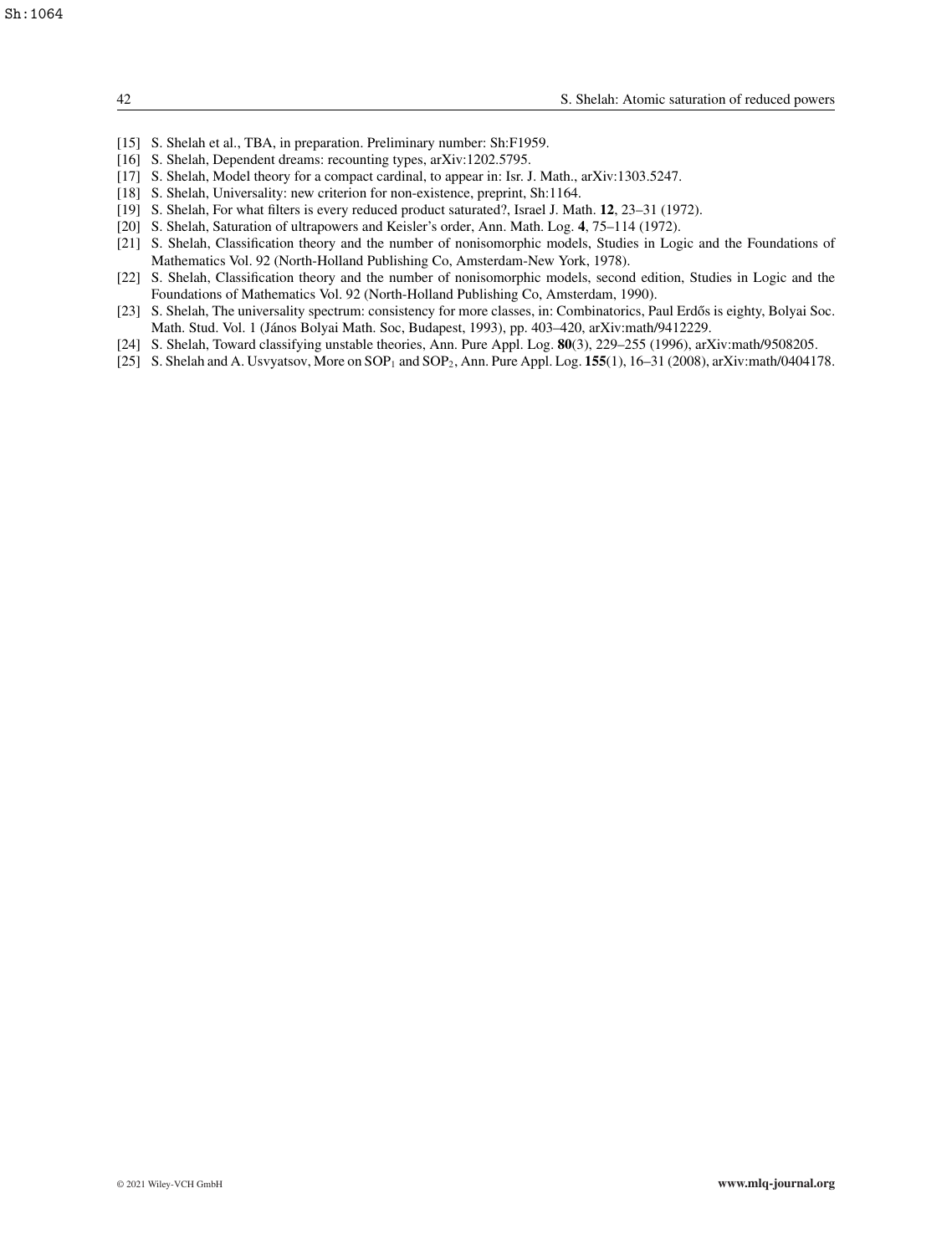[15] S. Shelah et al., TBA, in preparation. Preliminary number: Sh:F1959.
[16] S. Shelah, Dependent dreams: recounting types, arXiv:1202.5795.
[17] S. Shelah, Model theory for a compact cardinal, to appear in: Isr. J. Math., arXiv:1303.5247.
[18] S. Shelah, Universality: new criterion for non-existence, preprint, Sh:1164.
[19] S. Shelah, For what filters is every reduced product saturated?, Israel J. Math. **12**, 23–31 (1972).
[20] S. Shelah, Saturation of ultrapowers and Keisler's order, Ann. Math. Log. **4**, 75–114 (1972).
[21] S. Shelah, Classification theory and the number of nonisomorphic models, Studies in Logic and the Foundations of Mathematics Vol. 92 (North-Holland Publishing Co, Amsterdam-New York, 1978).
[22] S. Shelah, Classification theory and the number of nonisomorphic models, second edition, Studies in Logic and the Foundations of Mathematics Vol. 92 (North-Holland Publishing Co, Amsterdam, 1990).
[23] S. Shelah, The universality spectrum: consistency for more classes, in: Combinatorics, Paul Erdős is eighty, Bolyai Soc. Math. Stud. Vol. 1 (János Bolyai Math. Soc, Budapest, 1993), pp. 403–420, arXiv:math/9412229.
[24] S. Shelah, Toward classifying unstable theories, Ann. Pure Appl. Log. **80**(3), 229–255 (1996), arXiv:math/9508205.
[25] S. Shelah and A. Usvyatsov, More on $SOP_1$ and $SOP_2$, Ann. Pure Appl. Log. **155**(1), 16–31 (2008), arXiv:math/0404178.